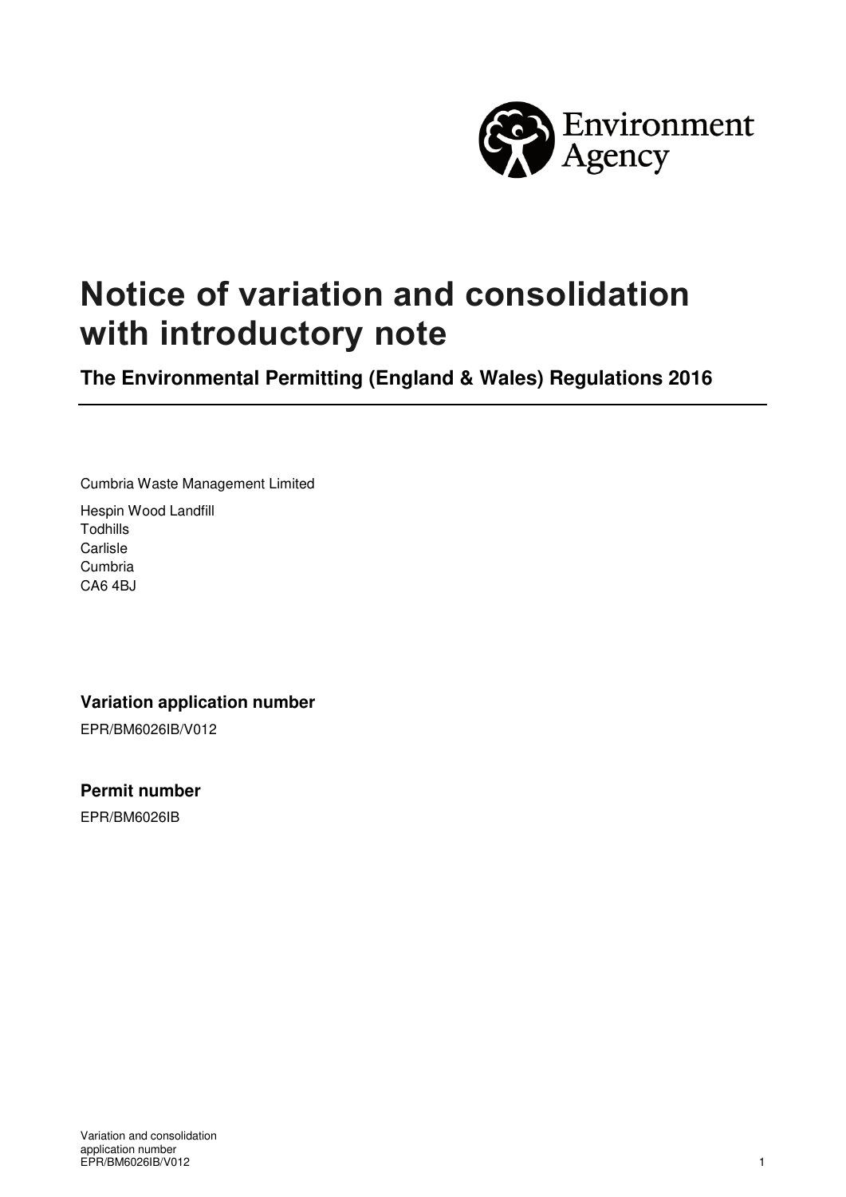# Notice of variation and consolidation with introductory note

**The Environmental Permitting (England & Wales) Regulations 2016**

Cumbria Waste Management Limited

Hespin Wood Landfill
Todhills
Carlisle
Cumbria
CA6 4BJ

### Variation application number

EPR/BM6026IB/V012

### Permit number

EPR/BM6026IB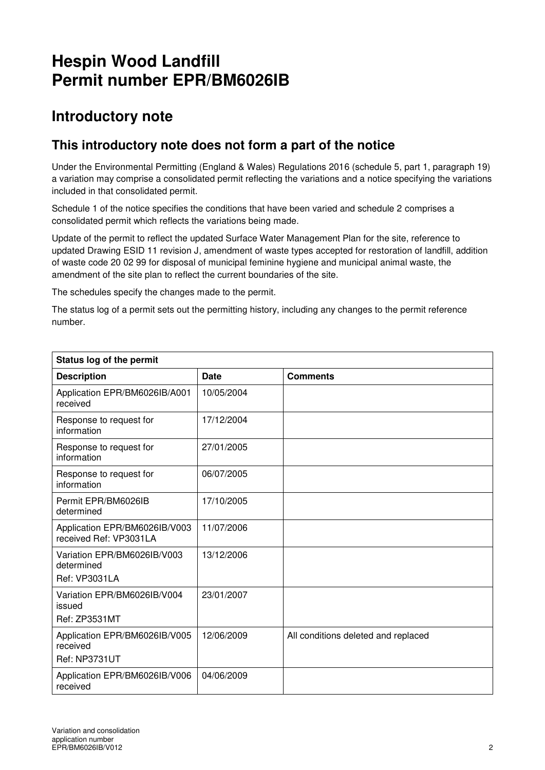# Hespin Wood Landfill
# Permit number EPR/BM6026IB

## Introductory note

### This introductory note does not form a part of the notice

Under the Environmental Permitting (England & Wales) Regulations 2016 (schedule 5, part 1, paragraph 19) a variation may comprise a consolidated permit reflecting the variations and a notice specifying the variations included in that consolidated permit.

Schedule 1 of the notice specifies the conditions that have been varied and schedule 2 comprises a consolidated permit which reflects the variations being made.

Update of the permit to reflect the updated Surface Water Management Plan for the site, reference to updated Drawing ESID 11 revision J, amendment of waste types accepted for restoration of landfill, addition of waste code 20 02 99 for disposal of municipal feminine hygiene and municipal animal waste, the amendment of the site plan to reflect the current boundaries of the site.

The schedules specify the changes made to the permit.

The status log of a permit sets out the permitting history, including any changes to the permit reference number.

| Status log of the permit | | |
|---|---|---|
| **Description** | **Date** | **Comments** |
| Application EPR/BM6026IB/A001 received | 10/05/2004 | |
| Response to request for information | 17/12/2004 | |
| Response to request for information | 27/01/2005 | |
| Response to request for information | 06/07/2005 | |
| Permit EPR/BM6026IB determined | 17/10/2005 | |
| Application EPR/BM6026IB/V003 received Ref: VP3031LA | 11/07/2006 | |
| Variation EPR/BM6026IB/V003 determined Ref: VP3031LA | 13/12/2006 | |
| Variation EPR/BM6026IB/V004 issued Ref: ZP3531MT | 23/01/2007 | |
| Application EPR/BM6026IB/V005 received Ref: NP3731UT | 12/06/2009 | All conditions deleted and replaced |
| Application EPR/BM6026IB/V006 received | 04/06/2009 | |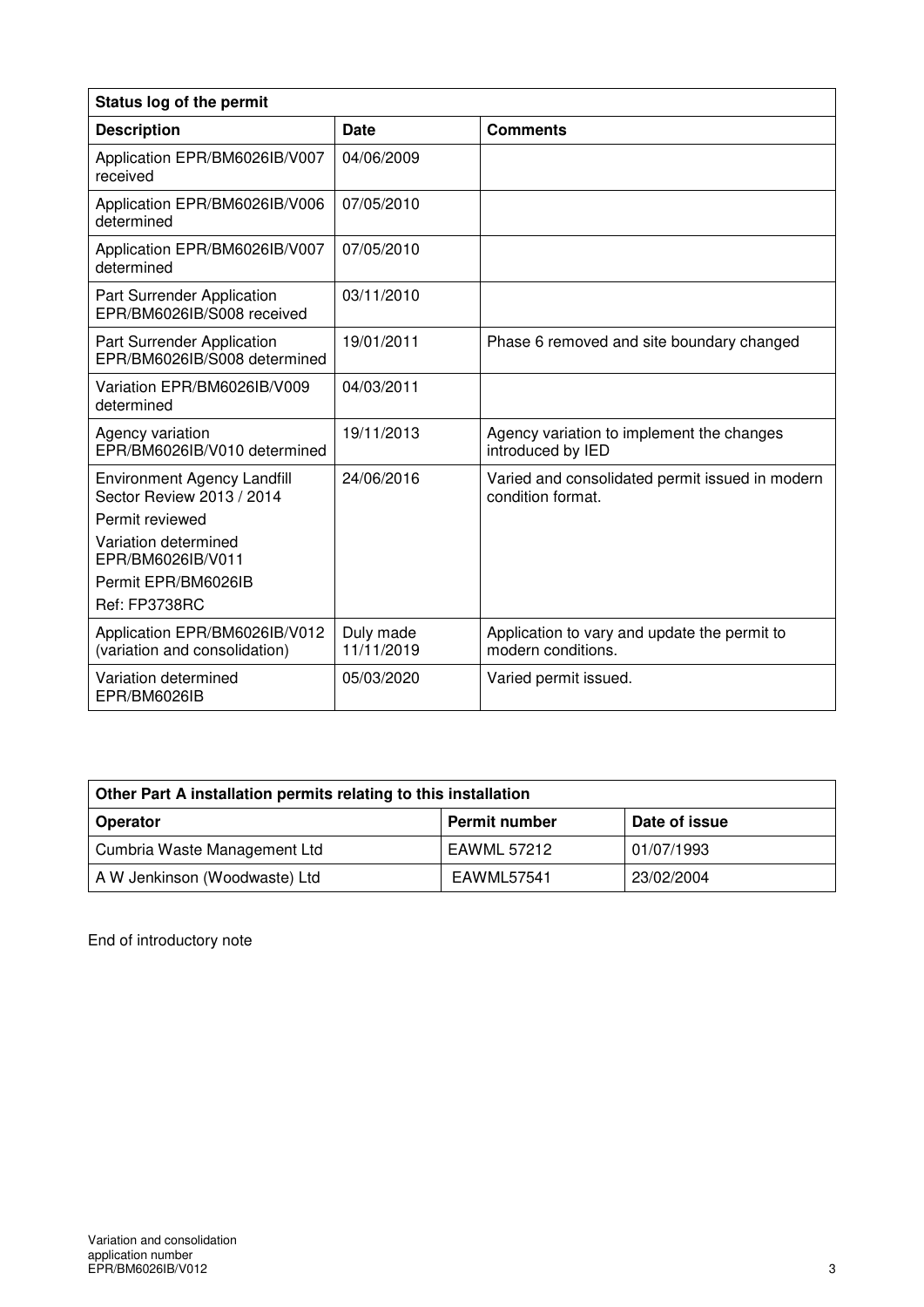| Status log of the permit | | |
|---|---|---|
| **Description** | **Date** | **Comments** |
| Application EPR/BM6026IB/V007 received | 04/06/2009 | |
| Application EPR/BM6026IB/V006 determined | 07/05/2010 | |
| Application EPR/BM6026IB/V007 determined | 07/05/2010 | |
| Part Surrender Application EPR/BM6026IB/S008 received | 03/11/2010 | |
| Part Surrender Application EPR/BM6026IB/S008 determined | 19/01/2011 | Phase 6 removed and site boundary changed |
| Variation EPR/BM6026IB/V009 determined | 04/03/2011 | |
| Agency variation EPR/BM6026IB/V010 determined | 19/11/2013 | Agency variation to implement the changes introduced by IED |
| Environment Agency Landfill Sector Review 2013 / 2014<br>Permit reviewed<br>Variation determined EPR/BM6026IB/V011<br>Permit EPR/BM6026IB<br>Ref: FP3738RC | 24/06/2016 | Varied and consolidated permit issued in modern condition format. |
| Application EPR/BM6026IB/V012 (variation and consolidation) | Duly made 11/11/2019 | Application to vary and update the permit to modern conditions. |
| Variation determined EPR/BM6026IB | 05/03/2020 | Varied permit issued. |

| Other Part A installation permits relating to this installation | | |
|---|---|---|
| **Operator** | **Permit number** | **Date of issue** |
| Cumbria Waste Management Ltd | EAWML 57212 | 01/07/1993 |
| A W Jenkinson (Woodwaste) Ltd | EAWML57541 | 23/02/2004 |

End of introductory note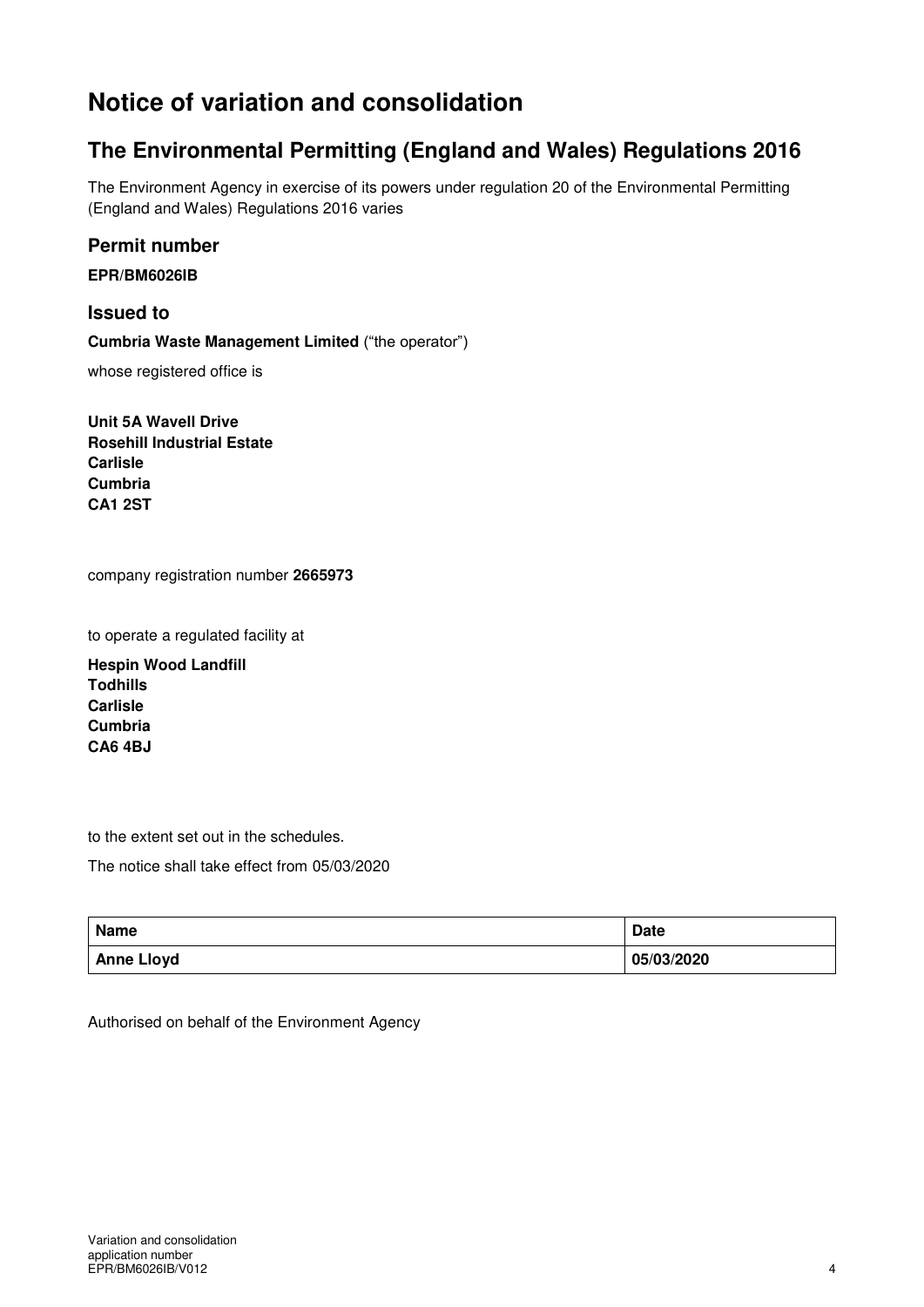# Notice of variation and consolidation

## The Environmental Permitting (England and Wales) Regulations 2016

The Environment Agency in exercise of its powers under regulation 20 of the Environmental Permitting (England and Wales) Regulations 2016 varies

### Permit number

**EPR/BM6026IB**

### Issued to

**Cumbria Waste Management Limited** ("the operator")

whose registered office is

**Unit 5A Wavell Drive**
**Rosehill Industrial Estate**
**Carlisle**
**Cumbria**
**CA1 2ST**

company registration number **2665973**

to operate a regulated facility at

**Hespin Wood Landfill**
**Todhills**
**Carlisle**
**Cumbria**
**CA6 4BJ**

to the extent set out in the schedules.

The notice shall take effect from 05/03/2020

| Name | Date |
|---|---|
| **Anne Lloyd** | **05/03/2020** |

Authorised on behalf of the Environment Agency

Variation and consolidation application number EPR/BM6026IB/V012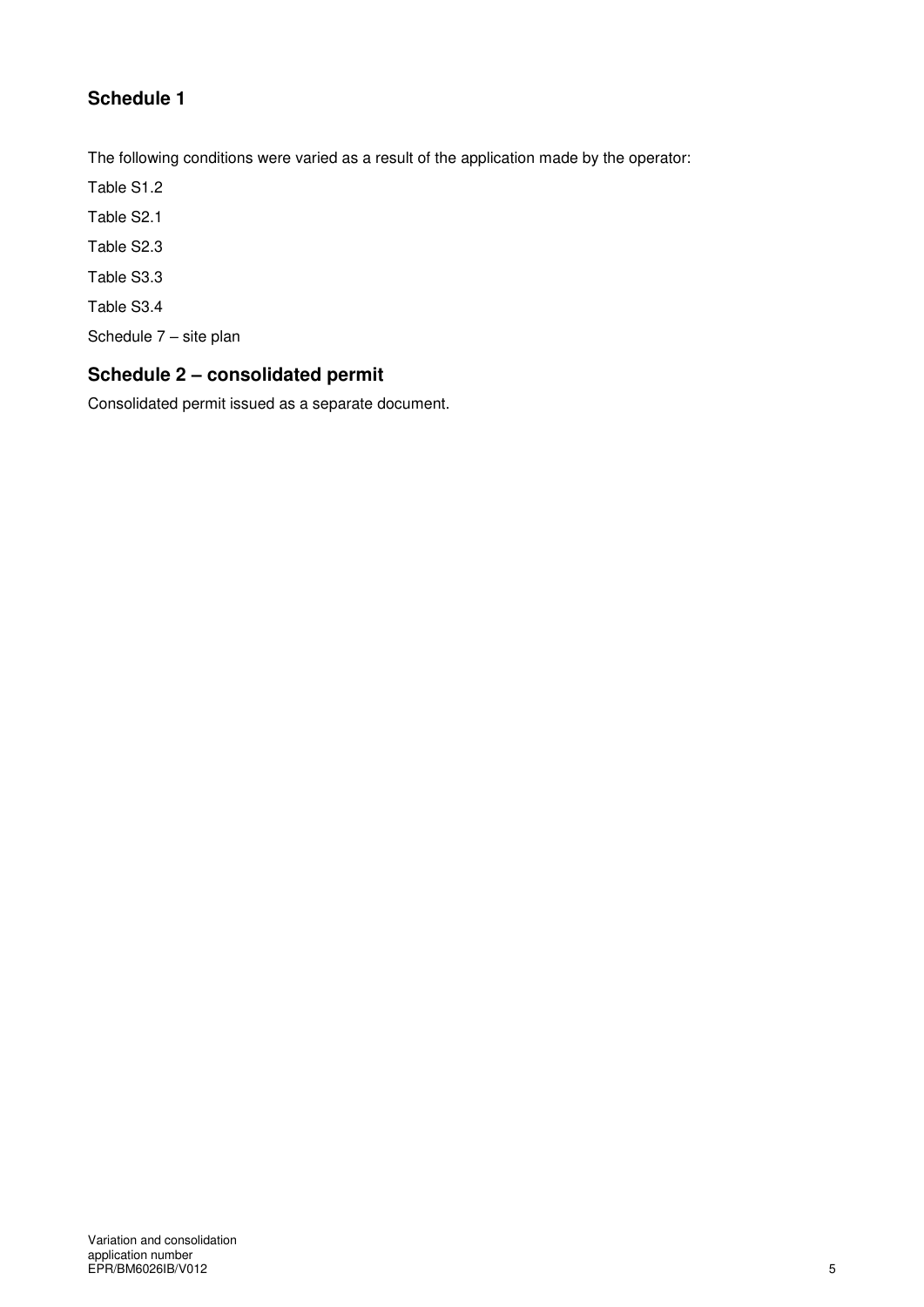## Schedule 1

The following conditions were varied as a result of the application made by the operator:

Table S1.2

Table S2.1

Table S2.3

Table S3.3

Table S3.4

Schedule 7 – site plan

## Schedule 2 – consolidated permit

Consolidated permit issued as a separate document.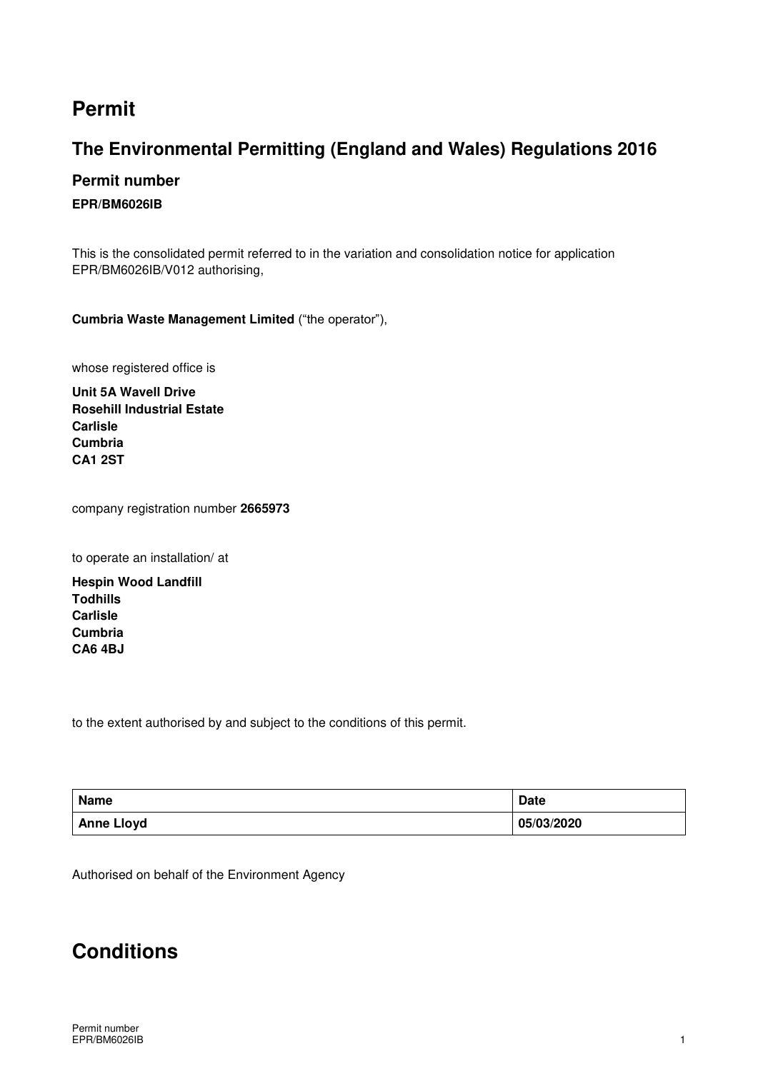# Permit

## The Environmental Permitting (England and Wales) Regulations 2016

### Permit number

**EPR/BM6026IB**

This is the consolidated permit referred to in the variation and consolidation notice for application EPR/BM6026IB/V012 authorising,

**Cumbria Waste Management Limited** ("the operator"),

whose registered office is

**Unit 5A Wavell Drive**
**Rosehill Industrial Estate**
**Carlisle**
**Cumbria**
**CA1 2ST**

company registration number **2665973**

to operate an installation/ at

**Hespin Wood Landfill**
**Todhills**
**Carlisle**
**Cumbria**
**CA6 4BJ**

to the extent authorised by and subject to the conditions of this permit.

| Name | Date |
|---|---|
| Anne Lloyd | 05/03/2020 |

Authorised on behalf of the Environment Agency

# Conditions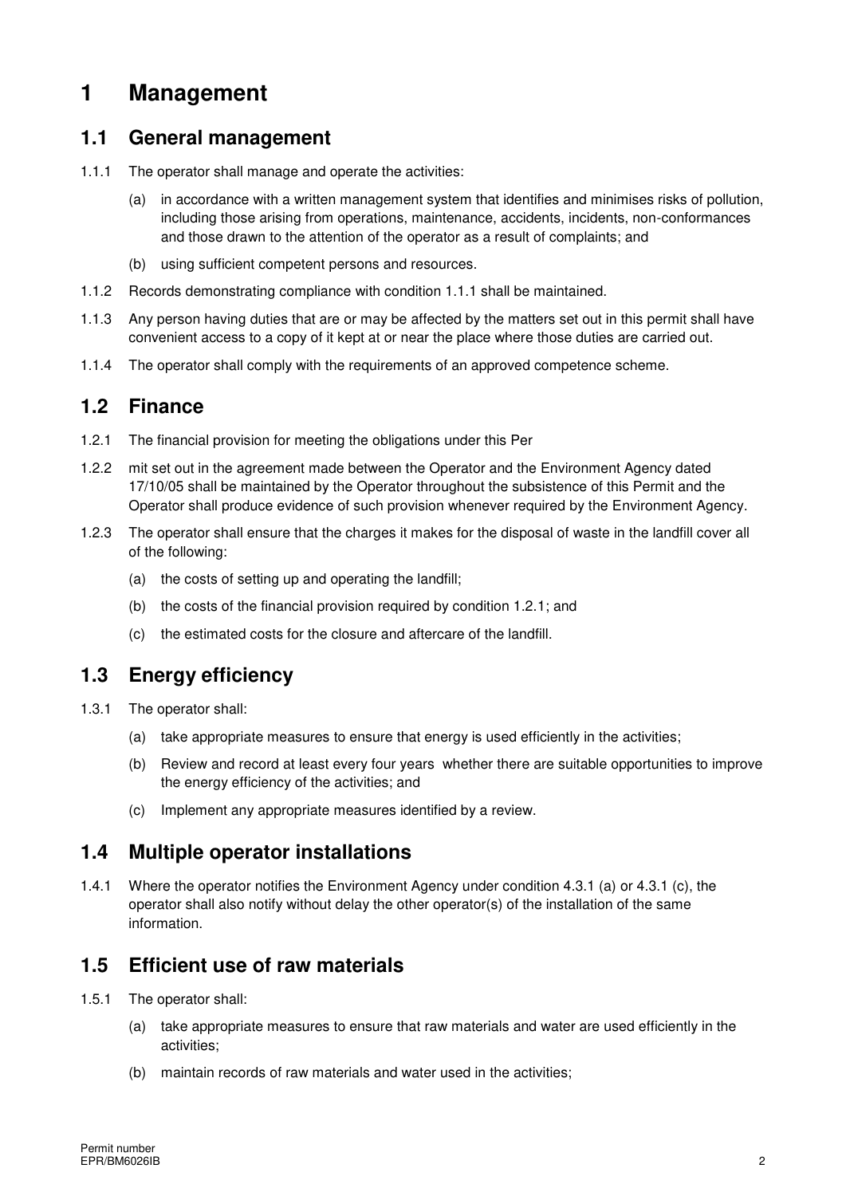# 1 Management

## 1.1 General management

1.1.1 The operator shall manage and operate the activities:

(a) in accordance with a written management system that identifies and minimises risks of pollution, including those arising from operations, maintenance, accidents, incidents, non-conformances and those drawn to the attention of the operator as a result of complaints; and

(b) using sufficient competent persons and resources.

1.1.2 Records demonstrating compliance with condition 1.1.1 shall be maintained.

1.1.3 Any person having duties that are or may be affected by the matters set out in this permit shall have convenient access to a copy of it kept at or near the place where those duties are carried out.

1.1.4 The operator shall comply with the requirements of an approved competence scheme.

## 1.2 Finance

1.2.1 The financial provision for meeting the obligations under this Per

1.2.2 mit set out in the agreement made between the Operator and the Environment Agency dated 17/10/05 shall be maintained by the Operator throughout the subsistence of this Permit and the Operator shall produce evidence of such provision whenever required by the Environment Agency.

1.2.3 The operator shall ensure that the charges it makes for the disposal of waste in the landfill cover all of the following:

(a) the costs of setting up and operating the landfill;

(b) the costs of the financial provision required by condition 1.2.1; and

(c) the estimated costs for the closure and aftercare of the landfill.

## 1.3 Energy efficiency

1.3.1 The operator shall:

(a) take appropriate measures to ensure that energy is used efficiently in the activities;

(b) Review and record at least every four years whether there are suitable opportunities to improve the energy efficiency of the activities; and

(c) Implement any appropriate measures identified by a review.

## 1.4 Multiple operator installations

1.4.1 Where the operator notifies the Environment Agency under condition 4.3.1 (a) or 4.3.1 (c), the operator shall also notify without delay the other operator(s) of the installation of the same information.

## 1.5 Efficient use of raw materials

1.5.1 The operator shall:

(a) take appropriate measures to ensure that raw materials and water are used efficiently in the activities;

(b) maintain records of raw materials and water used in the activities;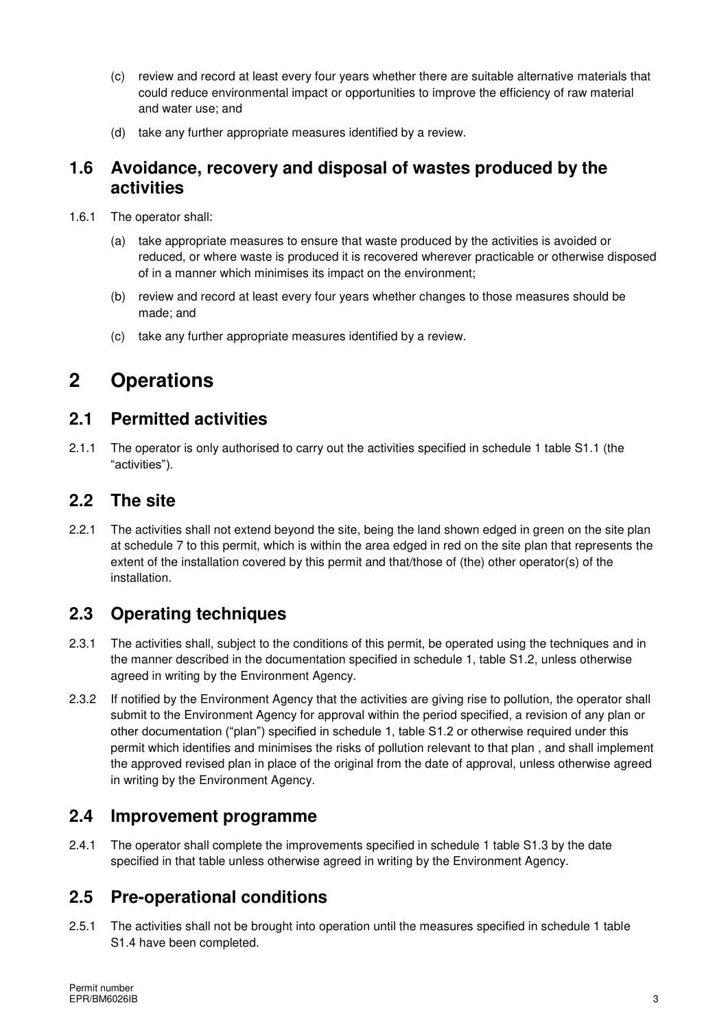(c) review and record at least every four years whether there are suitable alternative materials that could reduce environmental impact or opportunities to improve the efficiency of raw material and water use; and

(d) take any further appropriate measures identified by a review.

## 1.6 Avoidance, recovery and disposal of wastes produced by the activities

1.6.1 The operator shall:

(a) take appropriate measures to ensure that waste produced by the activities is avoided or reduced, or where waste is produced it is recovered wherever practicable or otherwise disposed of in a manner which minimises its impact on the environment;

(b) review and record at least every four years whether changes to those measures should be made; and

(c) take any further appropriate measures identified by a review.

# 2 Operations

## 2.1 Permitted activities

2.1.1 The operator is only authorised to carry out the activities specified in schedule 1 table S1.1 (the "activities").

## 2.2 The site

2.2.1 The activities shall not extend beyond the site, being the land shown edged in green on the site plan at schedule 7 to this permit, which is within the area edged in red on the site plan that represents the extent of the installation covered by this permit and that/those of (the) other operator(s) of the installation.

## 2.3 Operating techniques

2.3.1 The activities shall, subject to the conditions of this permit, be operated using the techniques and in the manner described in the documentation specified in schedule 1, table S1.2, unless otherwise agreed in writing by the Environment Agency.

2.3.2 If notified by the Environment Agency that the activities are giving rise to pollution, the operator shall submit to the Environment Agency for approval within the period specified, a revision of any plan or other documentation ("plan") specified in schedule 1, table S1.2 or otherwise required under this permit which identifies and minimises the risks of pollution relevant to that plan , and shall implement the approved revised plan in place of the original from the date of approval, unless otherwise agreed in writing by the Environment Agency.

## 2.4 Improvement programme

2.4.1 The operator shall complete the improvements specified in schedule 1 table S1.3 by the date specified in that table unless otherwise agreed in writing by the Environment Agency.

## 2.5 Pre-operational conditions

2.5.1 The activities shall not be brought into operation until the measures specified in schedule 1 table S1.4 have been completed.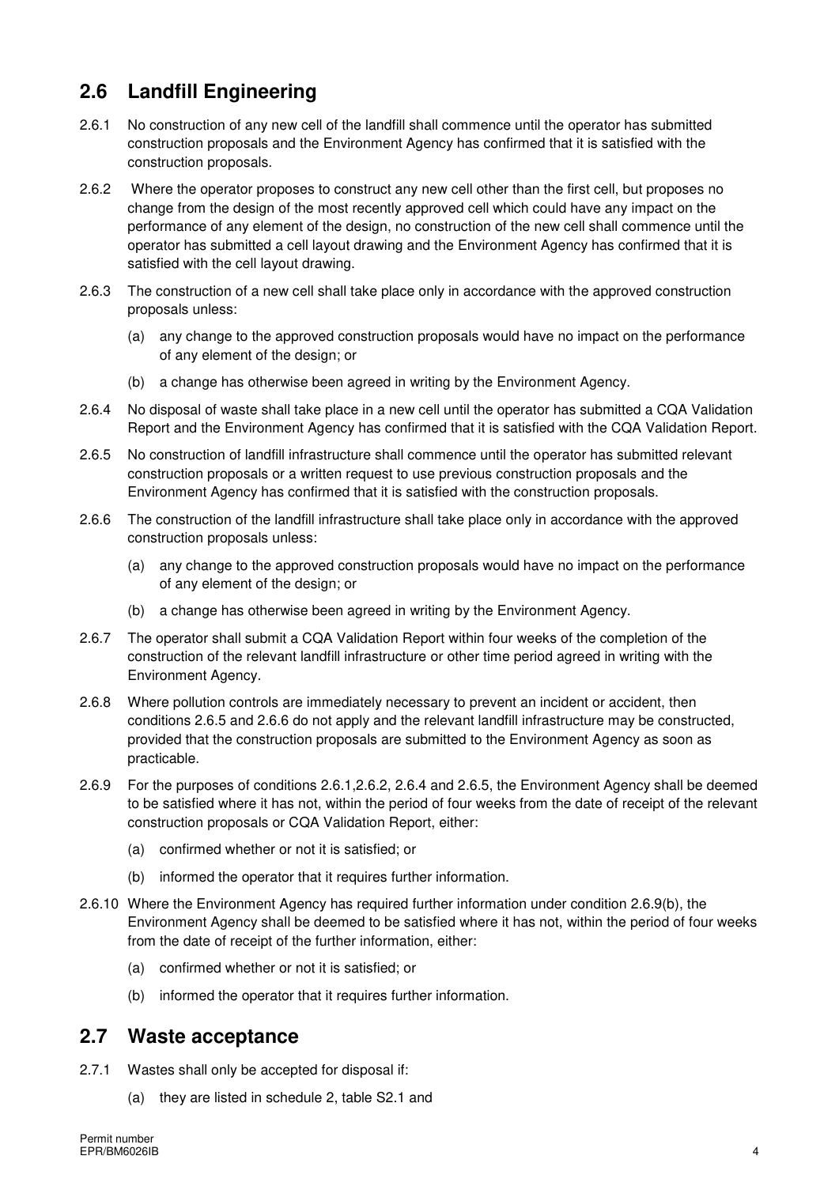## 2.6 Landfill Engineering

2.6.1 No construction of any new cell of the landfill shall commence until the operator has submitted construction proposals and the Environment Agency has confirmed that it is satisfied with the construction proposals.

2.6.2 Where the operator proposes to construct any new cell other than the first cell, but proposes no change from the design of the most recently approved cell which could have any impact on the performance of any element of the design, no construction of the new cell shall commence until the operator has submitted a cell layout drawing and the Environment Agency has confirmed that it is satisfied with the cell layout drawing.

2.6.3 The construction of a new cell shall take place only in accordance with the approved construction proposals unless:

(a) any change to the approved construction proposals would have no impact on the performance of any element of the design; or

(b) a change has otherwise been agreed in writing by the Environment Agency.

2.6.4 No disposal of waste shall take place in a new cell until the operator has submitted a CQA Validation Report and the Environment Agency has confirmed that it is satisfied with the CQA Validation Report.

2.6.5 No construction of landfill infrastructure shall commence until the operator has submitted relevant construction proposals or a written request to use previous construction proposals and the Environment Agency has confirmed that it is satisfied with the construction proposals.

2.6.6 The construction of the landfill infrastructure shall take place only in accordance with the approved construction proposals unless:

(a) any change to the approved construction proposals would have no impact on the performance of any element of the design; or

(b) a change has otherwise been agreed in writing by the Environment Agency.

2.6.7 The operator shall submit a CQA Validation Report within four weeks of the completion of the construction of the relevant landfill infrastructure or other time period agreed in writing with the Environment Agency.

2.6.8 Where pollution controls are immediately necessary to prevent an incident or accident, then conditions 2.6.5 and 2.6.6 do not apply and the relevant landfill infrastructure may be constructed, provided that the construction proposals are submitted to the Environment Agency as soon as practicable.

2.6.9 For the purposes of conditions 2.6.1,2.6.2, 2.6.4 and 2.6.5, the Environment Agency shall be deemed to be satisfied where it has not, within the period of four weeks from the date of receipt of the relevant construction proposals or CQA Validation Report, either:

(a) confirmed whether or not it is satisfied; or

(b) informed the operator that it requires further information.

2.6.10 Where the Environment Agency has required further information under condition 2.6.9(b), the Environment Agency shall be deemed to be satisfied where it has not, within the period of four weeks from the date of receipt of the further information, either:

(a) confirmed whether or not it is satisfied; or

(b) informed the operator that it requires further information.

## 2.7 Waste acceptance

2.7.1 Wastes shall only be accepted for disposal if:

(a) they are listed in schedule 2, table S2.1 and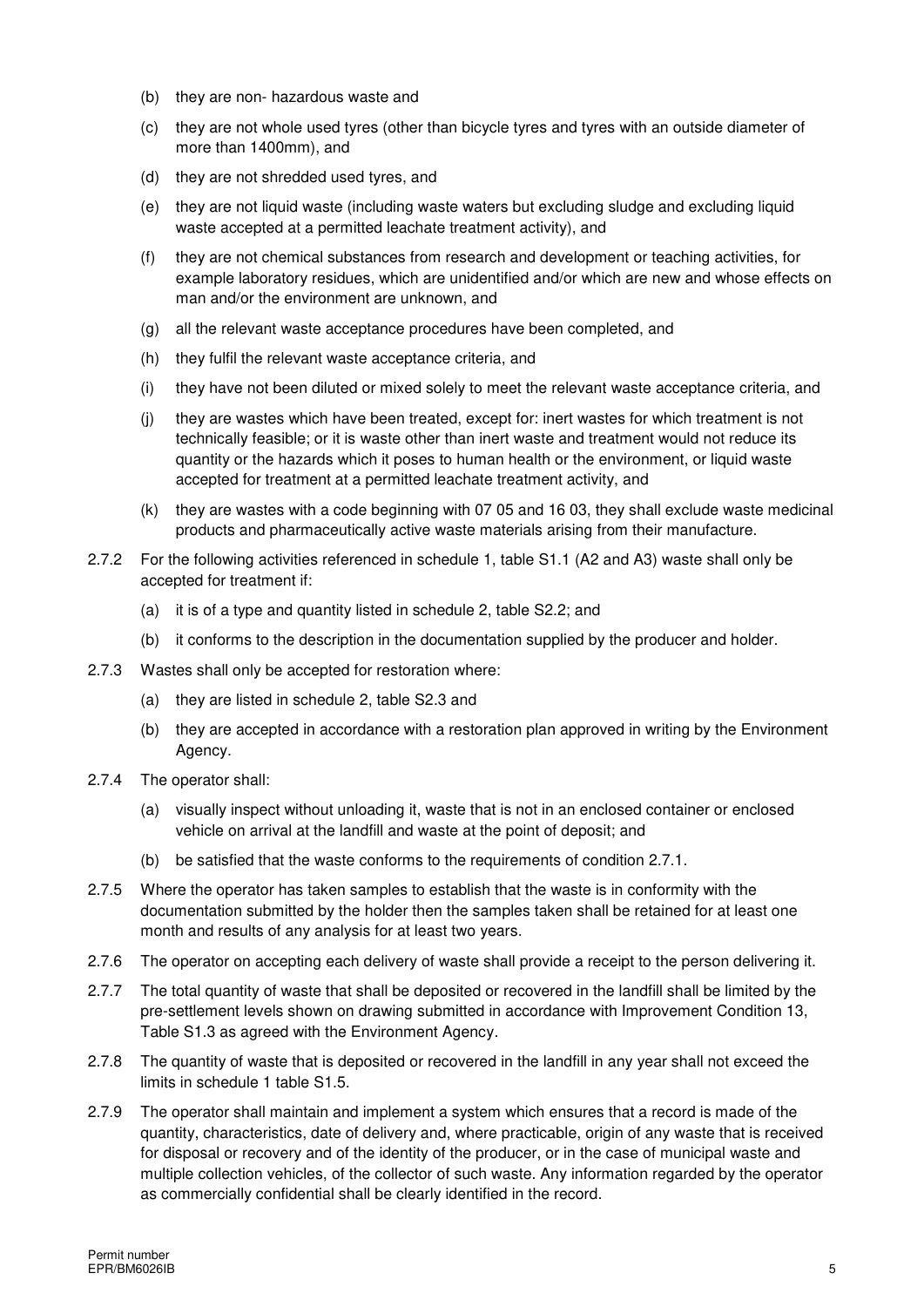(b) they are non- hazardous waste and

(c) they are not whole used tyres (other than bicycle tyres and tyres with an outside diameter of more than 1400mm), and

(d) they are not shredded used tyres, and

(e) they are not liquid waste (including waste waters but excluding sludge and excluding liquid waste accepted at a permitted leachate treatment activity), and

(f) they are not chemical substances from research and development or teaching activities, for example laboratory residues, which are unidentified and/or which are new and whose effects on man and/or the environment are unknown, and

(g) all the relevant waste acceptance procedures have been completed, and

(h) they fulfil the relevant waste acceptance criteria, and

(i) they have not been diluted or mixed solely to meet the relevant waste acceptance criteria, and

(j) they are wastes which have been treated, except for: inert wastes for which treatment is not technically feasible; or it is waste other than inert waste and treatment would not reduce its quantity or the hazards which it poses to human health or the environment, or liquid waste accepted for treatment at a permitted leachate treatment activity, and

(k) they are wastes with a code beginning with 07 05 and 16 03, they shall exclude waste medicinal products and pharmaceutically active waste materials arising from their manufacture.

2.7.2 For the following activities referenced in schedule 1, table S1.1 (A2 and A3) waste shall only be accepted for treatment if:

(a) it is of a type and quantity listed in schedule 2, table S2.2; and

(b) it conforms to the description in the documentation supplied by the producer and holder.

2.7.3 Wastes shall only be accepted for restoration where:

(a) they are listed in schedule 2, table S2.3 and

(b) they are accepted in accordance with a restoration plan approved in writing by the Environment Agency.

2.7.4 The operator shall:

(a) visually inspect without unloading it, waste that is not in an enclosed container or enclosed vehicle on arrival at the landfill and waste at the point of deposit; and

(b) be satisfied that the waste conforms to the requirements of condition 2.7.1.

2.7.5 Where the operator has taken samples to establish that the waste is in conformity with the documentation submitted by the holder then the samples taken shall be retained for at least one month and results of any analysis for at least two years.

2.7.6 The operator on accepting each delivery of waste shall provide a receipt to the person delivering it.

2.7.7 The total quantity of waste that shall be deposited or recovered in the landfill shall be limited by the pre-settlement levels shown on drawing submitted in accordance with Improvement Condition 13, Table S1.3 as agreed with the Environment Agency.

2.7.8 The quantity of waste that is deposited or recovered in the landfill in any year shall not exceed the limits in schedule 1 table S1.5.

2.7.9 The operator shall maintain and implement a system which ensures that a record is made of the quantity, characteristics, date of delivery and, where practicable, origin of any waste that is received for disposal or recovery and of the identity of the producer, or in the case of municipal waste and multiple collection vehicles, of the collector of such waste. Any information regarded by the operator as commercially confidential shall be clearly identified in the record.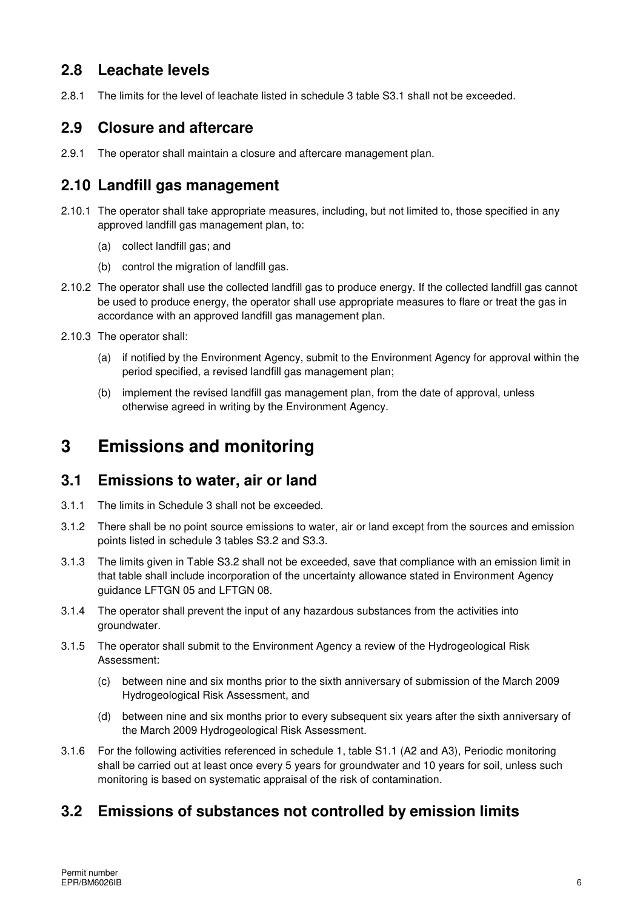## 2.8 Leachate levels

2.8.1 The limits for the level of leachate listed in schedule 3 table S3.1 shall not be exceeded.

## 2.9 Closure and aftercare

2.9.1 The operator shall maintain a closure and aftercare management plan.

## 2.10 Landfill gas management

2.10.1 The operator shall take appropriate measures, including, but not limited to, those specified in any approved landfill gas management plan, to:

(a) collect landfill gas; and

(b) control the migration of landfill gas.

2.10.2 The operator shall use the collected landfill gas to produce energy. If the collected landfill gas cannot be used to produce energy, the operator shall use appropriate measures to flare or treat the gas in accordance with an approved landfill gas management plan.

2.10.3 The operator shall:

(a) if notified by the Environment Agency, submit to the Environment Agency for approval within the period specified, a revised landfill gas management plan;

(b) implement the revised landfill gas management plan, from the date of approval, unless otherwise agreed in writing by the Environment Agency.

# 3 Emissions and monitoring

## 3.1 Emissions to water, air or land

3.1.1 The limits in Schedule 3 shall not be exceeded.

3.1.2 There shall be no point source emissions to water, air or land except from the sources and emission points listed in schedule 3 tables S3.2 and S3.3.

3.1.3 The limits given in Table S3.2 shall not be exceeded, save that compliance with an emission limit in that table shall include incorporation of the uncertainty allowance stated in Environment Agency guidance LFTGN 05 and LFTGN 08.

3.1.4 The operator shall prevent the input of any hazardous substances from the activities into groundwater.

3.1.5 The operator shall submit to the Environment Agency a review of the Hydrogeological Risk Assessment:

(c) between nine and six months prior to the sixth anniversary of submission of the March 2009 Hydrogeological Risk Assessment, and

(d) between nine and six months prior to every subsequent six years after the sixth anniversary of the March 2009 Hydrogeological Risk Assessment.

3.1.6 For the following activities referenced in schedule 1, table S1.1 (A2 and A3), Periodic monitoring shall be carried out at least once every 5 years for groundwater and 10 years for soil, unless such monitoring is based on systematic appraisal of the risk of contamination.

## 3.2 Emissions of substances not controlled by emission limits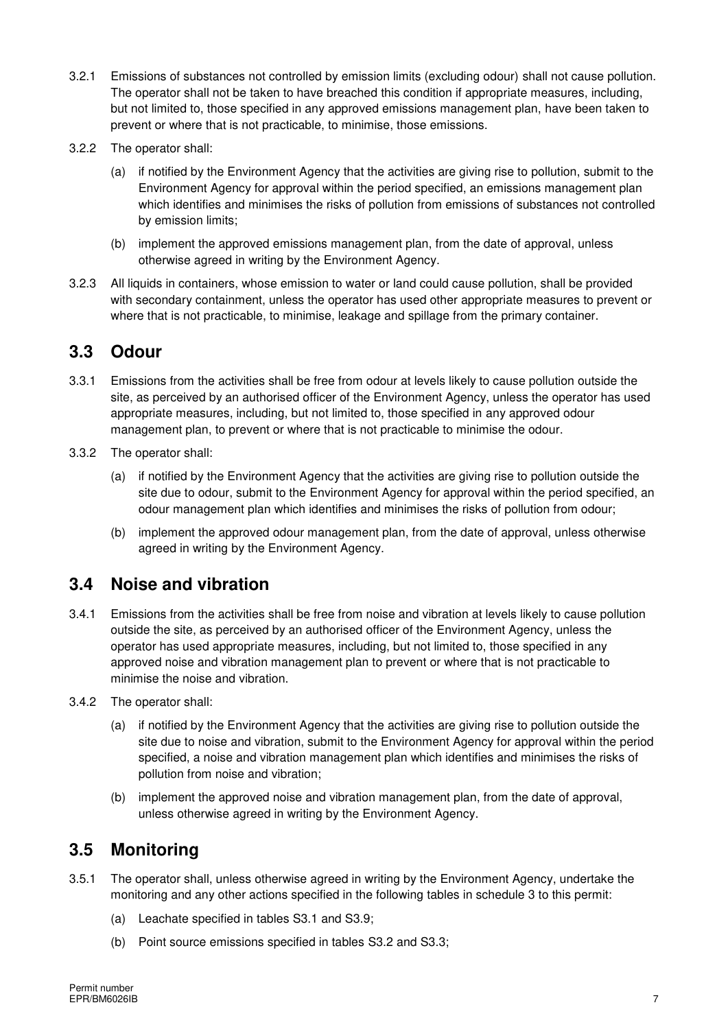3.2.1 Emissions of substances not controlled by emission limits (excluding odour) shall not cause pollution. The operator shall not be taken to have breached this condition if appropriate measures, including, but not limited to, those specified in any approved emissions management plan, have been taken to prevent or where that is not practicable, to minimise, those emissions.

3.2.2 The operator shall:

(a) if notified by the Environment Agency that the activities are giving rise to pollution, submit to the Environment Agency for approval within the period specified, an emissions management plan which identifies and minimises the risks of pollution from emissions of substances not controlled by emission limits;

(b) implement the approved emissions management plan, from the date of approval, unless otherwise agreed in writing by the Environment Agency.

3.2.3 All liquids in containers, whose emission to water or land could cause pollution, shall be provided with secondary containment, unless the operator has used other appropriate measures to prevent or where that is not practicable, to minimise, leakage and spillage from the primary container.

## 3.3 Odour

3.3.1 Emissions from the activities shall be free from odour at levels likely to cause pollution outside the site, as perceived by an authorised officer of the Environment Agency, unless the operator has used appropriate measures, including, but not limited to, those specified in any approved odour management plan, to prevent or where that is not practicable to minimise the odour.

3.3.2 The operator shall:

(a) if notified by the Environment Agency that the activities are giving rise to pollution outside the site due to odour, submit to the Environment Agency for approval within the period specified, an odour management plan which identifies and minimises the risks of pollution from odour;

(b) implement the approved odour management plan, from the date of approval, unless otherwise agreed in writing by the Environment Agency.

## 3.4 Noise and vibration

3.4.1 Emissions from the activities shall be free from noise and vibration at levels likely to cause pollution outside the site, as perceived by an authorised officer of the Environment Agency, unless the operator has used appropriate measures, including, but not limited to, those specified in any approved noise and vibration management plan to prevent or where that is not practicable to minimise the noise and vibration.

3.4.2 The operator shall:

(a) if notified by the Environment Agency that the activities are giving rise to pollution outside the site due to noise and vibration, submit to the Environment Agency for approval within the period specified, a noise and vibration management plan which identifies and minimises the risks of pollution from noise and vibration;

(b) implement the approved noise and vibration management plan, from the date of approval, unless otherwise agreed in writing by the Environment Agency.

## 3.5 Monitoring

3.5.1 The operator shall, unless otherwise agreed in writing by the Environment Agency, undertake the monitoring and any other actions specified in the following tables in schedule 3 to this permit:

(a) Leachate specified in tables S3.1 and S3.9;

(b) Point source emissions specified in tables S3.2 and S3.3;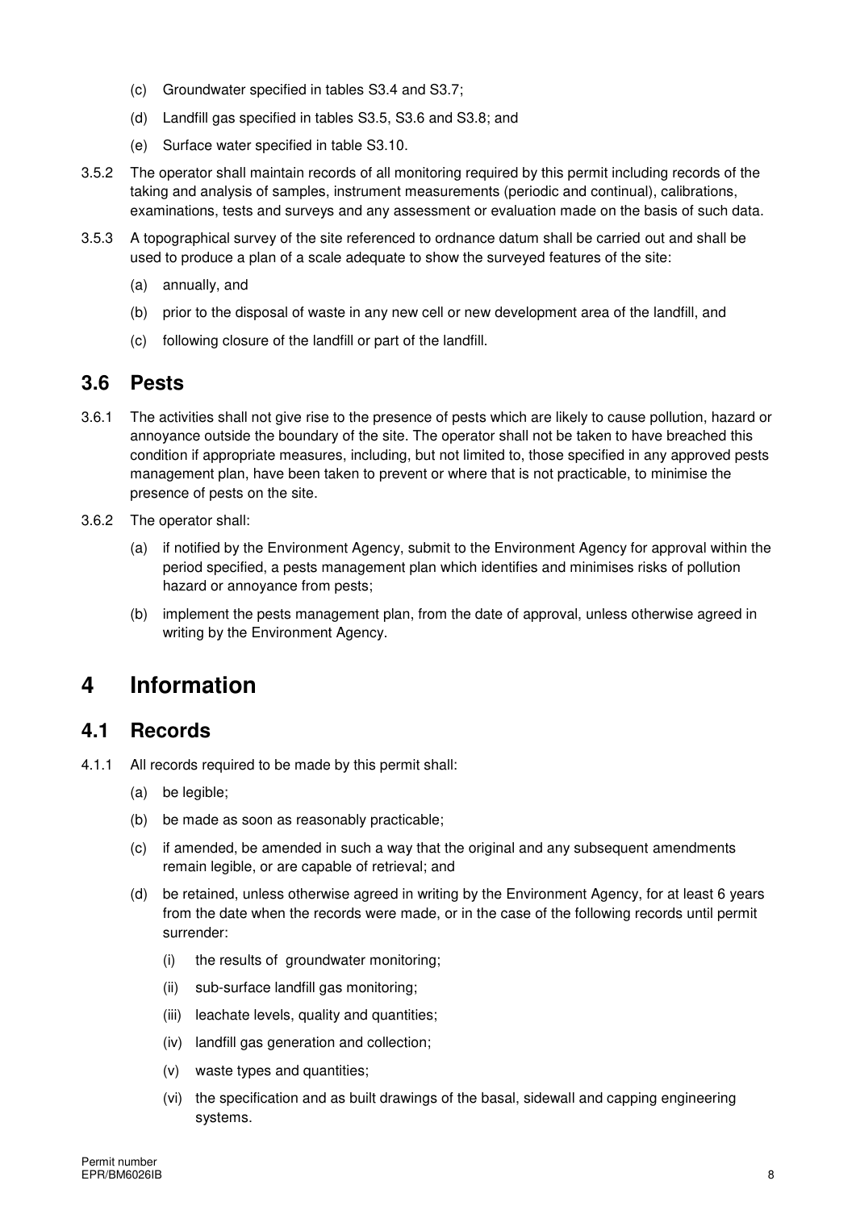(c) Groundwater specified in tables S3.4 and S3.7;

(d) Landfill gas specified in tables S3.5, S3.6 and S3.8; and

(e) Surface water specified in table S3.10.

3.5.2 The operator shall maintain records of all monitoring required by this permit including records of the taking and analysis of samples, instrument measurements (periodic and continual), calibrations, examinations, tests and surveys and any assessment or evaluation made on the basis of such data.

3.5.3 A topographical survey of the site referenced to ordnance datum shall be carried out and shall be used to produce a plan of a scale adequate to show the surveyed features of the site:

(a) annually, and

(b) prior to the disposal of waste in any new cell or new development area of the landfill, and

(c) following closure of the landfill or part of the landfill.

## 3.6 Pests

3.6.1 The activities shall not give rise to the presence of pests which are likely to cause pollution, hazard or annoyance outside the boundary of the site. The operator shall not be taken to have breached this condition if appropriate measures, including, but not limited to, those specified in any approved pests management plan, have been taken to prevent or where that is not practicable, to minimise the presence of pests on the site.

3.6.2 The operator shall:

(a) if notified by the Environment Agency, submit to the Environment Agency for approval within the period specified, a pests management plan which identifies and minimises risks of pollution hazard or annoyance from pests;

(b) implement the pests management plan, from the date of approval, unless otherwise agreed in writing by the Environment Agency.

# 4 Information

## 4.1 Records

4.1.1 All records required to be made by this permit shall:

(a) be legible;

(b) be made as soon as reasonably practicable;

(c) if amended, be amended in such a way that the original and any subsequent amendments remain legible, or are capable of retrieval; and

(d) be retained, unless otherwise agreed in writing by the Environment Agency, for at least 6 years from the date when the records were made, or in the case of the following records until permit surrender:

(i) the results of groundwater monitoring;

(ii) sub-surface landfill gas monitoring;

(iii) leachate levels, quality and quantities;

(iv) landfill gas generation and collection;

(v) waste types and quantities;

(vi) the specification and as built drawings of the basal, sidewall and capping engineering systems.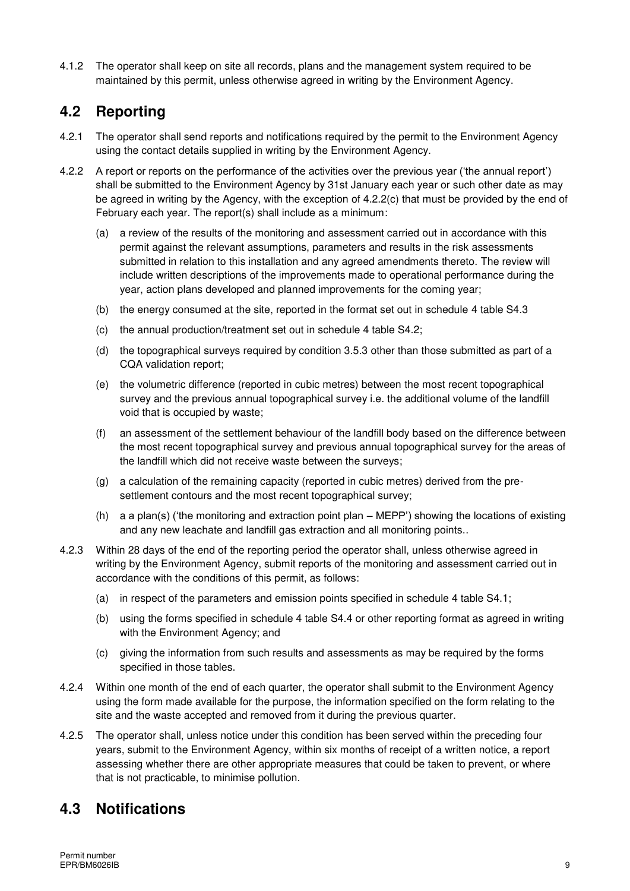4.1.2 The operator shall keep on site all records, plans and the management system required to be maintained by this permit, unless otherwise agreed in writing by the Environment Agency.

## 4.2 Reporting

4.2.1 The operator shall send reports and notifications required by the permit to the Environment Agency using the contact details supplied in writing by the Environment Agency.

4.2.2 A report or reports on the performance of the activities over the previous year ('the annual report') shall be submitted to the Environment Agency by 31st January each year or such other date as may be agreed in writing by the Agency, with the exception of 4.2.2(c) that must be provided by the end of February each year. The report(s) shall include as a minimum:

- (a) a review of the results of the monitoring and assessment carried out in accordance with this permit against the relevant assumptions, parameters and results in the risk assessments submitted in relation to this installation and any agreed amendments thereto. The review will include written descriptions of the improvements made to operational performance during the year, action plans developed and planned improvements for the coming year;
- (b) the energy consumed at the site, reported in the format set out in schedule 4 table S4.3
- (c) the annual production/treatment set out in schedule 4 table S4.2;
- (d) the topographical surveys required by condition 3.5.3 other than those submitted as part of a CQA validation report;
- (e) the volumetric difference (reported in cubic metres) between the most recent topographical survey and the previous annual topographical survey i.e. the additional volume of the landfill void that is occupied by waste;
- (f) an assessment of the settlement behaviour of the landfill body based on the difference between the most recent topographical survey and previous annual topographical survey for the areas of the landfill which did not receive waste between the surveys;
- (g) a calculation of the remaining capacity (reported in cubic metres) derived from the pre-settlement contours and the most recent topographical survey;
- (h) a a plan(s) ('the monitoring and extraction point plan – MEPP') showing the locations of existing and any new leachate and landfill gas extraction and all monitoring points..

4.2.3 Within 28 days of the end of the reporting period the operator shall, unless otherwise agreed in writing by the Environment Agency, submit reports of the monitoring and assessment carried out in accordance with the conditions of this permit, as follows:

- (a) in respect of the parameters and emission points specified in schedule 4 table S4.1;
- (b) using the forms specified in schedule 4 table S4.4 or other reporting format as agreed in writing with the Environment Agency; and
- (c) giving the information from such results and assessments as may be required by the forms specified in those tables.

4.2.4 Within one month of the end of each quarter, the operator shall submit to the Environment Agency using the form made available for the purpose, the information specified on the form relating to the site and the waste accepted and removed from it during the previous quarter.

4.2.5 The operator shall, unless notice under this condition has been served within the preceding four years, submit to the Environment Agency, within six months of receipt of a written notice, a report assessing whether there are other appropriate measures that could be taken to prevent, or where that is not practicable, to minimise pollution.

## 4.3 Notifications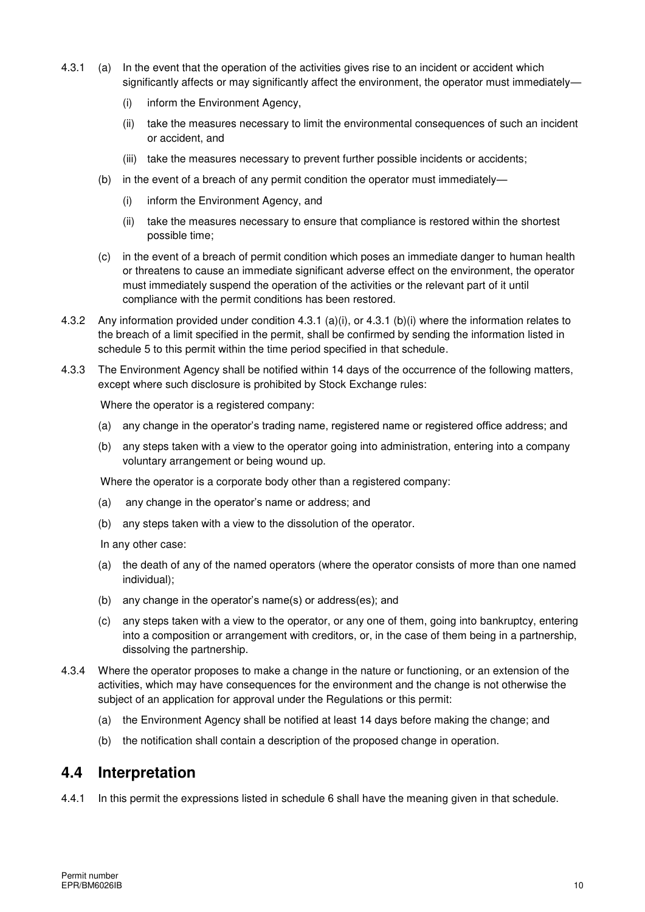4.3.1 (a) In the event that the operation of the activities gives rise to an incident or accident which significantly affects or may significantly affect the environment, the operator must immediately—

(i) inform the Environment Agency,

(ii) take the measures necessary to limit the environmental consequences of such an incident or accident, and

(iii) take the measures necessary to prevent further possible incidents or accidents;

(b) in the event of a breach of any permit condition the operator must immediately—

(i) inform the Environment Agency, and

(ii) take the measures necessary to ensure that compliance is restored within the shortest possible time;

(c) in the event of a breach of permit condition which poses an immediate danger to human health or threatens to cause an immediate significant adverse effect on the environment, the operator must immediately suspend the operation of the activities or the relevant part of it until compliance with the permit conditions has been restored.

4.3.2 Any information provided under condition 4.3.1 (a)(i), or 4.3.1 (b)(i) where the information relates to the breach of a limit specified in the permit, shall be confirmed by sending the information listed in schedule 5 to this permit within the time period specified in that schedule.

4.3.3 The Environment Agency shall be notified within 14 days of the occurrence of the following matters, except where such disclosure is prohibited by Stock Exchange rules:

Where the operator is a registered company:

(a) any change in the operator's trading name, registered name or registered office address; and

(b) any steps taken with a view to the operator going into administration, entering into a company voluntary arrangement or being wound up.

Where the operator is a corporate body other than a registered company:

(a) any change in the operator's name or address; and

(b) any steps taken with a view to the dissolution of the operator.

In any other case:

(a) the death of any of the named operators (where the operator consists of more than one named individual);

(b) any change in the operator's name(s) or address(es); and

(c) any steps taken with a view to the operator, or any one of them, going into bankruptcy, entering into a composition or arrangement with creditors, or, in the case of them being in a partnership, dissolving the partnership.

4.3.4 Where the operator proposes to make a change in the nature or functioning, or an extension of the activities, which may have consequences for the environment and the change is not otherwise the subject of an application for approval under the Regulations or this permit:

(a) the Environment Agency shall be notified at least 14 days before making the change; and

(b) the notification shall contain a description of the proposed change in operation.

## 4.4 Interpretation

4.4.1 In this permit the expressions listed in schedule 6 shall have the meaning given in that schedule.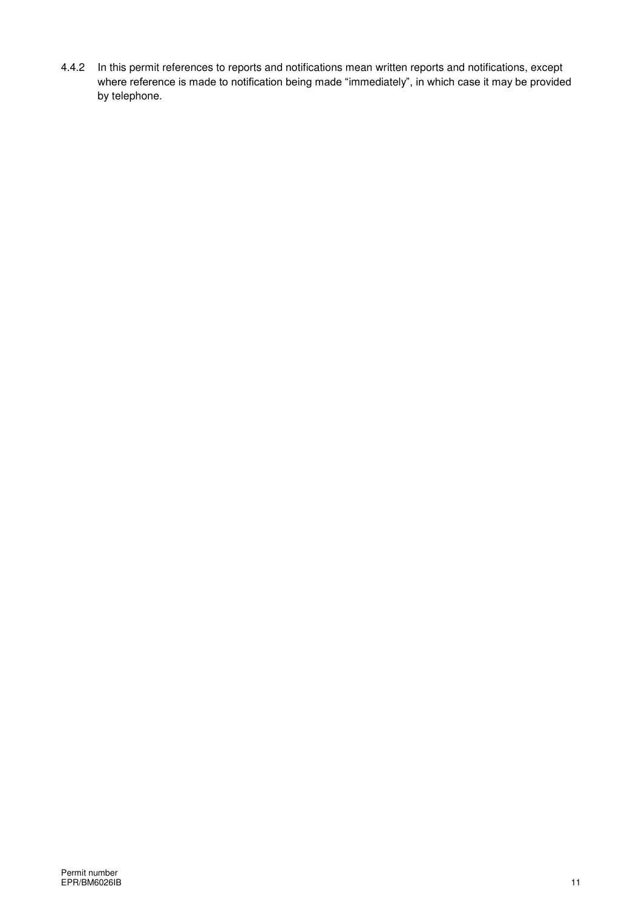4.4.2 In this permit references to reports and notifications mean written reports and notifications, except where reference is made to notification being made "immediately", in which case it may be provided by telephone.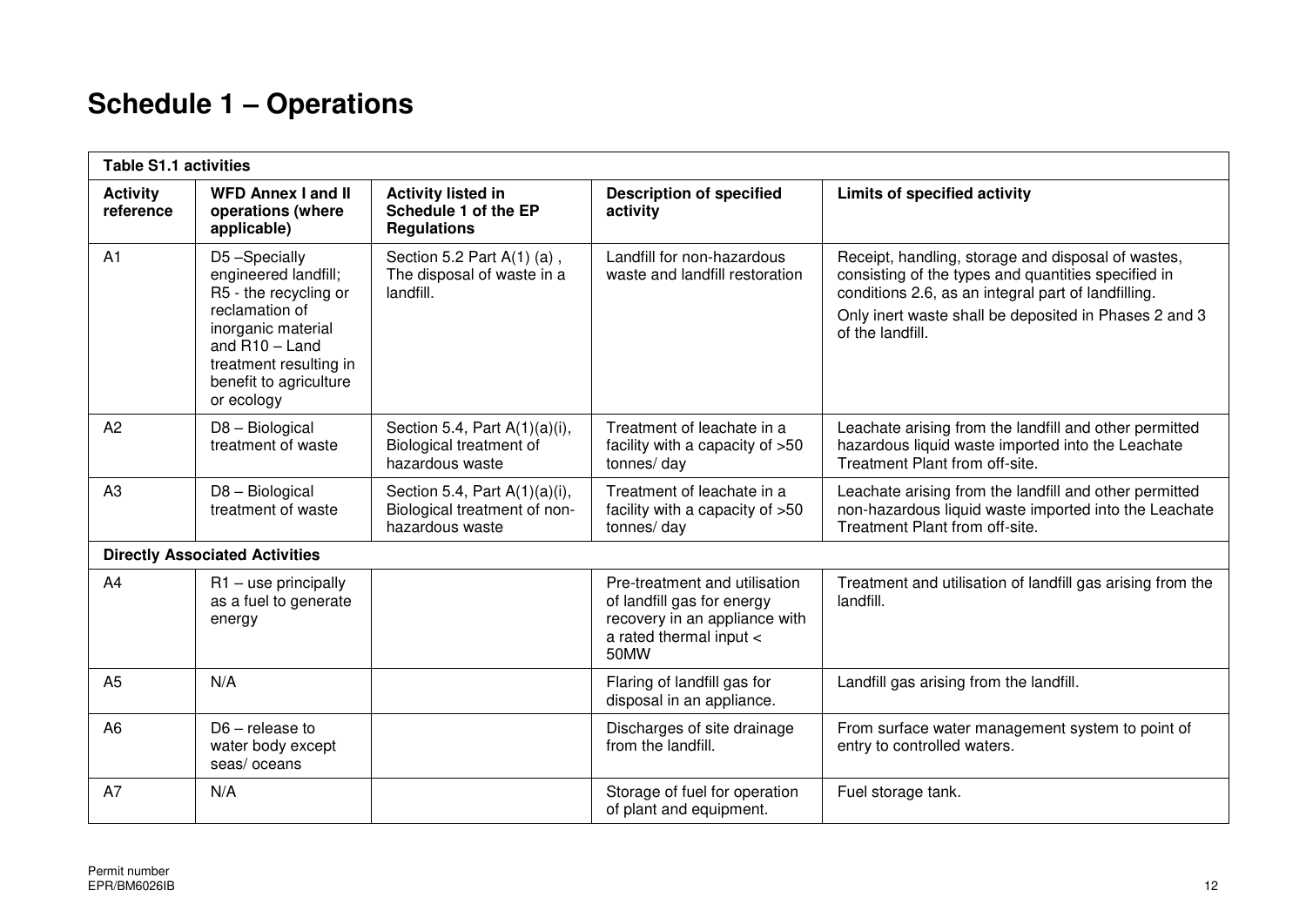# Schedule 1 – Operations

| Table S1.1 activities | | | | |
|---|---|---|---|---|
| **Activity reference** | **WFD Annex I and II operations (where applicable)** | **Activity listed in Schedule 1 of the EP Regulations** | **Description of specified activity** | **Limits of specified activity** |
| A1 | D5 –Specially engineered landfill; R5 - the recycling or reclamation of inorganic material and R10 – Land treatment resulting in benefit to agriculture or ecology | Section 5.2 Part A(1) (a) , The disposal of waste in a landfill. | Landfill for non-hazardous waste and landfill restoration | Receipt, handling, storage and disposal of wastes, consisting of the types and quantities specified in conditions 2.6, as an integral part of landfilling. Only inert waste shall be deposited in Phases 2 and 3 of the landfill. |
| A2 | D8 – Biological treatment of waste | Section 5.4, Part A(1)(a)(i), Biological treatment of hazardous waste | Treatment of leachate in a facility with a capacity of >50 tonnes/ day | Leachate arising from the landfill and other permitted hazardous liquid waste imported into the Leachate Treatment Plant from off-site. |
| A3 | D8 – Biological treatment of waste | Section 5.4, Part A(1)(a)(i), Biological treatment of non-hazardous waste | Treatment of leachate in a facility with a capacity of >50 tonnes/ day | Leachate arising from the landfill and other permitted non-hazardous liquid waste imported into the Leachate Treatment Plant from off-site. |
| **Directly Associated Activities** | | | | |
| A4 | R1 – use principally as a fuel to generate energy | | Pre-treatment and utilisation of landfill gas for energy recovery in an appliance with a rated thermal input < 50MW | Treatment and utilisation of landfill gas arising from the landfill. |
| A5 | N/A | | Flaring of landfill gas for disposal in an appliance. | Landfill gas arising from the landfill. |
| A6 | D6 – release to water body except seas/ oceans | | Discharges of site drainage from the landfill. | From surface water management system to point of entry to controlled waters. |
| A7 | N/A | | Storage of fuel for operation of plant and equipment. | Fuel storage tank. |

Permit number
EPR/BM6026IB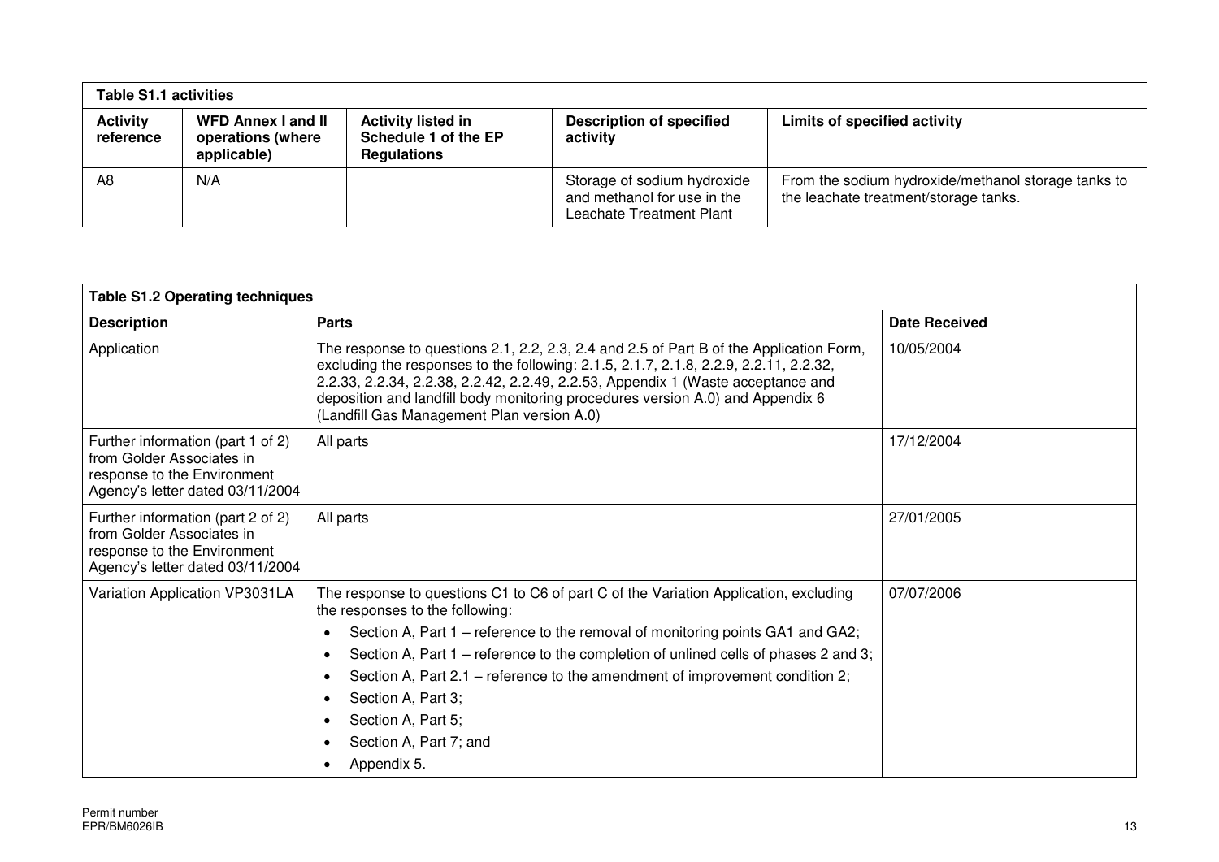| Table S1.1 activities | | | | |
|---|---|---|---|---|
| **Activity reference** | **WFD Annex I and II operations (where applicable)** | **Activity listed in Schedule 1 of the EP Regulations** | **Description of specified activity** | **Limits of specified activity** |
| A8 | N/A | | Storage of sodium hydroxide and methanol for use in the Leachate Treatment Plant | From the sodium hydroxide/methanol storage tanks to the leachate treatment/storage tanks. |

| Table S1.2 Operating techniques | | |
|---|---|---|
| **Description** | **Parts** | **Date Received** |
| Application | The response to questions 2.1, 2.2, 2.3, 2.4 and 2.5 of Part B of the Application Form, excluding the responses to the following: 2.1.5, 2.1.7, 2.1.8, 2.2.9, 2.2.11, 2.2.32, 2.2.33, 2.2.34, 2.2.38, 2.2.42, 2.2.49, 2.2.53, Appendix 1 (Waste acceptance and deposition and landfill body monitoring procedures version A.0) and Appendix 6 (Landfill Gas Management Plan version A.0) | 10/05/2004 |
| Further information (part 1 of 2) from Golder Associates in response to the Environment Agency's letter dated 03/11/2004 | All parts | 17/12/2004 |
| Further information (part 2 of 2) from Golder Associates in response to the Environment Agency's letter dated 03/11/2004 | All parts | 27/01/2005 |
| Variation Application VP3031LA | The response to questions C1 to C6 of part C of the Variation Application, excluding the responses to the following:<br>• Section A, Part 1 – reference to the removal of monitoring points GA1 and GA2;<br>• Section A, Part 1 – reference to the completion of unlined cells of phases 2 and 3;<br>• Section A, Part 2.1 – reference to the amendment of improvement condition 2;<br>• Section A, Part 3;<br>• Section A, Part 5;<br>• Section A, Part 7; and<br>• Appendix 5. | 07/07/2006 |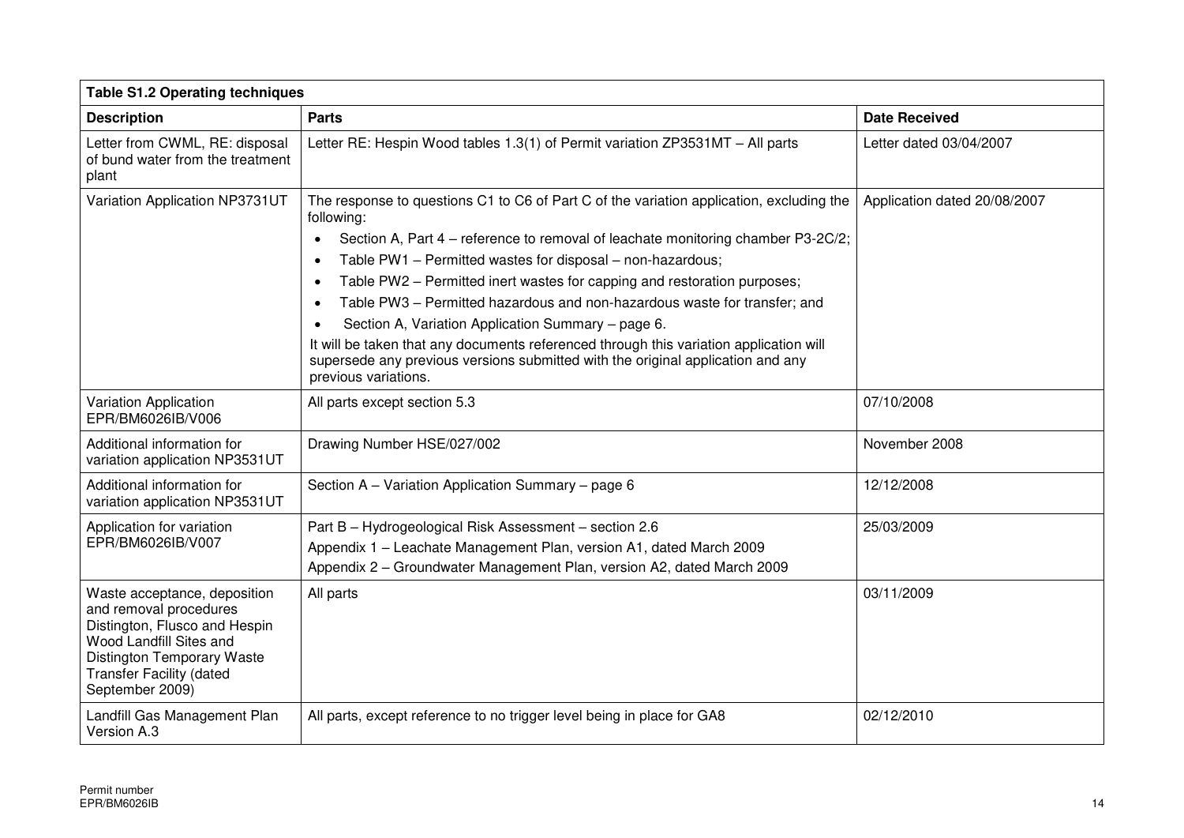| Table S1.2 Operating techniques | | |
|---|---|---|
| **Description** | **Parts** | **Date Received** |
| Letter from CWML, RE: disposal of bund water from the treatment plant | Letter RE: Hespin Wood tables 1.3(1) of Permit variation ZP3531MT – All parts | Letter dated 03/04/2007 |
| Variation Application NP3731UT | The response to questions C1 to C6 of Part C of the variation application, excluding the following:<br>• Section A, Part 4 – reference to removal of leachate monitoring chamber P3-2C/2;<br>• Table PW1 – Permitted wastes for disposal – non-hazardous;<br>• Table PW2 – Permitted inert wastes for capping and restoration purposes;<br>• Table PW3 – Permitted hazardous and non-hazardous waste for transfer; and<br>• Section A, Variation Application Summary – page 6.<br>It will be taken that any documents referenced through this variation application will supersede any previous versions submitted with the original application and any previous variations. | Application dated 20/08/2007 |
| Variation Application EPR/BM6026IB/V006 | All parts except section 5.3 | 07/10/2008 |
| Additional information for variation application NP3531UT | Drawing Number HSE/027/002 | November 2008 |
| Additional information for variation application NP3531UT | Section A – Variation Application Summary – page 6 | 12/12/2008 |
| Application for variation EPR/BM6026IB/V007 | Part B – Hydrogeological Risk Assessment – section 2.6<br>Appendix 1 – Leachate Management Plan, version A1, dated March 2009<br>Appendix 2 – Groundwater Management Plan, version A2, dated March 2009 | 25/03/2009 |
| Waste acceptance, deposition and removal procedures Distington, Flusco and Hespin Wood Landfill Sites and Distington Temporary Waste Transfer Facility (dated September 2009) | All parts | 03/11/2009 |
| Landfill Gas Management Plan Version A.3 | All parts, except reference to no trigger level being in place for GA8 | 02/12/2010 |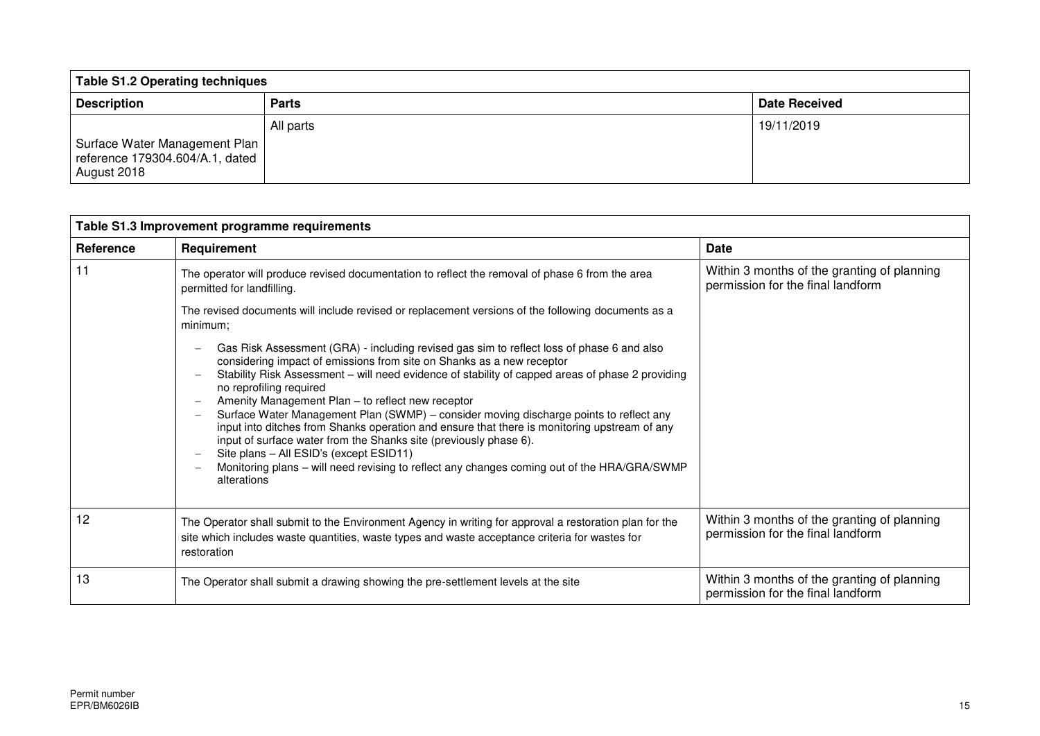| Table S1.2 Operating techniques | | |
|---|---|---|
| **Description** | **Parts** | **Date Received** |
| Surface Water Management Plan reference 179304.604/A.1, dated August 2018 | All parts | 19/11/2019 |

| Table S1.3 Improvement programme requirements | | |
|---|---|---|
| **Reference** | **Requirement** | **Date** |
| 11 | The operator will produce revised documentation to reflect the removal of phase 6 from the area permitted for landfilling.<br><br>The revised documents will include revised or replacement versions of the following documents as a minimum;<br><br>– Gas Risk Assessment (GRA) - including revised gas sim to reflect loss of phase 6 and also considering impact of emissions from site on Shanks as a new receptor<br>– Stability Risk Assessment – will need evidence of stability of capped areas of phase 2 providing no reprofiling required<br>– Amenity Management Plan – to reflect new receptor<br>– Surface Water Management Plan (SWMP) – consider moving discharge points to reflect any input into ditches from Shanks operation and ensure that there is monitoring upstream of any input of surface water from the Shanks site (previously phase 6).<br>– Site plans – All ESID's (except ESID11)<br>– Monitoring plans – will need revising to reflect any changes coming out of the HRA/GRA/SWMP alterations | Within 3 months of the granting of planning permission for the final landform |
| 12 | The Operator shall submit to the Environment Agency in writing for approval a restoration plan for the site which includes waste quantities, waste types and waste acceptance criteria for wastes for restoration | Within 3 months of the granting of planning permission for the final landform |
| 13 | The Operator shall submit a drawing showing the pre-settlement levels at the site | Within 3 months of the granting of planning permission for the final landform |

Permit number
EPR/BM6026IB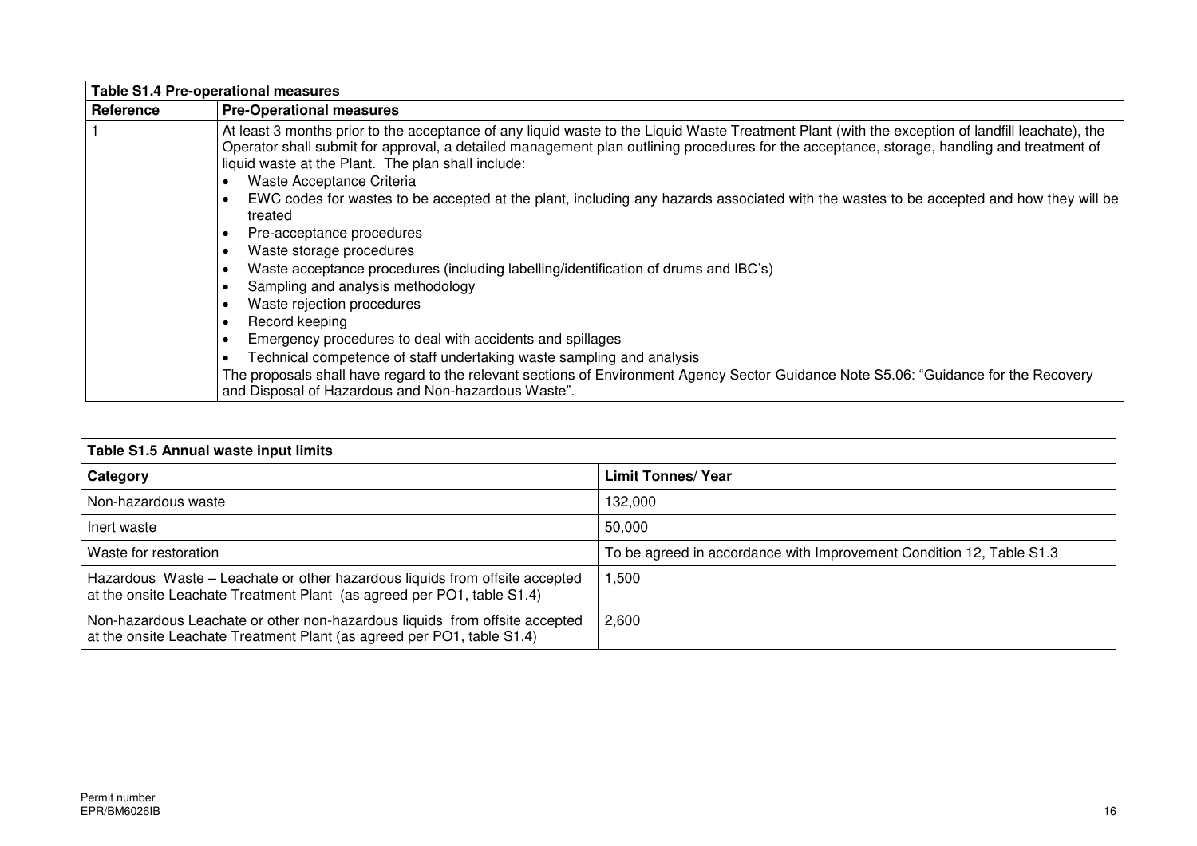| Table S1.4 Pre-operational measures | |
|---|---|
| **Reference** | **Pre-Operational measures** |
| 1 | At least 3 months prior to the acceptance of any liquid waste to the Liquid Waste Treatment Plant (with the exception of landfill leachate), the Operator shall submit for approval, a detailed management plan outlining procedures for the acceptance, storage, handling and treatment of liquid waste at the Plant. The plan shall include:<br>• Waste Acceptance Criteria<br>• EWC codes for wastes to be accepted at the plant, including any hazards associated with the wastes to be accepted and how they will be treated<br>• Pre-acceptance procedures<br>• Waste storage procedures<br>• Waste acceptance procedures (including labelling/identification of drums and IBC's)<br>• Sampling and analysis methodology<br>• Waste rejection procedures<br>• Record keeping<br>• Emergency procedures to deal with accidents and spillages<br>• Technical competence of staff undertaking waste sampling and analysis<br>The proposals shall have regard to the relevant sections of Environment Agency Sector Guidance Note S5.06: "Guidance for the Recovery and Disposal of Hazardous and Non-hazardous Waste". |

| Table S1.5 Annual waste input limits | |
|---|---|
| **Category** | **Limit Tonnes/ Year** |
| Non-hazardous waste | 132,000 |
| Inert waste | 50,000 |
| Waste for restoration | To be agreed in accordance with Improvement Condition 12, Table S1.3 |
| Hazardous Waste – Leachate or other hazardous liquids from offsite accepted at the onsite Leachate Treatment Plant (as agreed per PO1, table S1.4) | 1,500 |
| Non-hazardous Leachate or other non-hazardous liquids from offsite accepted at the onsite Leachate Treatment Plant (as agreed per PO1, table S1.4) | 2,600 |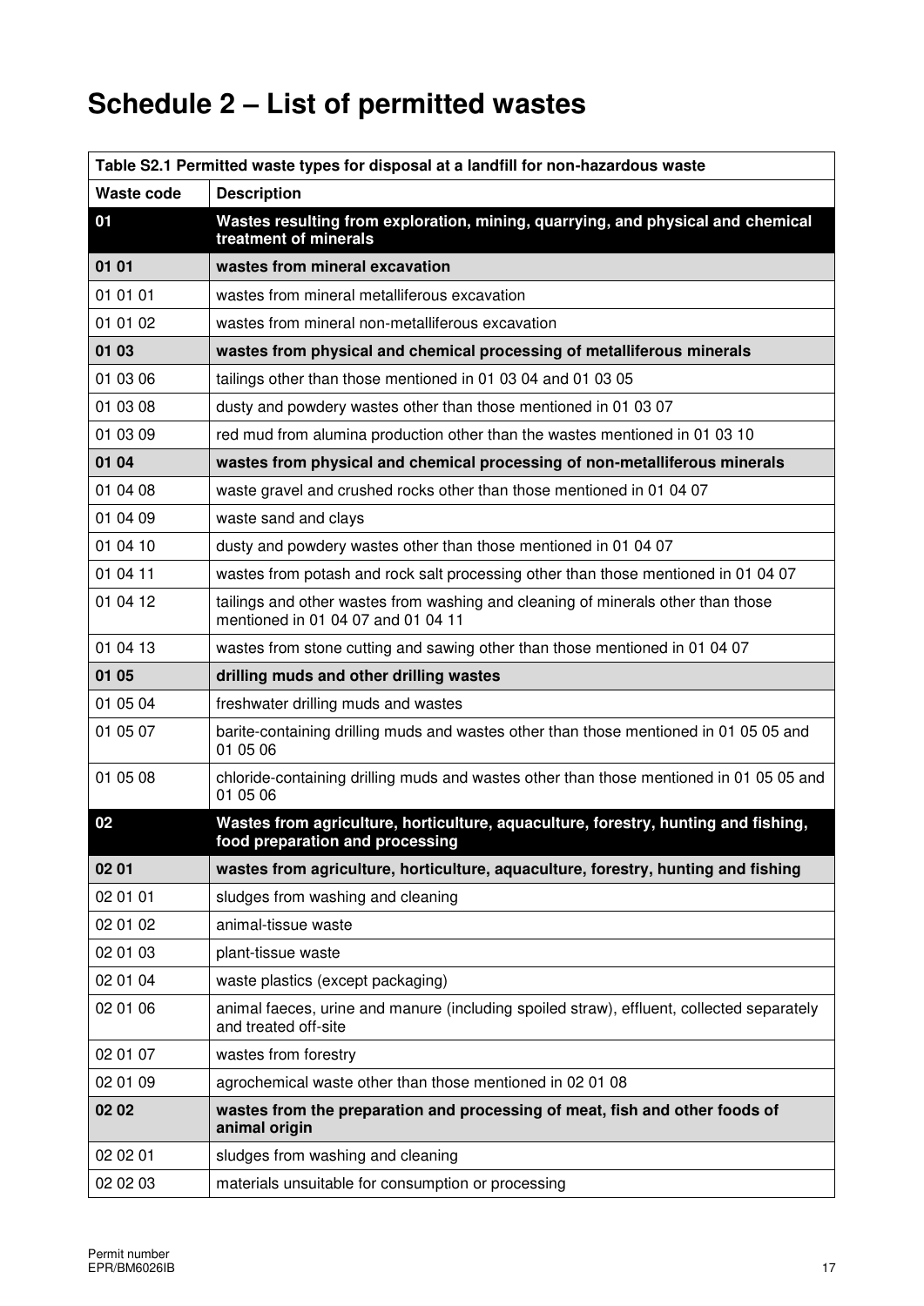# Schedule 2 – List of permitted wastes

| Table S2.1 Permitted waste types for disposal at a landfill for non-hazardous waste | |
|---|---|
| **Waste code** | **Description** |
| **01** | **Wastes resulting from exploration, mining, quarrying, and physical and chemical treatment of minerals** |
| **01 01** | **wastes from mineral excavation** |
| 01 01 01 | wastes from mineral metalliferous excavation |
| 01 01 02 | wastes from mineral non-metalliferous excavation |
| **01 03** | **wastes from physical and chemical processing of metalliferous minerals** |
| 01 03 06 | tailings other than those mentioned in 01 03 04 and 01 03 05 |
| 01 03 08 | dusty and powdery wastes other than those mentioned in 01 03 07 |
| 01 03 09 | red mud from alumina production other than the wastes mentioned in 01 03 10 |
| **01 04** | **wastes from physical and chemical processing of non-metalliferous minerals** |
| 01 04 08 | waste gravel and crushed rocks other than those mentioned in 01 04 07 |
| 01 04 09 | waste sand and clays |
| 01 04 10 | dusty and powdery wastes other than those mentioned in 01 04 07 |
| 01 04 11 | wastes from potash and rock salt processing other than those mentioned in 01 04 07 |
| 01 04 12 | tailings and other wastes from washing and cleaning of minerals other than those mentioned in 01 04 07 and 01 04 11 |
| 01 04 13 | wastes from stone cutting and sawing other than those mentioned in 01 04 07 |
| **01 05** | **drilling muds and other drilling wastes** |
| 01 05 04 | freshwater drilling muds and wastes |
| 01 05 07 | barite-containing drilling muds and wastes other than those mentioned in 01 05 05 and 01 05 06 |
| 01 05 08 | chloride-containing drilling muds and wastes other than those mentioned in 01 05 05 and 01 05 06 |
| **02** | **Wastes from agriculture, horticulture, aquaculture, forestry, hunting and fishing, food preparation and processing** |
| **02 01** | **wastes from agriculture, horticulture, aquaculture, forestry, hunting and fishing** |
| 02 01 01 | sludges from washing and cleaning |
| 02 01 02 | animal-tissue waste |
| 02 01 03 | plant-tissue waste |
| 02 01 04 | waste plastics (except packaging) |
| 02 01 06 | animal faeces, urine and manure (including spoiled straw), effluent, collected separately and treated off-site |
| 02 01 07 | wastes from forestry |
| 02 01 09 | agrochemical waste other than those mentioned in 02 01 08 |
| **02 02** | **wastes from the preparation and processing of meat, fish and other foods of animal origin** |
| 02 02 01 | sludges from washing and cleaning |
| 02 02 03 | materials unsuitable for consumption or processing |

Permit number
EPR/BM6026IB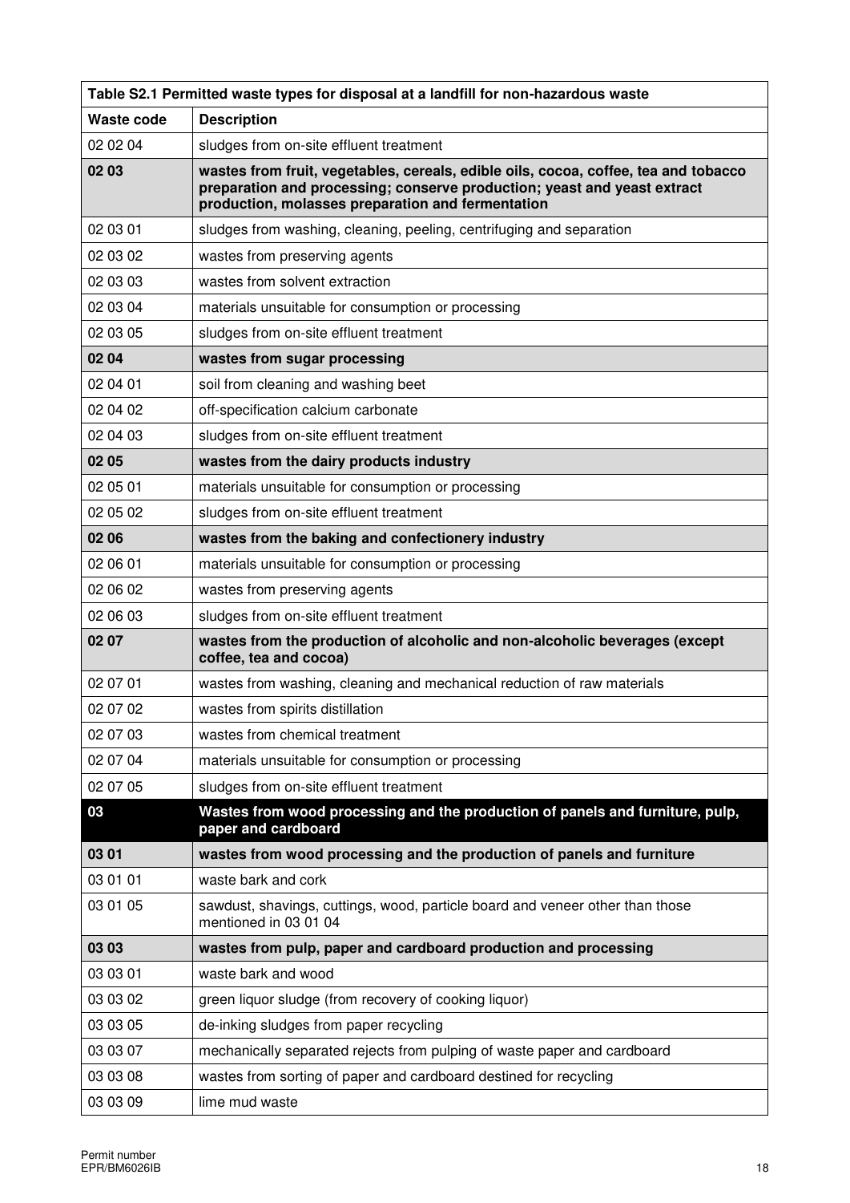| Table S2.1 Permitted waste types for disposal at a landfill for non-hazardous waste | |
|---|---|
| **Waste code** | **Description** |
| 02 02 04 | sludges from on-site effluent treatment |
| **02 03** | **wastes from fruit, vegetables, cereals, edible oils, cocoa, coffee, tea and tobacco preparation and processing; conserve production; yeast and yeast extract production, molasses preparation and fermentation** |
| 02 03 01 | sludges from washing, cleaning, peeling, centrifuging and separation |
| 02 03 02 | wastes from preserving agents |
| 02 03 03 | wastes from solvent extraction |
| 02 03 04 | materials unsuitable for consumption or processing |
| 02 03 05 | sludges from on-site effluent treatment |
| **02 04** | **wastes from sugar processing** |
| 02 04 01 | soil from cleaning and washing beet |
| 02 04 02 | off-specification calcium carbonate |
| 02 04 03 | sludges from on-site effluent treatment |
| **02 05** | **wastes from the dairy products industry** |
| 02 05 01 | materials unsuitable for consumption or processing |
| 02 05 02 | sludges from on-site effluent treatment |
| **02 06** | **wastes from the baking and confectionery industry** |
| 02 06 01 | materials unsuitable for consumption or processing |
| 02 06 02 | wastes from preserving agents |
| 02 06 03 | sludges from on-site effluent treatment |
| **02 07** | **wastes from the production of alcoholic and non-alcoholic beverages (except coffee, tea and cocoa)** |
| 02 07 01 | wastes from washing, cleaning and mechanical reduction of raw materials |
| 02 07 02 | wastes from spirits distillation |
| 02 07 03 | wastes from chemical treatment |
| 02 07 04 | materials unsuitable for consumption or processing |
| 02 07 05 | sludges from on-site effluent treatment |
| **03** | **Wastes from wood processing and the production of panels and furniture, pulp, paper and cardboard** |
| **03 01** | **wastes from wood processing and the production of panels and furniture** |
| 03 01 01 | waste bark and cork |
| 03 01 05 | sawdust, shavings, cuttings, wood, particle board and veneer other than those mentioned in 03 01 04 |
| **03 03** | **wastes from pulp, paper and cardboard production and processing** |
| 03 03 01 | waste bark and wood |
| 03 03 02 | green liquor sludge (from recovery of cooking liquor) |
| 03 03 05 | de-inking sludges from paper recycling |
| 03 03 07 | mechanically separated rejects from pulping of waste paper and cardboard |
| 03 03 08 | wastes from sorting of paper and cardboard destined for recycling |
| 03 03 09 | lime mud waste |

Permit number
EPR/BM6026IB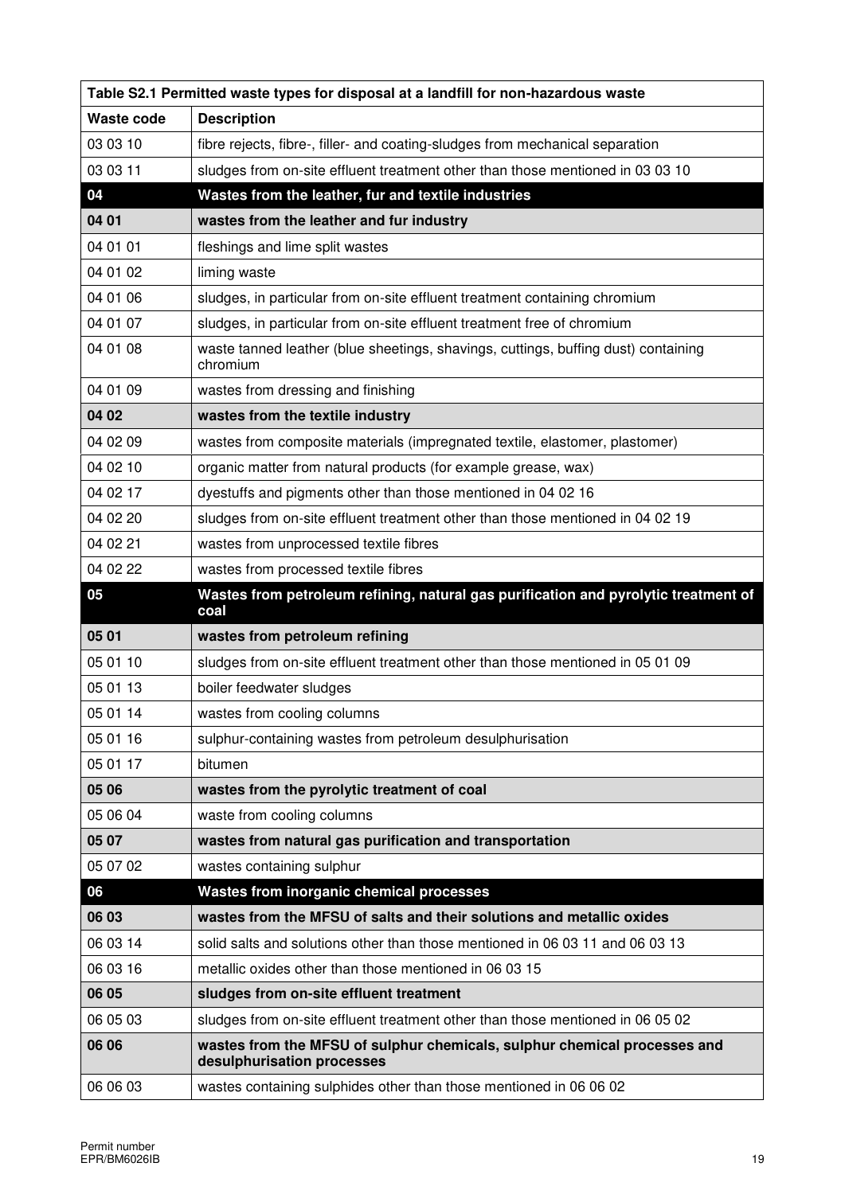| Table S2.1 Permitted waste types for disposal at a landfill for non-hazardous waste | |
|---|---|
| **Waste code** | **Description** |
| 03 03 10 | fibre rejects, fibre-, filler- and coating-sludges from mechanical separation |
| 03 03 11 | sludges from on-site effluent treatment other than those mentioned in 03 03 10 |
| **04** | **Wastes from the leather, fur and textile industries** |
| **04 01** | **wastes from the leather and fur industry** |
| 04 01 01 | fleshings and lime split wastes |
| 04 01 02 | liming waste |
| 04 01 06 | sludges, in particular from on-site effluent treatment containing chromium |
| 04 01 07 | sludges, in particular from on-site effluent treatment free of chromium |
| 04 01 08 | waste tanned leather (blue sheetings, shavings, cuttings, buffing dust) containing chromium |
| 04 01 09 | wastes from dressing and finishing |
| **04 02** | **wastes from the textile industry** |
| 04 02 09 | wastes from composite materials (impregnated textile, elastomer, plastomer) |
| 04 02 10 | organic matter from natural products (for example grease, wax) |
| 04 02 17 | dyestuffs and pigments other than those mentioned in 04 02 16 |
| 04 02 20 | sludges from on-site effluent treatment other than those mentioned in 04 02 19 |
| 04 02 21 | wastes from unprocessed textile fibres |
| 04 02 22 | wastes from processed textile fibres |
| **05** | **Wastes from petroleum refining, natural gas purification and pyrolytic treatment of coal** |
| **05 01** | **wastes from petroleum refining** |
| 05 01 10 | sludges from on-site effluent treatment other than those mentioned in 05 01 09 |
| 05 01 13 | boiler feedwater sludges |
| 05 01 14 | wastes from cooling columns |
| 05 01 16 | sulphur-containing wastes from petroleum desulphurisation |
| 05 01 17 | bitumen |
| **05 06** | **wastes from the pyrolytic treatment of coal** |
| 05 06 04 | waste from cooling columns |
| **05 07** | **wastes from natural gas purification and transportation** |
| 05 07 02 | wastes containing sulphur |
| **06** | **Wastes from inorganic chemical processes** |
| **06 03** | **wastes from the MFSU of salts and their solutions and metallic oxides** |
| 06 03 14 | solid salts and solutions other than those mentioned in 06 03 11 and 06 03 13 |
| 06 03 16 | metallic oxides other than those mentioned in 06 03 15 |
| **06 05** | **sludges from on-site effluent treatment** |
| 06 05 03 | sludges from on-site effluent treatment other than those mentioned in 06 05 02 |
| **06 06** | **wastes from the MFSU of sulphur chemicals, sulphur chemical processes and desulphurisation processes** |
| 06 06 03 | wastes containing sulphides other than those mentioned in 06 06 02 |

Permit number
EPR/BM6026IB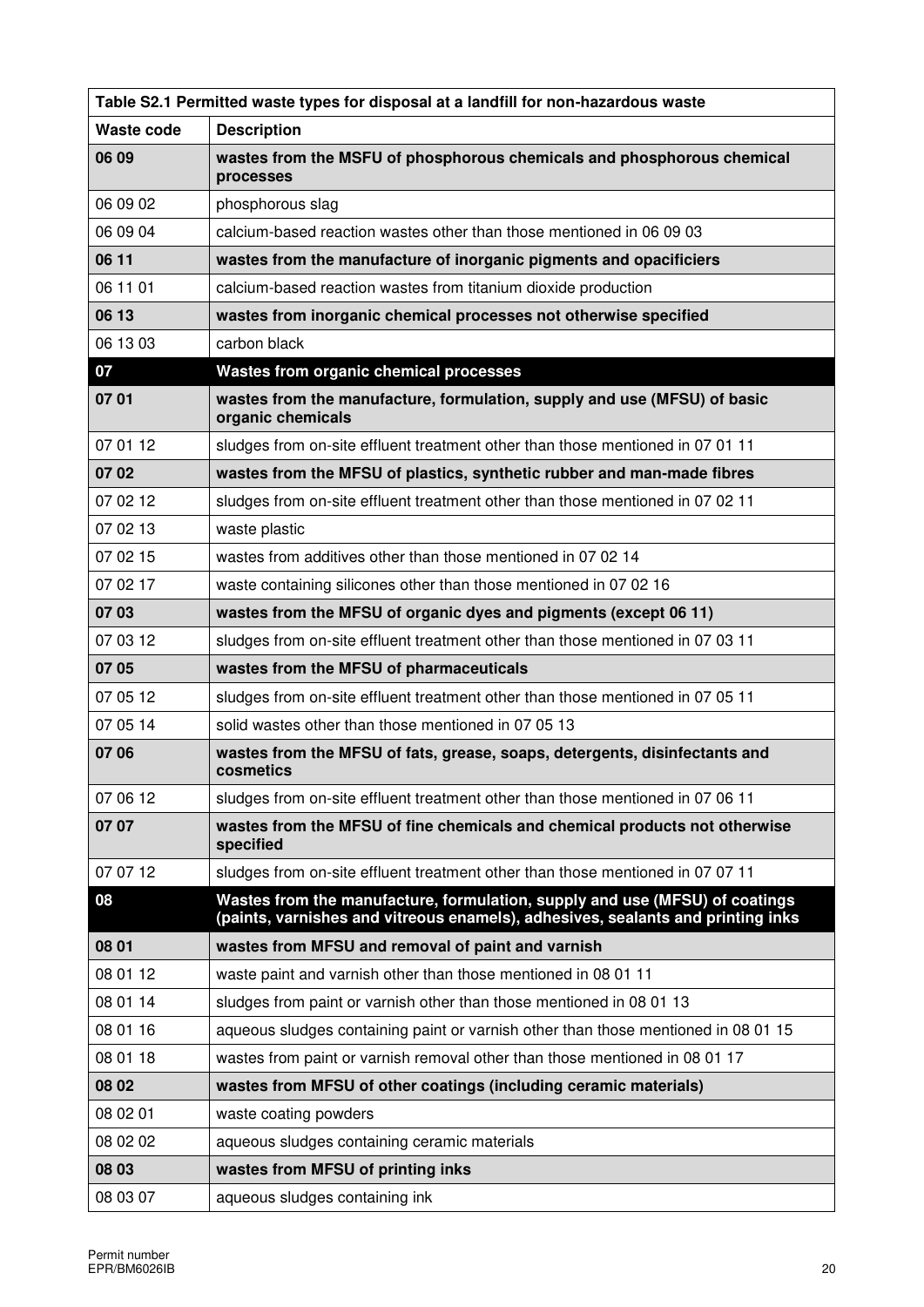| Table S2.1 Permitted waste types for disposal at a landfill for non-hazardous waste | |
|---|---|
| **Waste code** | **Description** |
| **06 09** | **wastes from the MSFU of phosphorous chemicals and phosphorous chemical processes** |
| 06 09 02 | phosphorous slag |
| 06 09 04 | calcium-based reaction wastes other than those mentioned in 06 09 03 |
| **06 11** | **wastes from the manufacture of inorganic pigments and opacificiers** |
| 06 11 01 | calcium-based reaction wastes from titanium dioxide production |
| **06 13** | **wastes from inorganic chemical processes not otherwise specified** |
| 06 13 03 | carbon black |
| **07** | **Wastes from organic chemical processes** |
| **07 01** | **wastes from the manufacture, formulation, supply and use (MFSU) of basic organic chemicals** |
| 07 01 12 | sludges from on-site effluent treatment other than those mentioned in 07 01 11 |
| **07 02** | **wastes from the MFSU of plastics, synthetic rubber and man-made fibres** |
| 07 02 12 | sludges from on-site effluent treatment other than those mentioned in 07 02 11 |
| 07 02 13 | waste plastic |
| 07 02 15 | wastes from additives other than those mentioned in 07 02 14 |
| 07 02 17 | waste containing silicones other than those mentioned in 07 02 16 |
| **07 03** | **wastes from the MFSU of organic dyes and pigments (except 06 11)** |
| 07 03 12 | sludges from on-site effluent treatment other than those mentioned in 07 03 11 |
| **07 05** | **wastes from the MFSU of pharmaceuticals** |
| 07 05 12 | sludges from on-site effluent treatment other than those mentioned in 07 05 11 |
| 07 05 14 | solid wastes other than those mentioned in 07 05 13 |
| **07 06** | **wastes from the MFSU of fats, grease, soaps, detergents, disinfectants and cosmetics** |
| 07 06 12 | sludges from on-site effluent treatment other than those mentioned in 07 06 11 |
| **07 07** | **wastes from the MFSU of fine chemicals and chemical products not otherwise specified** |
| 07 07 12 | sludges from on-site effluent treatment other than those mentioned in 07 07 11 |
| **08** | **Wastes from the manufacture, formulation, supply and use (MFSU) of coatings (paints, varnishes and vitreous enamels), adhesives, sealants and printing inks** |
| **08 01** | **wastes from MFSU and removal of paint and varnish** |
| 08 01 12 | waste paint and varnish other than those mentioned in 08 01 11 |
| 08 01 14 | sludges from paint or varnish other than those mentioned in 08 01 13 |
| 08 01 16 | aqueous sludges containing paint or varnish other than those mentioned in 08 01 15 |
| 08 01 18 | wastes from paint or varnish removal other than those mentioned in 08 01 17 |
| **08 02** | **wastes from MFSU of other coatings (including ceramic materials)** |
| 08 02 01 | waste coating powders |
| 08 02 02 | aqueous sludges containing ceramic materials |
| **08 03** | **wastes from MFSU of printing inks** |
| 08 03 07 | aqueous sludges containing ink |

Permit number
EPR/BM6026IB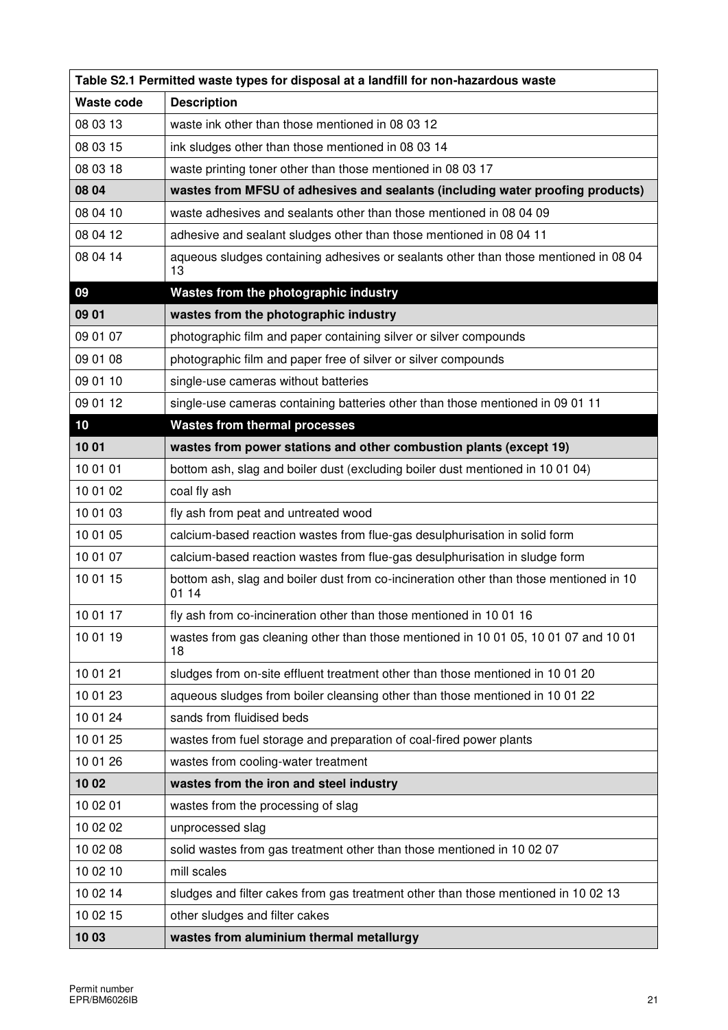| Table S2.1 Permitted waste types for disposal at a landfill for non-hazardous waste | |
|---|---|
| **Waste code** | **Description** |
| 08 03 13 | waste ink other than those mentioned in 08 03 12 |
| 08 03 15 | ink sludges other than those mentioned in 08 03 14 |
| 08 03 18 | waste printing toner other than those mentioned in 08 03 17 |
| **08 04** | **wastes from MFSU of adhesives and sealants (including water proofing products)** |
| 08 04 10 | waste adhesives and sealants other than those mentioned in 08 04 09 |
| 08 04 12 | adhesive and sealant sludges other than those mentioned in 08 04 11 |
| 08 04 14 | aqueous sludges containing adhesives or sealants other than those mentioned in 08 04 13 |
| **09** | **Wastes from the photographic industry** |
| **09 01** | **wastes from the photographic industry** |
| 09 01 07 | photographic film and paper containing silver or silver compounds |
| 09 01 08 | photographic film and paper free of silver or silver compounds |
| 09 01 10 | single-use cameras without batteries |
| 09 01 12 | single-use cameras containing batteries other than those mentioned in 09 01 11 |
| **10** | **Wastes from thermal processes** |
| **10 01** | **wastes from power stations and other combustion plants (except 19)** |
| 10 01 01 | bottom ash, slag and boiler dust (excluding boiler dust mentioned in 10 01 04) |
| 10 01 02 | coal fly ash |
| 10 01 03 | fly ash from peat and untreated wood |
| 10 01 05 | calcium-based reaction wastes from flue-gas desulphurisation in solid form |
| 10 01 07 | calcium-based reaction wastes from flue-gas desulphurisation in sludge form |
| 10 01 15 | bottom ash, slag and boiler dust from co-incineration other than those mentioned in 10 01 14 |
| 10 01 17 | fly ash from co-incineration other than those mentioned in 10 01 16 |
| 10 01 19 | wastes from gas cleaning other than those mentioned in 10 01 05, 10 01 07 and 10 01 18 |
| 10 01 21 | sludges from on-site effluent treatment other than those mentioned in 10 01 20 |
| 10 01 23 | aqueous sludges from boiler cleansing other than those mentioned in 10 01 22 |
| 10 01 24 | sands from fluidised beds |
| 10 01 25 | wastes from fuel storage and preparation of coal-fired power plants |
| 10 01 26 | wastes from cooling-water treatment |
| **10 02** | **wastes from the iron and steel industry** |
| 10 02 01 | wastes from the processing of slag |
| 10 02 02 | unprocessed slag |
| 10 02 08 | solid wastes from gas treatment other than those mentioned in 10 02 07 |
| 10 02 10 | mill scales |
| 10 02 14 | sludges and filter cakes from gas treatment other than those mentioned in 10 02 13 |
| 10 02 15 | other sludges and filter cakes |
| **10 03** | **wastes from aluminium thermal metallurgy** |

Permit number
EPR/BM6026IB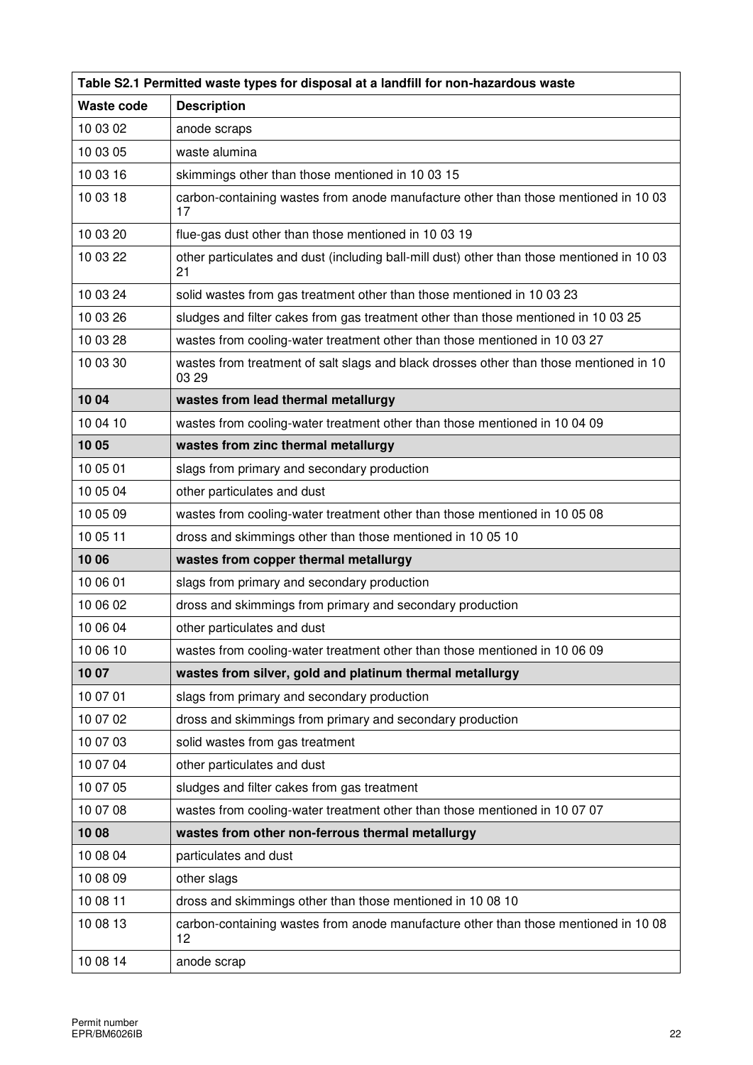| Table S2.1 Permitted waste types for disposal at a landfill for non-hazardous waste | |
|---|---|
| **Waste code** | **Description** |
| 10 03 02 | anode scraps |
| 10 03 05 | waste alumina |
| 10 03 16 | skimmings other than those mentioned in 10 03 15 |
| 10 03 18 | carbon-containing wastes from anode manufacture other than those mentioned in 10 03 17 |
| 10 03 20 | flue-gas dust other than those mentioned in 10 03 19 |
| 10 03 22 | other particulates and dust (including ball-mill dust) other than those mentioned in 10 03 21 |
| 10 03 24 | solid wastes from gas treatment other than those mentioned in 10 03 23 |
| 10 03 26 | sludges and filter cakes from gas treatment other than those mentioned in 10 03 25 |
| 10 03 28 | wastes from cooling-water treatment other than those mentioned in 10 03 27 |
| 10 03 30 | wastes from treatment of salt slags and black drosses other than those mentioned in 10 03 29 |
| **10 04** | **wastes from lead thermal metallurgy** |
| 10 04 10 | wastes from cooling-water treatment other than those mentioned in 10 04 09 |
| **10 05** | **wastes from zinc thermal metallurgy** |
| 10 05 01 | slags from primary and secondary production |
| 10 05 04 | other particulates and dust |
| 10 05 09 | wastes from cooling-water treatment other than those mentioned in 10 05 08 |
| 10 05 11 | dross and skimmings other than those mentioned in 10 05 10 |
| **10 06** | **wastes from copper thermal metallurgy** |
| 10 06 01 | slags from primary and secondary production |
| 10 06 02 | dross and skimmings from primary and secondary production |
| 10 06 04 | other particulates and dust |
| 10 06 10 | wastes from cooling-water treatment other than those mentioned in 10 06 09 |
| **10 07** | **wastes from silver, gold and platinum thermal metallurgy** |
| 10 07 01 | slags from primary and secondary production |
| 10 07 02 | dross and skimmings from primary and secondary production |
| 10 07 03 | solid wastes from gas treatment |
| 10 07 04 | other particulates and dust |
| 10 07 05 | sludges and filter cakes from gas treatment |
| 10 07 08 | wastes from cooling-water treatment other than those mentioned in 10 07 07 |
| **10 08** | **wastes from other non-ferrous thermal metallurgy** |
| 10 08 04 | particulates and dust |
| 10 08 09 | other slags |
| 10 08 11 | dross and skimmings other than those mentioned in 10 08 10 |
| 10 08 13 | carbon-containing wastes from anode manufacture other than those mentioned in 10 08 12 |
| 10 08 14 | anode scrap |

Permit number
EPR/BM6026IB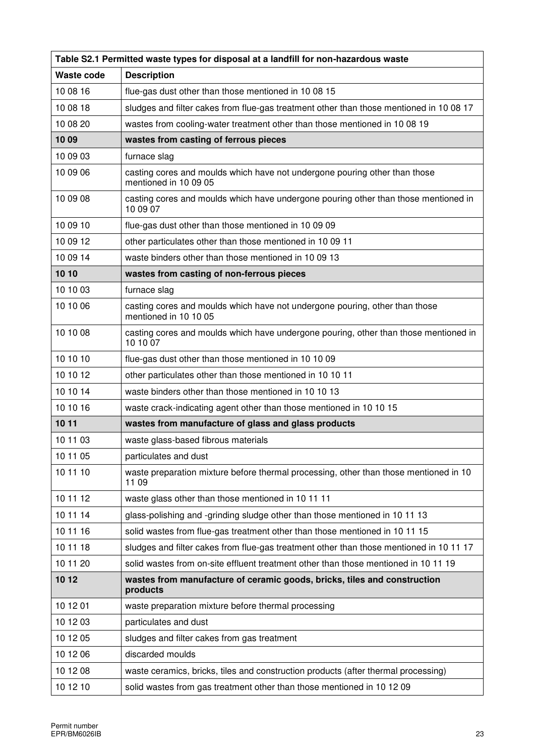| Table S2.1 Permitted waste types for disposal at a landfill for non-hazardous waste | |
|---|---|
| **Waste code** | **Description** |
| 10 08 16 | flue-gas dust other than those mentioned in 10 08 15 |
| 10 08 18 | sludges and filter cakes from flue-gas treatment other than those mentioned in 10 08 17 |
| 10 08 20 | wastes from cooling-water treatment other than those mentioned in 10 08 19 |
| **10 09** | **wastes from casting of ferrous pieces** |
| 10 09 03 | furnace slag |
| 10 09 06 | casting cores and moulds which have not undergone pouring other than those mentioned in 10 09 05 |
| 10 09 08 | casting cores and moulds which have undergone pouring other than those mentioned in 10 09 07 |
| 10 09 10 | flue-gas dust other than those mentioned in 10 09 09 |
| 10 09 12 | other particulates other than those mentioned in 10 09 11 |
| 10 09 14 | waste binders other than those mentioned in 10 09 13 |
| **10 10** | **wastes from casting of non-ferrous pieces** |
| 10 10 03 | furnace slag |
| 10 10 06 | casting cores and moulds which have not undergone pouring, other than those mentioned in 10 10 05 |
| 10 10 08 | casting cores and moulds which have undergone pouring, other than those mentioned in 10 10 07 |
| 10 10 10 | flue-gas dust other than those mentioned in 10 10 09 |
| 10 10 12 | other particulates other than those mentioned in 10 10 11 |
| 10 10 14 | waste binders other than those mentioned in 10 10 13 |
| 10 10 16 | waste crack-indicating agent other than those mentioned in 10 10 15 |
| **10 11** | **wastes from manufacture of glass and glass products** |
| 10 11 03 | waste glass-based fibrous materials |
| 10 11 05 | particulates and dust |
| 10 11 10 | waste preparation mixture before thermal processing, other than those mentioned in 10 11 09 |
| 10 11 12 | waste glass other than those mentioned in 10 11 11 |
| 10 11 14 | glass-polishing and -grinding sludge other than those mentioned in 10 11 13 |
| 10 11 16 | solid wastes from flue-gas treatment other than those mentioned in 10 11 15 |
| 10 11 18 | sludges and filter cakes from flue-gas treatment other than those mentioned in 10 11 17 |
| 10 11 20 | solid wastes from on-site effluent treatment other than those mentioned in 10 11 19 |
| **10 12** | **wastes from manufacture of ceramic goods, bricks, tiles and construction products** |
| 10 12 01 | waste preparation mixture before thermal processing |
| 10 12 03 | particulates and dust |
| 10 12 05 | sludges and filter cakes from gas treatment |
| 10 12 06 | discarded moulds |
| 10 12 08 | waste ceramics, bricks, tiles and construction products (after thermal processing) |
| 10 12 10 | solid wastes from gas treatment other than those mentioned in 10 12 09 |

Permit number
EPR/BM6026IB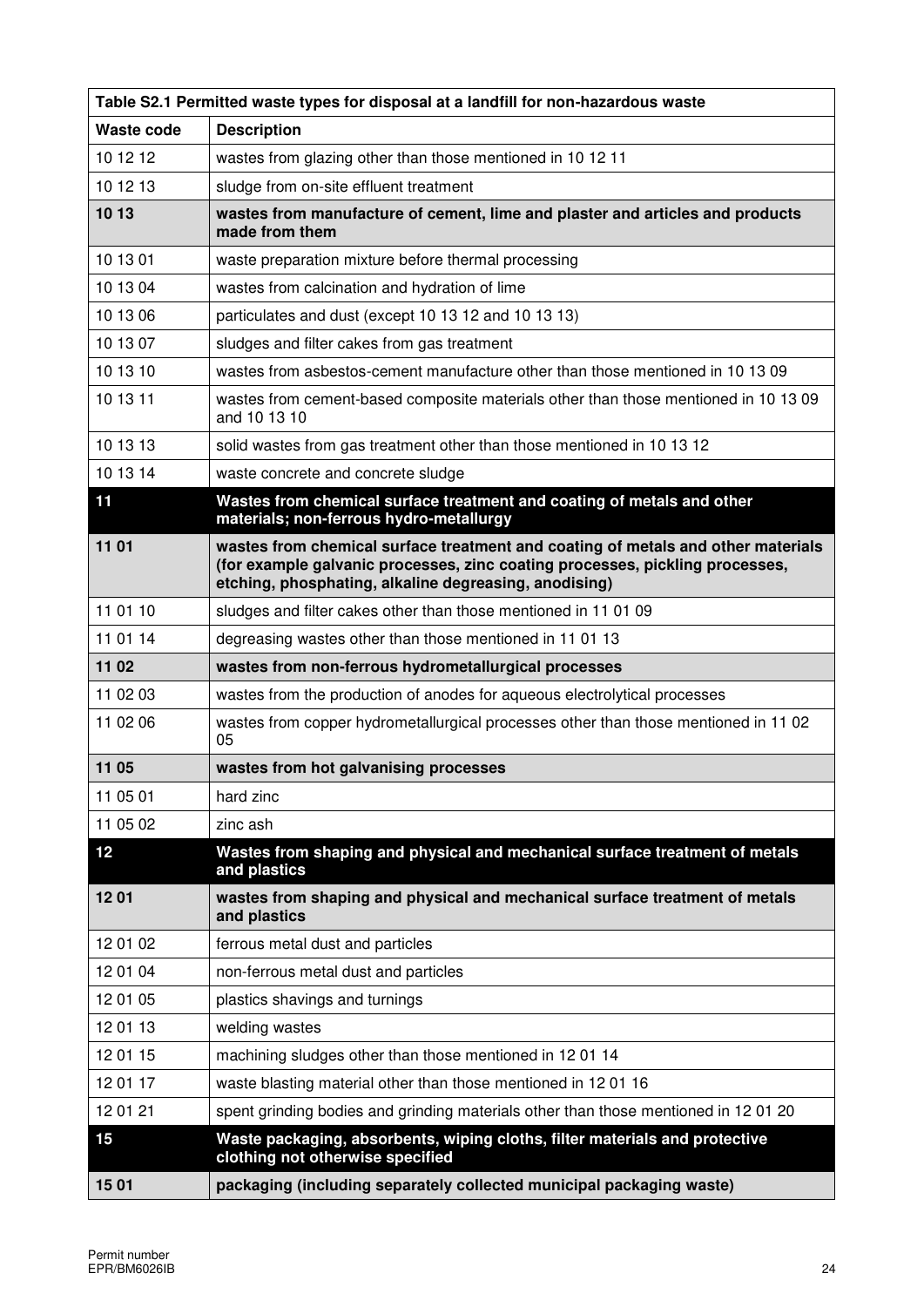| Table S2.1 Permitted waste types for disposal at a landfill for non-hazardous waste | |
|---|---|
| **Waste code** | **Description** |
| 10 12 12 | wastes from glazing other than those mentioned in 10 12 11 |
| 10 12 13 | sludge from on-site effluent treatment |
| **10 13** | **wastes from manufacture of cement, lime and plaster and articles and products made from them** |
| 10 13 01 | waste preparation mixture before thermal processing |
| 10 13 04 | wastes from calcination and hydration of lime |
| 10 13 06 | particulates and dust (except 10 13 12 and 10 13 13) |
| 10 13 07 | sludges and filter cakes from gas treatment |
| 10 13 10 | wastes from asbestos-cement manufacture other than those mentioned in 10 13 09 |
| 10 13 11 | wastes from cement-based composite materials other than those mentioned in 10 13 09 and 10 13 10 |
| 10 13 13 | solid wastes from gas treatment other than those mentioned in 10 13 12 |
| 10 13 14 | waste concrete and concrete sludge |
| **11** | **Wastes from chemical surface treatment and coating of metals and other materials; non-ferrous hydro-metallurgy** |
| **11 01** | **wastes from chemical surface treatment and coating of metals and other materials (for example galvanic processes, zinc coating processes, pickling processes, etching, phosphating, alkaline degreasing, anodising)** |
| 11 01 10 | sludges and filter cakes other than those mentioned in 11 01 09 |
| 11 01 14 | degreasing wastes other than those mentioned in 11 01 13 |
| **11 02** | **wastes from non-ferrous hydrometallurgical processes** |
| 11 02 03 | wastes from the production of anodes for aqueous electrolytical processes |
| 11 02 06 | wastes from copper hydrometallurgical processes other than those mentioned in 11 02 05 |
| **11 05** | **wastes from hot galvanising processes** |
| 11 05 01 | hard zinc |
| 11 05 02 | zinc ash |
| **12** | **Wastes from shaping and physical and mechanical surface treatment of metals and plastics** |
| **12 01** | **wastes from shaping and physical and mechanical surface treatment of metals and plastics** |
| 12 01 02 | ferrous metal dust and particles |
| 12 01 04 | non-ferrous metal dust and particles |
| 12 01 05 | plastics shavings and turnings |
| 12 01 13 | welding wastes |
| 12 01 15 | machining sludges other than those mentioned in 12 01 14 |
| 12 01 17 | waste blasting material other than those mentioned in 12 01 16 |
| 12 01 21 | spent grinding bodies and grinding materials other than those mentioned in 12 01 20 |
| **15** | **Waste packaging, absorbents, wiping cloths, filter materials and protective clothing not otherwise specified** |
| **15 01** | **packaging (including separately collected municipal packaging waste)** |

Permit number
EPR/BM6026IB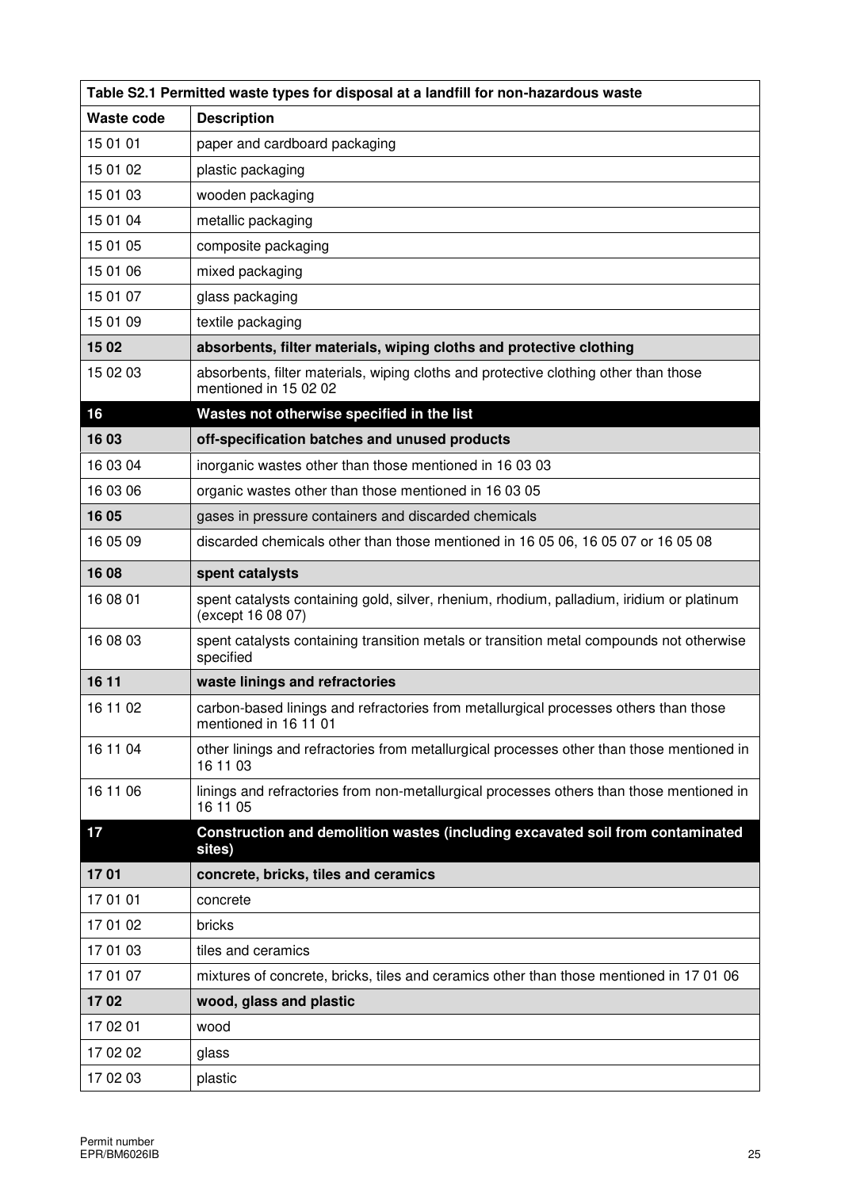| Table S2.1 Permitted waste types for disposal at a landfill for non-hazardous waste | |
|---|---|
| **Waste code** | **Description** |
| 15 01 01 | paper and cardboard packaging |
| 15 01 02 | plastic packaging |
| 15 01 03 | wooden packaging |
| 15 01 04 | metallic packaging |
| 15 01 05 | composite packaging |
| 15 01 06 | mixed packaging |
| 15 01 07 | glass packaging |
| 15 01 09 | textile packaging |
| **15 02** | **absorbents, filter materials, wiping cloths and protective clothing** |
| 15 02 03 | absorbents, filter materials, wiping cloths and protective clothing other than those mentioned in 15 02 02 |
| **16** | **Wastes not otherwise specified in the list** |
| **16 03** | **off-specification batches and unused products** |
| 16 03 04 | inorganic wastes other than those mentioned in 16 03 03 |
| 16 03 06 | organic wastes other than those mentioned in 16 03 05 |
| **16 05** | gases in pressure containers and discarded chemicals |
| 16 05 09 | discarded chemicals other than those mentioned in 16 05 06, 16 05 07 or 16 05 08 |
| **16 08** | **spent catalysts** |
| 16 08 01 | spent catalysts containing gold, silver, rhenium, rhodium, palladium, iridium or platinum (except 16 08 07) |
| 16 08 03 | spent catalysts containing transition metals or transition metal compounds not otherwise specified |
| **16 11** | **waste linings and refractories** |
| 16 11 02 | carbon-based linings and refractories from metallurgical processes others than those mentioned in 16 11 01 |
| 16 11 04 | other linings and refractories from metallurgical processes other than those mentioned in 16 11 03 |
| 16 11 06 | linings and refractories from non-metallurgical processes others than those mentioned in 16 11 05 |
| **17** | **Construction and demolition wastes (including excavated soil from contaminated sites)** |
| **17 01** | **concrete, bricks, tiles and ceramics** |
| 17 01 01 | concrete |
| 17 01 02 | bricks |
| 17 01 03 | tiles and ceramics |
| 17 01 07 | mixtures of concrete, bricks, tiles and ceramics other than those mentioned in 17 01 06 |
| **17 02** | **wood, glass and plastic** |
| 17 02 01 | wood |
| 17 02 02 | glass |
| 17 02 03 | plastic |

Permit number
EPR/BM6026IB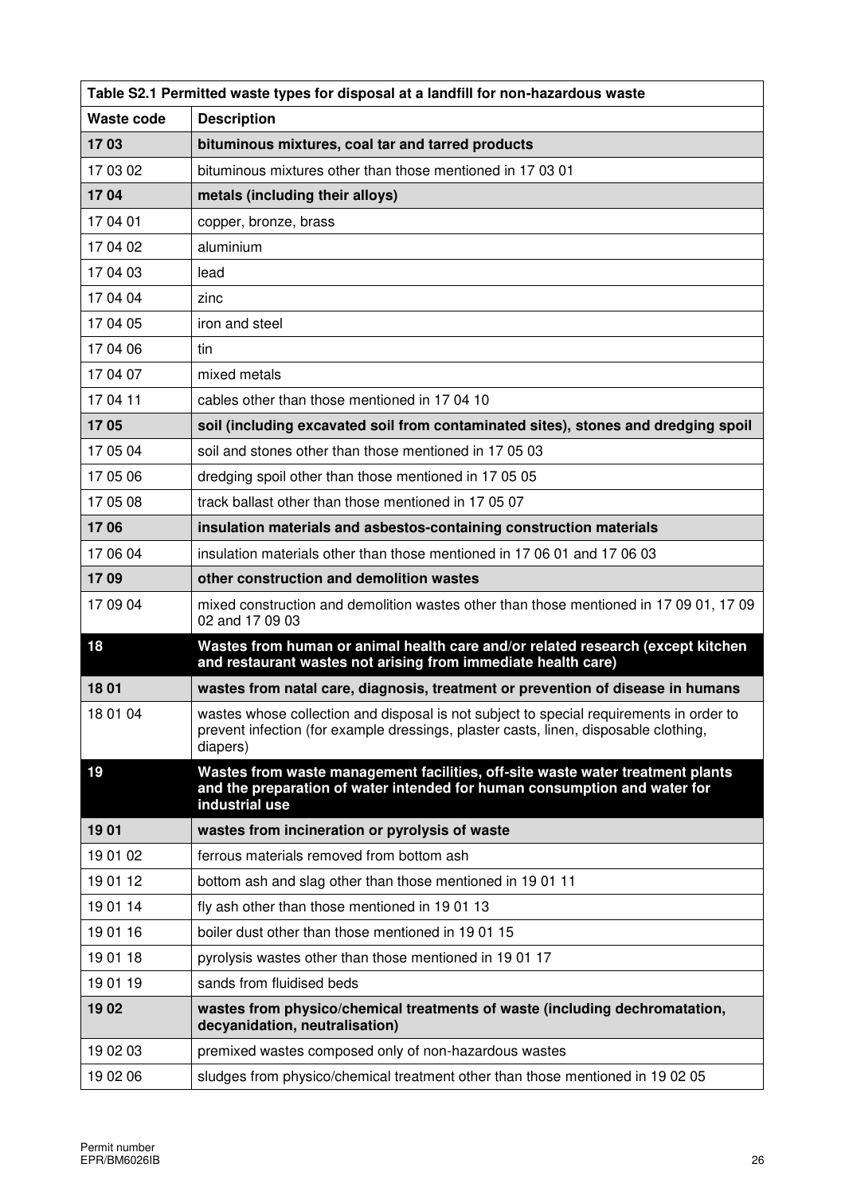| Table S2.1 Permitted waste types for disposal at a landfill for non-hazardous waste | |
|---|---|
| **Waste code** | **Description** |
| **17 03** | **bituminous mixtures, coal tar and tarred products** |
| 17 03 02 | bituminous mixtures other than those mentioned in 17 03 01 |
| **17 04** | **metals (including their alloys)** |
| 17 04 01 | copper, bronze, brass |
| 17 04 02 | aluminium |
| 17 04 03 | lead |
| 17 04 04 | zinc |
| 17 04 05 | iron and steel |
| 17 04 06 | tin |
| 17 04 07 | mixed metals |
| 17 04 11 | cables other than those mentioned in 17 04 10 |
| **17 05** | **soil (including excavated soil from contaminated sites), stones and dredging spoil** |
| 17 05 04 | soil and stones other than those mentioned in 17 05 03 |
| 17 05 06 | dredging spoil other than those mentioned in 17 05 05 |
| 17 05 08 | track ballast other than those mentioned in 17 05 07 |
| **17 06** | **insulation materials and asbestos-containing construction materials** |
| 17 06 04 | insulation materials other than those mentioned in 17 06 01 and 17 06 03 |
| **17 09** | **other construction and demolition wastes** |
| 17 09 04 | mixed construction and demolition wastes other than those mentioned in 17 09 01, 17 09 02 and 17 09 03 |
| **18** | **Wastes from human or animal health care and/or related research (except kitchen and restaurant wastes not arising from immediate health care)** |
| **18 01** | **wastes from natal care, diagnosis, treatment or prevention of disease in humans** |
| 18 01 04 | wastes whose collection and disposal is not subject to special requirements in order to prevent infection (for example dressings, plaster casts, linen, disposable clothing, diapers) |
| **19** | **Wastes from waste management facilities, off-site waste water treatment plants and the preparation of water intended for human consumption and water for industrial use** |
| **19 01** | **wastes from incineration or pyrolysis of waste** |
| 19 01 02 | ferrous materials removed from bottom ash |
| 19 01 12 | bottom ash and slag other than those mentioned in 19 01 11 |
| 19 01 14 | fly ash other than those mentioned in 19 01 13 |
| 19 01 16 | boiler dust other than those mentioned in 19 01 15 |
| 19 01 18 | pyrolysis wastes other than those mentioned in 19 01 17 |
| 19 01 19 | sands from fluidised beds |
| **19 02** | **wastes from physico/chemical treatments of waste (including dechromatation, decyanidation, neutralisation)** |
| 19 02 03 | premixed wastes composed only of non-hazardous wastes |
| 19 02 06 | sludges from physico/chemical treatment other than those mentioned in 19 02 05 |

Permit number
EPR/BM6026IB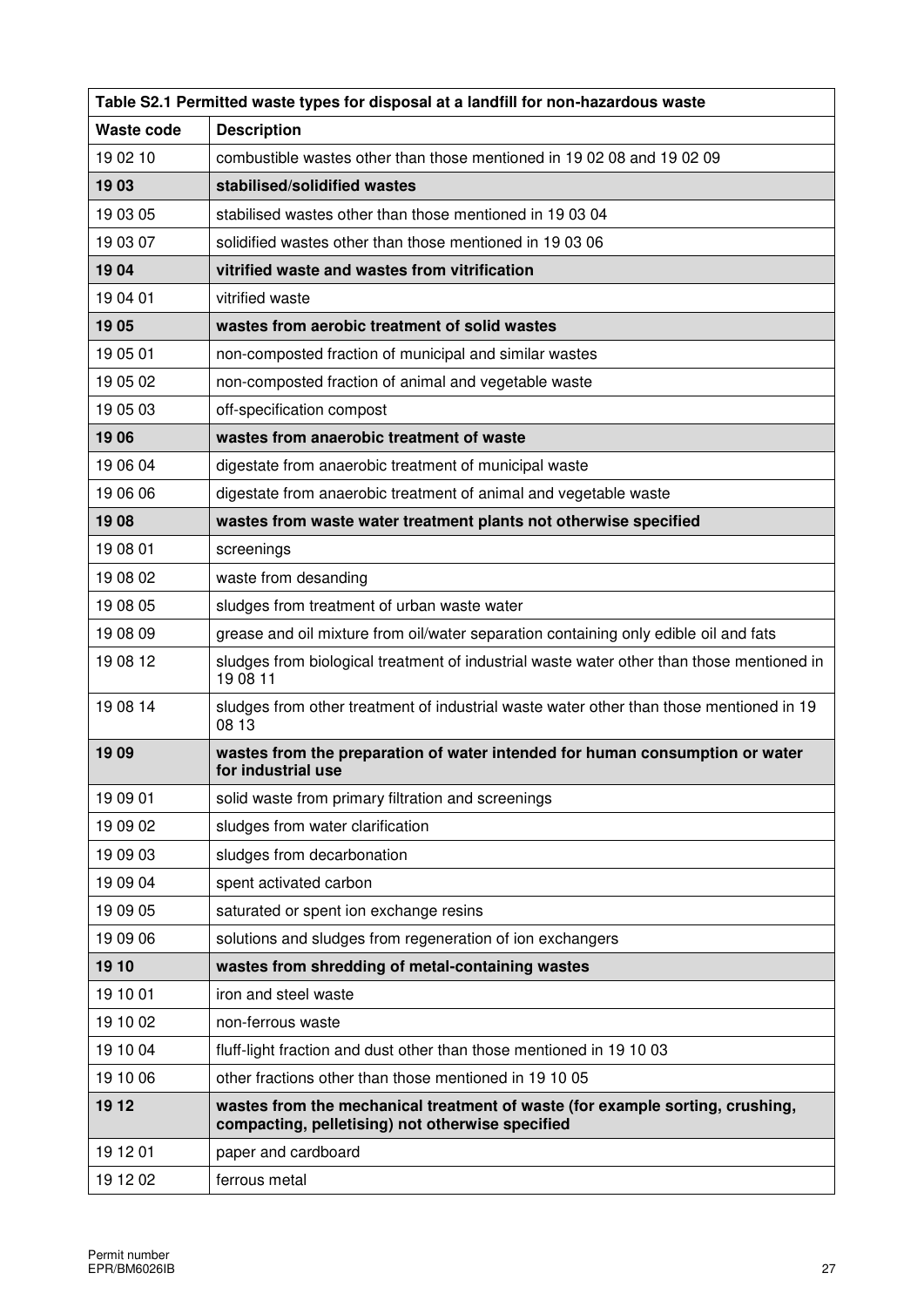| Table S2.1 Permitted waste types for disposal at a landfill for non-hazardous waste | |
|---|---|
| **Waste code** | **Description** |
| 19 02 10 | combustible wastes other than those mentioned in 19 02 08 and 19 02 09 |
| **19 03** | **stabilised/solidified wastes** |
| 19 03 05 | stabilised wastes other than those mentioned in 19 03 04 |
| 19 03 07 | solidified wastes other than those mentioned in 19 03 06 |
| **19 04** | **vitrified waste and wastes from vitrification** |
| 19 04 01 | vitrified waste |
| **19 05** | **wastes from aerobic treatment of solid wastes** |
| 19 05 01 | non-composted fraction of municipal and similar wastes |
| 19 05 02 | non-composted fraction of animal and vegetable waste |
| 19 05 03 | off-specification compost |
| **19 06** | **wastes from anaerobic treatment of waste** |
| 19 06 04 | digestate from anaerobic treatment of municipal waste |
| 19 06 06 | digestate from anaerobic treatment of animal and vegetable waste |
| **19 08** | **wastes from waste water treatment plants not otherwise specified** |
| 19 08 01 | screenings |
| 19 08 02 | waste from desanding |
| 19 08 05 | sludges from treatment of urban waste water |
| 19 08 09 | grease and oil mixture from oil/water separation containing only edible oil and fats |
| 19 08 12 | sludges from biological treatment of industrial waste water other than those mentioned in 19 08 11 |
| 19 08 14 | sludges from other treatment of industrial waste water other than those mentioned in 19 08 13 |
| **19 09** | **wastes from the preparation of water intended for human consumption or water for industrial use** |
| 19 09 01 | solid waste from primary filtration and screenings |
| 19 09 02 | sludges from water clarification |
| 19 09 03 | sludges from decarbonation |
| 19 09 04 | spent activated carbon |
| 19 09 05 | saturated or spent ion exchange resins |
| 19 09 06 | solutions and sludges from regeneration of ion exchangers |
| **19 10** | **wastes from shredding of metal-containing wastes** |
| 19 10 01 | iron and steel waste |
| 19 10 02 | non-ferrous waste |
| 19 10 04 | fluff-light fraction and dust other than those mentioned in 19 10 03 |
| 19 10 06 | other fractions other than those mentioned in 19 10 05 |
| **19 12** | **wastes from the mechanical treatment of waste (for example sorting, crushing, compacting, pelletising) not otherwise specified** |
| 19 12 01 | paper and cardboard |
| 19 12 02 | ferrous metal |

Permit number
EPR/BM6026IB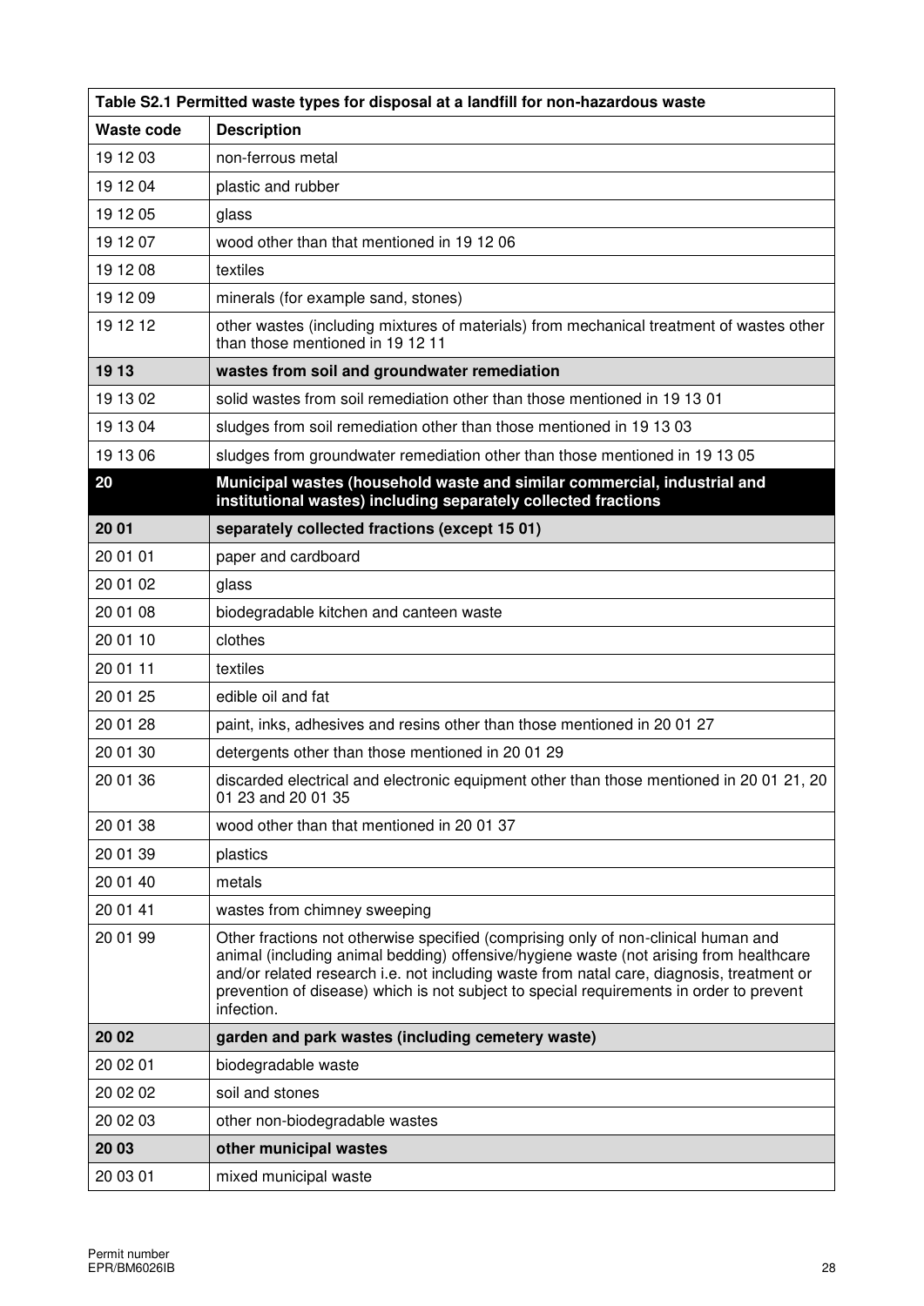| Table S2.1 Permitted waste types for disposal at a landfill for non-hazardous waste | |
|---|---|
| **Waste code** | **Description** |
| 19 12 03 | non-ferrous metal |
| 19 12 04 | plastic and rubber |
| 19 12 05 | glass |
| 19 12 07 | wood other than that mentioned in 19 12 06 |
| 19 12 08 | textiles |
| 19 12 09 | minerals (for example sand, stones) |
| 19 12 12 | other wastes (including mixtures of materials) from mechanical treatment of wastes other than those mentioned in 19 12 11 |
| **19 13** | **wastes from soil and groundwater remediation** |
| 19 13 02 | solid wastes from soil remediation other than those mentioned in 19 13 01 |
| 19 13 04 | sludges from soil remediation other than those mentioned in 19 13 03 |
| 19 13 06 | sludges from groundwater remediation other than those mentioned in 19 13 05 |
| **20** | **Municipal wastes (household waste and similar commercial, industrial and institutional wastes) including separately collected fractions** |
| **20 01** | **separately collected fractions (except 15 01)** |
| 20 01 01 | paper and cardboard |
| 20 01 02 | glass |
| 20 01 08 | biodegradable kitchen and canteen waste |
| 20 01 10 | clothes |
| 20 01 11 | textiles |
| 20 01 25 | edible oil and fat |
| 20 01 28 | paint, inks, adhesives and resins other than those mentioned in 20 01 27 |
| 20 01 30 | detergents other than those mentioned in 20 01 29 |
| 20 01 36 | discarded electrical and electronic equipment other than those mentioned in 20 01 21, 20 01 23 and 20 01 35 |
| 20 01 38 | wood other than that mentioned in 20 01 37 |
| 20 01 39 | plastics |
| 20 01 40 | metals |
| 20 01 41 | wastes from chimney sweeping |
| 20 01 99 | Other fractions not otherwise specified (comprising only of non-clinical human and animal (including animal bedding) offensive/hygiene waste (not arising from healthcare and/or related research i.e. not including waste from natal care, diagnosis, treatment or prevention of disease) which is not subject to special requirements in order to prevent infection. |
| **20 02** | **garden and park wastes (including cemetery waste)** |
| 20 02 01 | biodegradable waste |
| 20 02 02 | soil and stones |
| 20 02 03 | other non-biodegradable wastes |
| **20 03** | **other municipal wastes** |
| 20 03 01 | mixed municipal waste |

Permit number
EPR/BM6026IB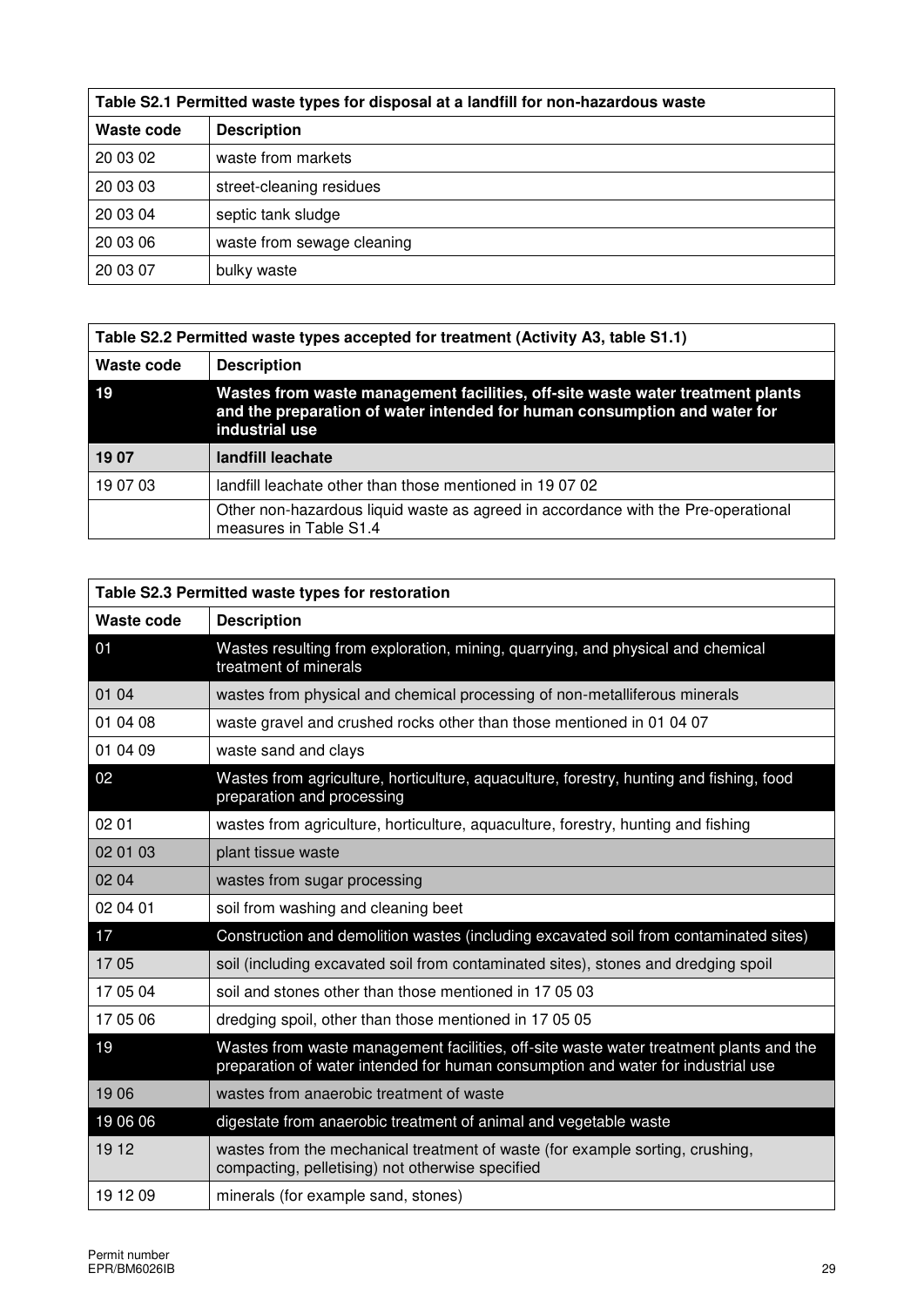| Table S2.1 Permitted waste types for disposal at a landfill for non-hazardous waste | |
|---|---|
| **Waste code** | **Description** |
| 20 03 02 | waste from markets |
| 20 03 03 | street-cleaning residues |
| 20 03 04 | septic tank sludge |
| 20 03 06 | waste from sewage cleaning |
| 20 03 07 | bulky waste |

| Table S2.2 Permitted waste types accepted for treatment (Activity A3, table S1.1) | |
|---|---|
| **Waste code** | **Description** |
| **19** | **Wastes from waste management facilities, off-site waste water treatment plants and the preparation of water intended for human consumption and water for industrial use** |
| **19 07** | **landfill leachate** |
| 19 07 03 | landfill leachate other than those mentioned in 19 07 02 |
| | Other non-hazardous liquid waste as agreed in accordance with the Pre-operational measures in Table S1.4 |

| Table S2.3 Permitted waste types for restoration | |
|---|---|
| **Waste code** | **Description** |
| 01 | Wastes resulting from exploration, mining, quarrying, and physical and chemical treatment of minerals |
| 01 04 | wastes from physical and chemical processing of non-metalliferous minerals |
| 01 04 08 | waste gravel and crushed rocks other than those mentioned in 01 04 07 |
| 01 04 09 | waste sand and clays |
| 02 | Wastes from agriculture, horticulture, aquaculture, forestry, hunting and fishing, food preparation and processing |
| 02 01 | wastes from agriculture, horticulture, aquaculture, forestry, hunting and fishing |
| 02 01 03 | plant tissue waste |
| 02 04 | wastes from sugar processing |
| 02 04 01 | soil from washing and cleaning beet |
| 17 | Construction and demolition wastes (including excavated soil from contaminated sites) |
| 17 05 | soil (including excavated soil from contaminated sites), stones and dredging spoil |
| 17 05 04 | soil and stones other than those mentioned in 17 05 03 |
| 17 05 06 | dredging spoil, other than those mentioned in 17 05 05 |
| 19 | Wastes from waste management facilities, off-site waste water treatment plants and the preparation of water intended for human consumption and water for industrial use |
| 19 06 | wastes from anaerobic treatment of waste |
| 19 06 06 | digestate from anaerobic treatment of animal and vegetable waste |
| 19 12 | wastes from the mechanical treatment of waste (for example sorting, crushing, compacting, pelletising) not otherwise specified |
| 19 12 09 | minerals (for example sand, stones) |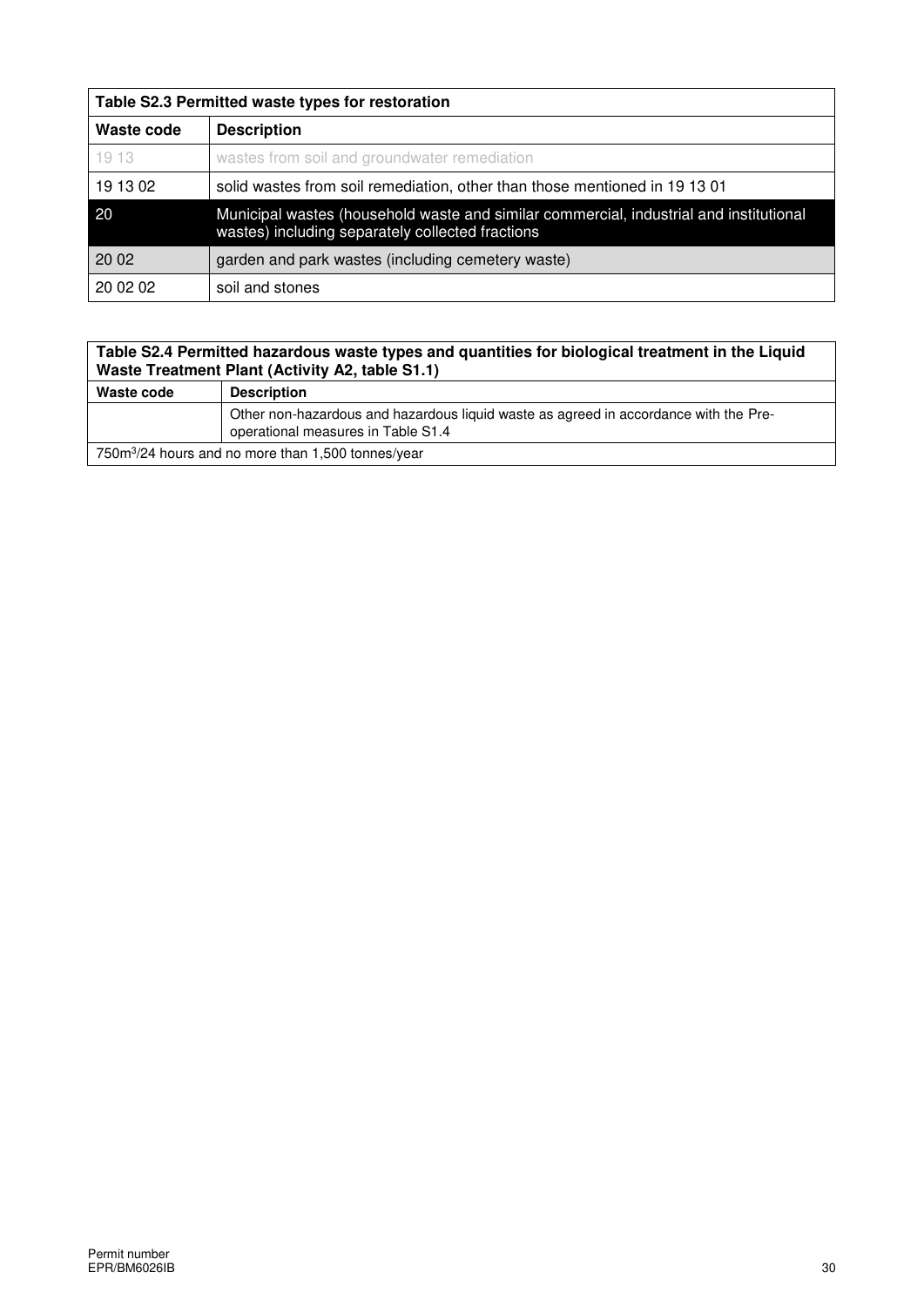| Table S2.3 Permitted waste types for restoration | |
|---|---|
| **Waste code** | **Description** |
| 19 13 | wastes from soil and groundwater remediation |
| 19 13 02 | solid wastes from soil remediation, other than those mentioned in 19 13 01 |
| 20 | Municipal wastes (household waste and similar commercial, industrial and institutional wastes) including separately collected fractions |
| 20 02 | garden and park wastes (including cemetery waste) |
| 20 02 02 | soil and stones |

| Table S2.4 Permitted hazardous waste types and quantities for biological treatment in the Liquid Waste Treatment Plant (Activity A2, table S1.1) | |
|---|---|
| **Waste code** | **Description** |
| | Other non-hazardous and hazardous liquid waste as agreed in accordance with the Pre-operational measures in Table S1.4 |
| $750m^3$/24 hours and no more than 1,500 tonnes/year | |

Permit number
EPR/BM6026IB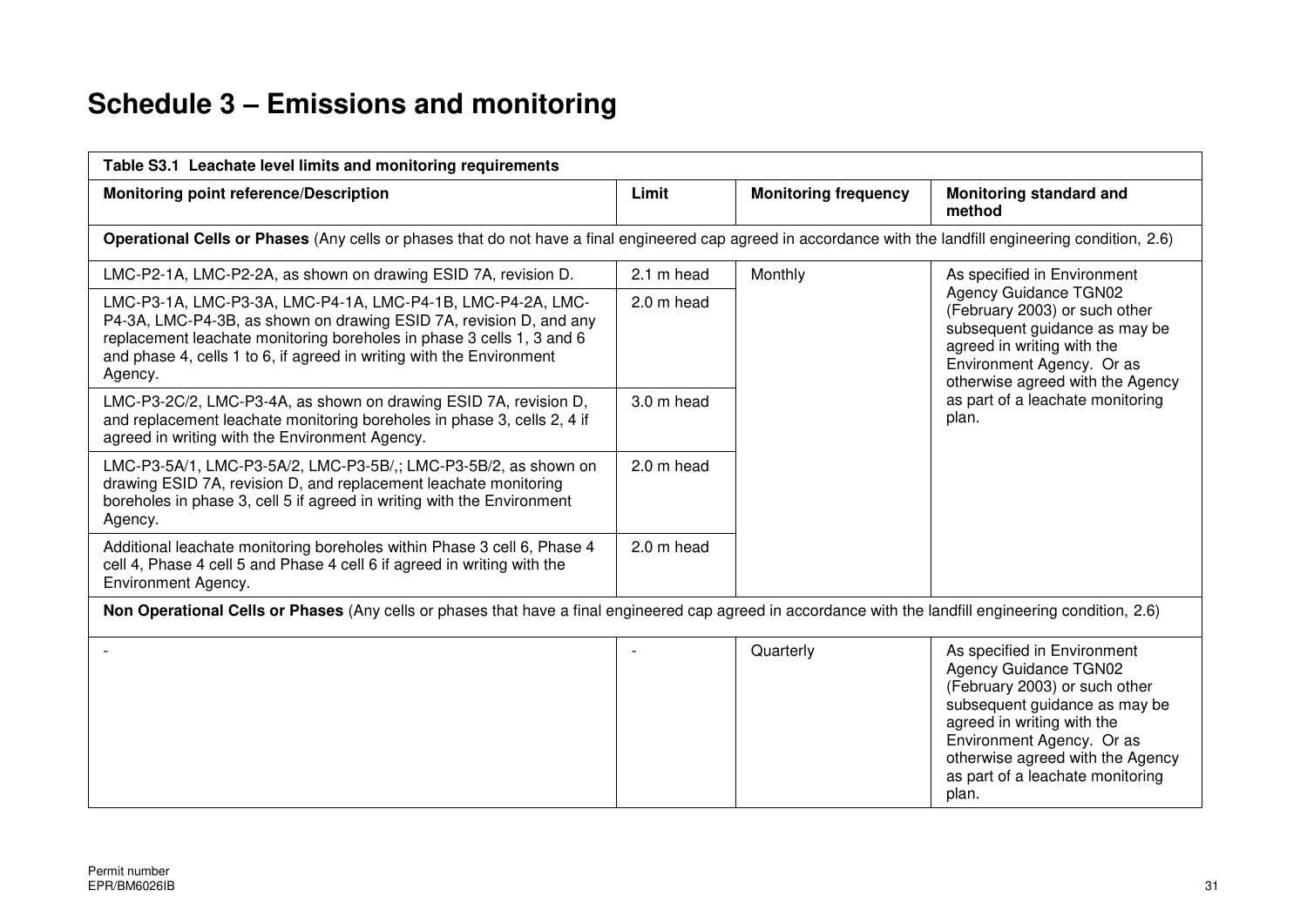# Schedule 3 – Emissions and monitoring

| Table S3.1 Leachate level limits and monitoring requirements | | | |
|---|---|---|---|
| **Monitoring point reference/Description** | **Limit** | **Monitoring frequency** | **Monitoring standard and method** |
| **Operational Cells or Phases** (Any cells or phases that do not have a final engineered cap agreed in accordance with the landfill engineering condition, 2.6) | | | |
| LMC-P2-1A, LMC-P2-2A, as shown on drawing ESID 7A, revision D. | 2.1 m head | Monthly | As specified in Environment Agency Guidance TGN02 (February 2003) or such other subsequent guidance as may be agreed in writing with the Environment Agency. Or as otherwise agreed with the Agency as part of a leachate monitoring plan. |
| LMC-P3-1A, LMC-P3-3A, LMC-P4-1A, LMC-P4-1B, LMC-P4-2A, LMC-P4-3A, LMC-P4-3B, as shown on drawing ESID 7A, revision D, and any replacement leachate monitoring boreholes in phase 3 cells 1, 3 and 6 and phase 4, cells 1 to 6, if agreed in writing with the Environment Agency. | 2.0 m head | | |
| LMC-P3-2C/2, LMC-P3-4A, as shown on drawing ESID 7A, revision D, and replacement leachate monitoring boreholes in phase 3, cells 2, 4 if agreed in writing with the Environment Agency. | 3.0 m head | | |
| LMC-P3-5A/1, LMC-P3-5A/2, LMC-P3-5B/,; LMC-P3-5B/2, as shown on drawing ESID 7A, revision D, and replacement leachate monitoring boreholes in phase 3, cell 5 if agreed in writing with the Environment Agency. | 2.0 m head | | |
| Additional leachate monitoring boreholes within Phase 3 cell 6, Phase 4 cell 4, Phase 4 cell 5 and Phase 4 cell 6 if agreed in writing with the Environment Agency. | 2.0 m head | | |
| **Non Operational Cells or Phases** (Any cells or phases that have a final engineered cap agreed in accordance with the landfill engineering condition, 2.6) | | | |
| - | - | Quarterly | As specified in Environment Agency Guidance TGN02 (February 2003) or such other subsequent guidance as may be agreed in writing with the Environment Agency. Or as otherwise agreed with the Agency as part of a leachate monitoring plan. |

Permit number
EPR/BM6026IB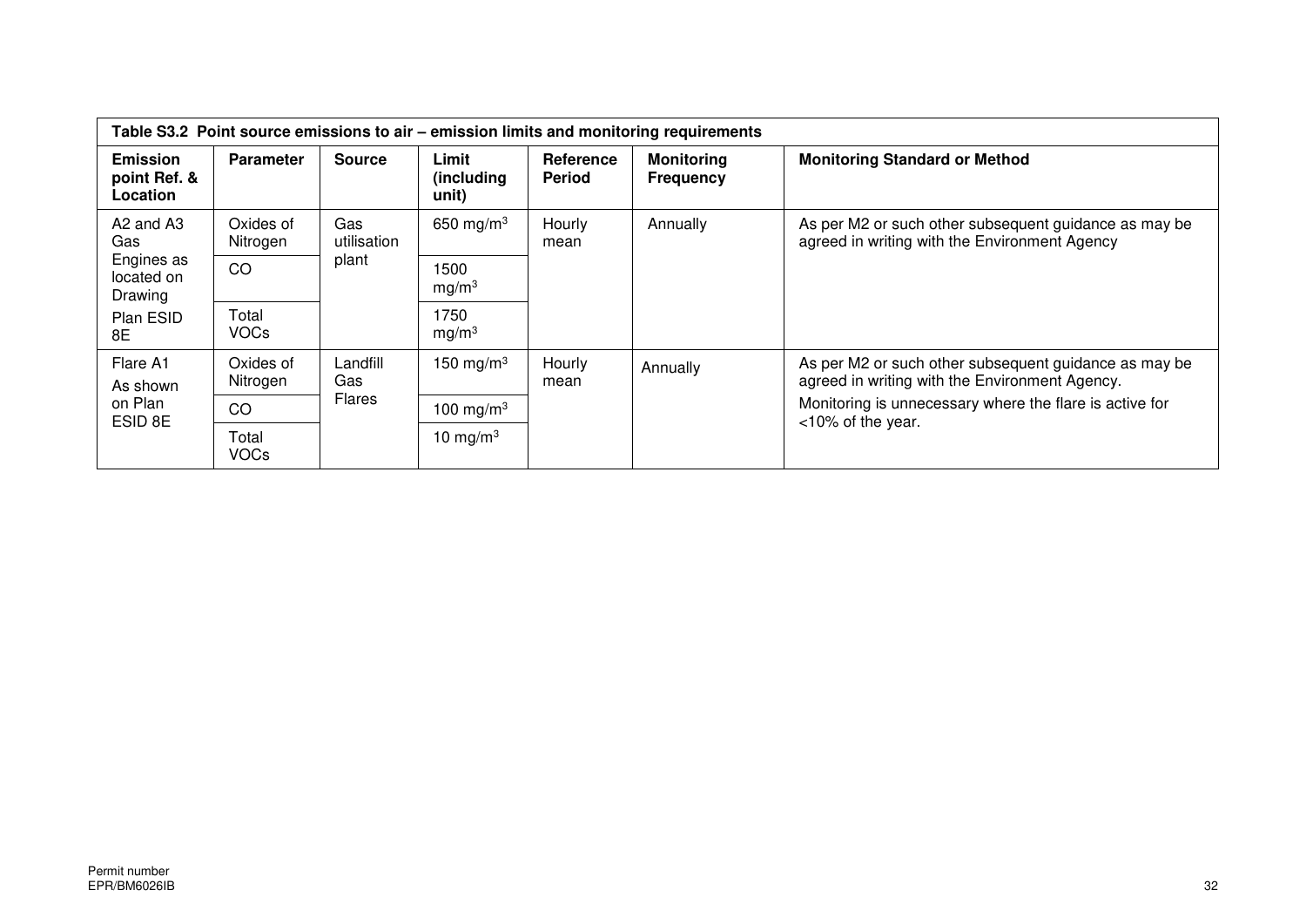| Table S3.2 Point source emissions to air – emission limits and monitoring requirements | | | | | | |
|---|---|---|---|---|---|---|
| **Emission point Ref. & Location** | **Parameter** | **Source** | **Limit (including unit)** | **Reference Period** | **Monitoring Frequency** | **Monitoring Standard or Method** |
| A2 and A3 Gas Engines as located on Drawing Plan ESID 8E | Oxides of Nitrogen | Gas utilisation plant | 650 mg/m$^3$ | Hourly mean | Annually | As per M2 or such other subsequent guidance as may be agreed in writing with the Environment Agency |
| | CO | | 1500 mg/m$^3$ | | | |
| | Total VOCs | | 1750 mg/m$^3$ | | | |
| Flare A1 As shown on Plan ESID 8E | Oxides of Nitrogen | Landfill Gas Flares | 150 mg/m$^3$ | Hourly mean | Annually | As per M2 or such other subsequent guidance as may be agreed in writing with the Environment Agency. Monitoring is unnecessary where the flare is active for <10% of the year. |
| | CO | | 100 mg/m$^3$ | | | |
| | Total VOCs | | 10 mg/m$^3$ | | | |

Permit number
EPR/BM6026IB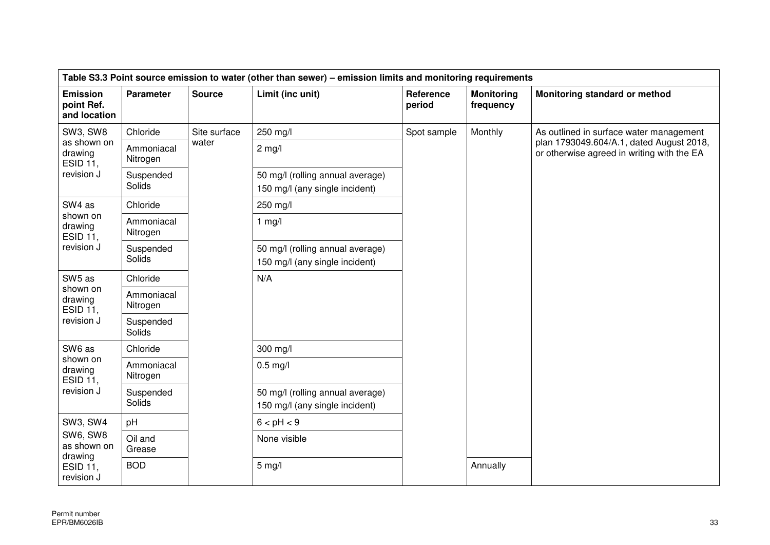| Table S3.3 Point source emission to water (other than sewer) – emission limits and monitoring requirements | | | | | | |
|---|---|---|---|---|---|---|
| **Emission point Ref. and location** | **Parameter** | **Source** | **Limit (inc unit)** | **Reference period** | **Monitoring frequency** | **Monitoring standard or method** |
| SW3, SW8 as shown on drawing ESID 11, revision J | Chloride | Site surface water | 250 mg/l | Spot sample | Monthly | As outlined in surface water management plan 1793049.604/A.1, dated August 2018, or otherwise agreed in writing with the EA |
| | Ammoniacal Nitrogen | | 2 mg/l | | | |
| | Suspended Solids | | 50 mg/l (rolling annual average)<br>150 mg/l (any single incident) | | | |
| SW4 as shown on drawing ESID 11, revision J | Chloride | | 250 mg/l | | | |
| | Ammoniacal Nitrogen | | 1 mg/l | | | |
| | Suspended Solids | | 50 mg/l (rolling annual average)<br>150 mg/l (any single incident) | | | |
| SW5 as shown on drawing ESID 11, revision J | Chloride | | N/A | | | |
| | Ammoniacal Nitrogen | | | | | |
| | Suspended Solids | | | | | |
| SW6 as shown on drawing ESID 11, revision J | Chloride | | 300 mg/l | | | |
| | Ammoniacal Nitrogen | | 0.5 mg/l | | | |
| | Suspended Solids | | 50 mg/l (rolling annual average)<br>150 mg/l (any single incident) | | | |
| SW3, SW4 SW6, SW8 as shown on drawing ESID 11, revision J | pH | | 6 < pH < 9 | | | |
| | Oil and Grease | | None visible | | | |
| | BOD | | 5 mg/l | | Annually | |

Permit number
EPR/BM6026IB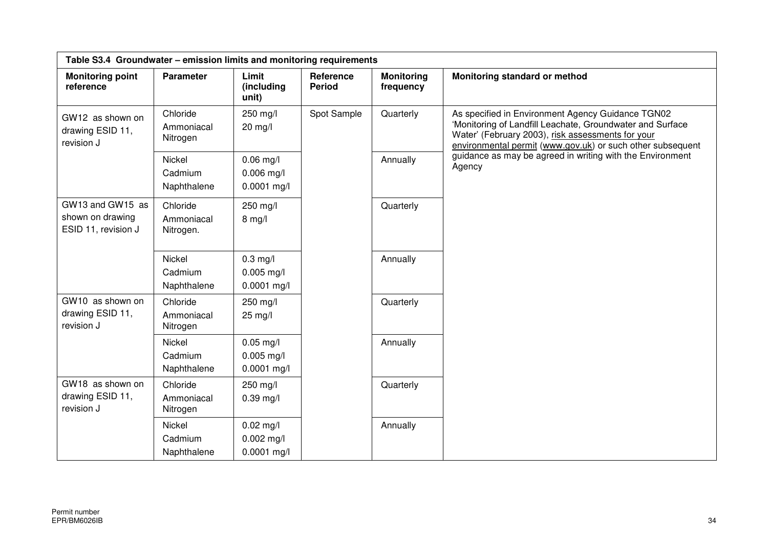| Table S3.4 Groundwater – emission limits and monitoring requirements | | | | | |
|---|---|---|---|---|---|
| **Monitoring point reference** | **Parameter** | **Limit (including unit)** | **Reference Period** | **Monitoring frequency** | **Monitoring standard or method** |
| GW12 as shown on drawing ESID 11, revision J | Chloride<br>Ammoniacal Nitrogen | 250 mg/l<br>20 mg/l | Spot Sample | Quarterly | As specified in Environment Agency Guidance TGN02 'Monitoring of Landfill Leachate, Groundwater and Surface Water' (February 2003), risk assessments for your environmental permit (www.gov.uk) or such other subsequent guidance as may be agreed in writing with the Environment Agency |
| | Nickel<br>Cadmium<br>Naphthalene | 0.06 mg/l<br>0.006 mg/l<br>0.0001 mg/l | | Annually | |
| GW13 and GW15 as shown on drawing ESID 11, revision J | Chloride<br>Ammoniacal Nitrogen. | 250 mg/l<br>8 mg/l | | Quarterly | |
| | Nickel<br>Cadmium<br>Naphthalene | 0.3 mg/l<br>0.005 mg/l<br>0.0001 mg/l | | Annually | |
| GW10 as shown on drawing ESID 11, revision J | Chloride<br>Ammoniacal Nitrogen | 250 mg/l<br>25 mg/l | | Quarterly | |
| | Nickel<br>Cadmium<br>Naphthalene | 0.05 mg/l<br>0.005 mg/l<br>0.0001 mg/l | | Annually | |
| GW18 as shown on drawing ESID 11, revision J | Chloride<br>Ammoniacal Nitrogen | 250 mg/l<br>0.39 mg/l | | Quarterly | |
| | Nickel<br>Cadmium<br>Naphthalene | 0.02 mg/l<br>0.002 mg/l<br>0.0001 mg/l | | Annually | |

Permit number
EPR/BM6026IB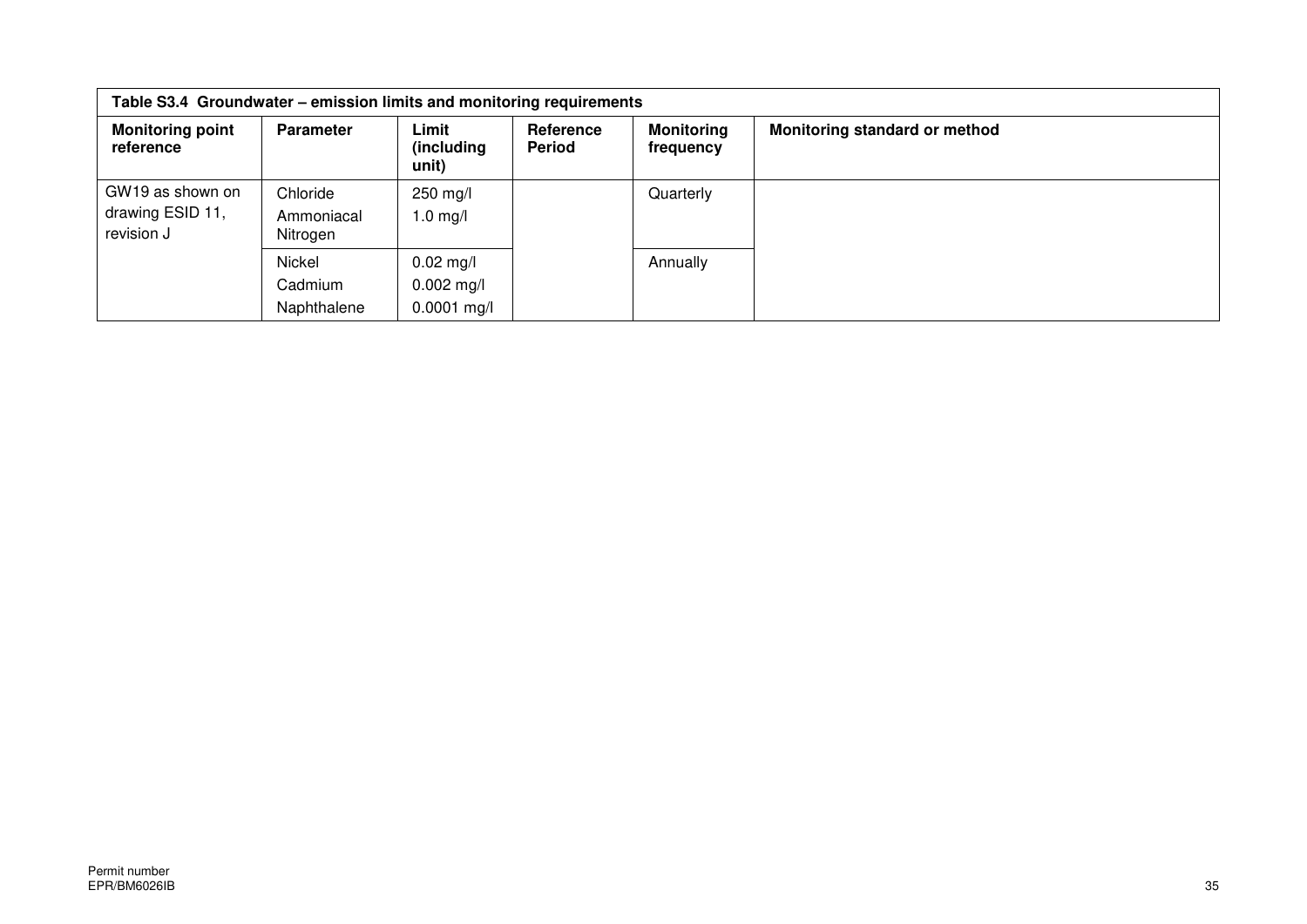| Table S3.4 Groundwater – emission limits and monitoring requirements | | | | | |
|---|---|---|---|---|---|
| **Monitoring point reference** | **Parameter** | **Limit (including unit)** | **Reference Period** | **Monitoring frequency** | **Monitoring standard or method** |
| GW19 as shown on drawing ESID 11, revision J | Chloride | 250 mg/l | | Quarterly | |
| | Ammoniacal Nitrogen | 1.0 mg/l | | | |
| | Nickel | 0.02 mg/l | | Annually | |
| | Cadmium | 0.002 mg/l | | | |
| | Naphthalene | 0.0001 mg/l | | | |

Permit number
EPR/BM6026IB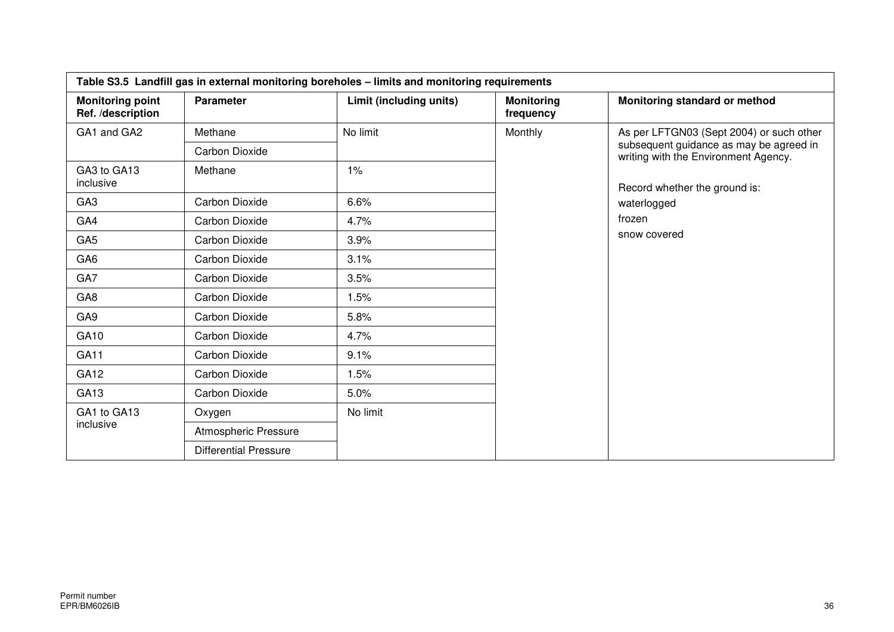| Table S3.5 Landfill gas in external monitoring boreholes – limits and monitoring requirements | | | | |
|---|---|---|---|---|
| **Monitoring point Ref. /description** | **Parameter** | **Limit (including units)** | **Monitoring frequency** | **Monitoring standard or method** |
| GA1 and GA2 | Methane | No limit | Monthly | As per LFTGN03 (Sept 2004) or such other subsequent guidance as may be agreed in writing with the Environment Agency.<br><br>Record whether the ground is:<br>waterlogged<br>frozen<br>snow covered |
| | Carbon Dioxide | | | |
| GA3 to GA13 inclusive | Methane | 1% | | |
| GA3 | Carbon Dioxide | 6.6% | | |
| GA4 | Carbon Dioxide | 4.7% | | |
| GA5 | Carbon Dioxide | 3.9% | | |
| GA6 | Carbon Dioxide | 3.1% | | |
| GA7 | Carbon Dioxide | 3.5% | | |
| GA8 | Carbon Dioxide | 1.5% | | |
| GA9 | Carbon Dioxide | 5.8% | | |
| GA10 | Carbon Dioxide | 4.7% | | |
| GA11 | Carbon Dioxide | 9.1% | | |
| GA12 | Carbon Dioxide | 1.5% | | |
| GA13 | Carbon Dioxide | 5.0% | | |
| GA1 to GA13 inclusive | Oxygen | No limit | | |
| | Atmospheric Pressure | | | |
| | Differential Pressure | | | |

Permit number
EPR/BM6026IB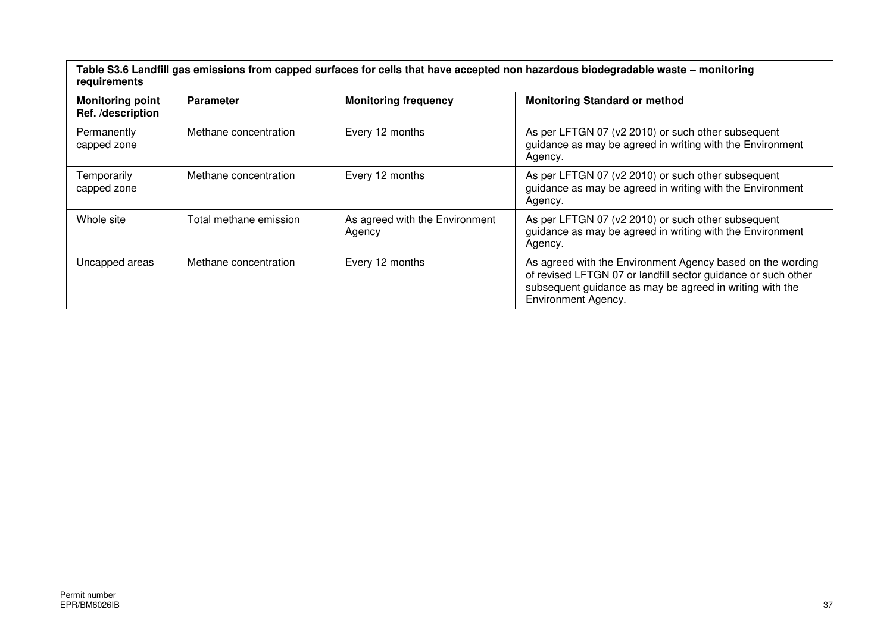**Table S3.6 Landfill gas emissions from capped surfaces for cells that have accepted non hazardous biodegradable waste – monitoring requirements**

| Monitoring point Ref. /description | Parameter | Monitoring frequency | Monitoring Standard or method |
|---|---|---|---|
| Permanently capped zone | Methane concentration | Every 12 months | As per LFTGN 07 (v2 2010) or such other subsequent guidance as may be agreed in writing with the Environment Agency. |
| Temporarily capped zone | Methane concentration | Every 12 months | As per LFTGN 07 (v2 2010) or such other subsequent guidance as may be agreed in writing with the Environment Agency. |
| Whole site | Total methane emission | As agreed with the Environment Agency | As per LFTGN 07 (v2 2010) or such other subsequent guidance as may be agreed in writing with the Environment Agency. |
| Uncapped areas | Methane concentration | Every 12 months | As agreed with the Environment Agency based on the wording of revised LFTGN 07 or landfill sector guidance or such other subsequent guidance as may be agreed in writing with the Environment Agency. |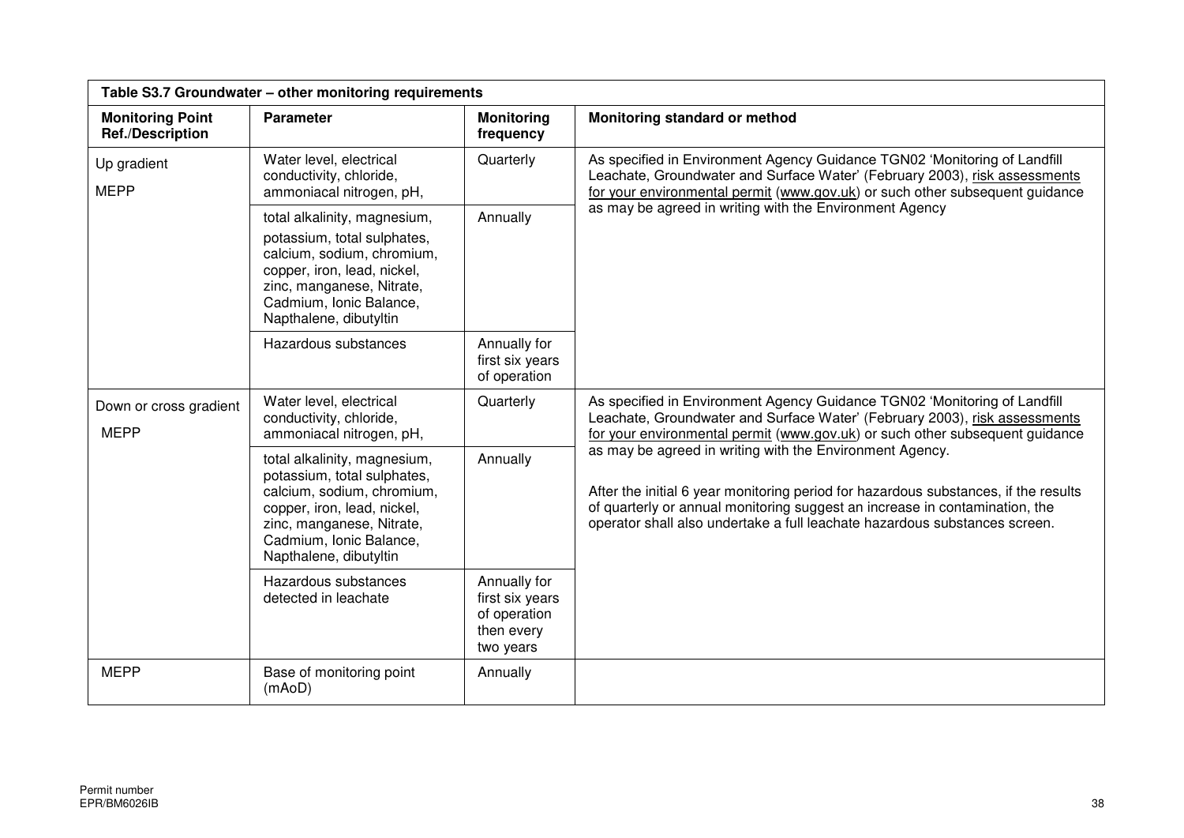| Table S3.7 Groundwater – other monitoring requirements | | | |
|---|---|---|---|
| **Monitoring Point Ref./Description** | **Parameter** | **Monitoring frequency** | **Monitoring standard or method** |
| Up gradient MEPP | Water level, electrical conductivity, chloride, ammoniacal nitrogen, pH, | Quarterly | As specified in Environment Agency Guidance TGN02 'Monitoring of Landfill Leachate, Groundwater and Surface Water' (February 2003), risk assessments for your environmental permit (www.gov.uk) or such other subsequent guidance as may be agreed in writing with the Environment Agency |
| | total alkalinity, magnesium, potassium, total sulphates, calcium, sodium, chromium, copper, iron, lead, nickel, zinc, manganese, Nitrate, Cadmium, Ionic Balance, Napthalene, dibutyltin | Annually | |
| | Hazardous substances | Annually for first six years of operation | |
| Down or cross gradient MEPP | Water level, electrical conductivity, chloride, ammoniacal nitrogen, pH, | Quarterly | As specified in Environment Agency Guidance TGN02 'Monitoring of Landfill Leachate, Groundwater and Surface Water' (February 2003), risk assessments for your environmental permit (www.gov.uk) or such other subsequent guidance as may be agreed in writing with the Environment Agency. After the initial 6 year monitoring period for hazardous substances, if the results of quarterly or annual monitoring suggest an increase in contamination, the operator shall also undertake a full leachate hazardous substances screen. |
| | total alkalinity, magnesium, potassium, total sulphates, calcium, sodium, chromium, copper, iron, lead, nickel, zinc, manganese, Nitrate, Cadmium, Ionic Balance, Napthalene, dibutyltin | Annually | |
| | Hazardous substances detected in leachate | Annually for first six years of operation then every two years | |
| MEPP | Base of monitoring point (mAoD) | Annually | |

Permit number
EPR/BM6026IB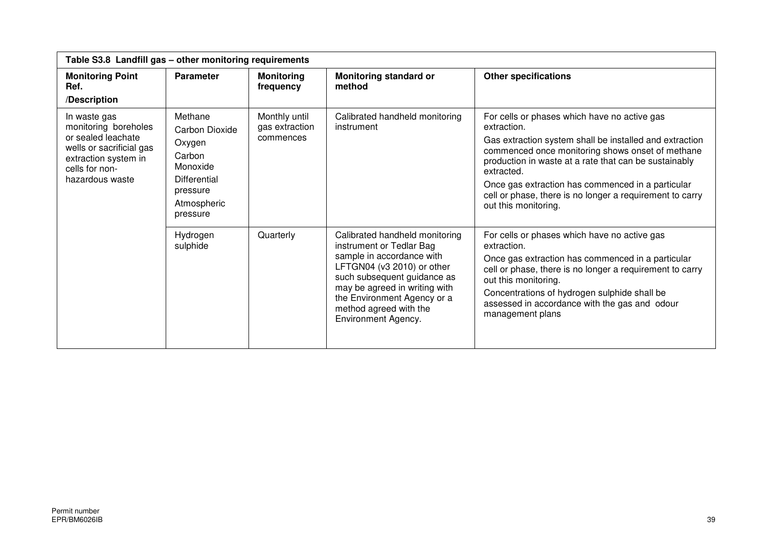| Table S3.8 Landfill gas – other monitoring requirements | | | | |
|---|---|---|---|---|
| **Monitoring Point Ref. /Description** | **Parameter** | **Monitoring frequency** | **Monitoring standard or method** | **Other specifications** |
| In waste gas monitoring boreholes or sealed leachate wells or sacrificial gas extraction system in cells for non-hazardous waste | Methane<br>Carbon Dioxide<br>Oxygen<br>Carbon Monoxide<br>Differential pressure<br>Atmospheric pressure | Monthly until gas extraction commences | Calibrated handheld monitoring instrument | For cells or phases which have no active gas extraction.<br>Gas extraction system shall be installed and extraction commenced once monitoring shows onset of methane production in waste at a rate that can be sustainably extracted.<br>Once gas extraction has commenced in a particular cell or phase, there is no longer a requirement to carry out this monitoring. |
| | Hydrogen sulphide | Quarterly | Calibrated handheld monitoring instrument or Tedlar Bag sample in accordance with LFTGN04 (v3 2010) or other such subsequent guidance as may be agreed in writing with the Environment Agency or a method agreed with the Environment Agency. | For cells or phases which have no active gas extraction.<br>Once gas extraction has commenced in a particular cell or phase, there is no longer a requirement to carry out this monitoring.<br>Concentrations of hydrogen sulphide shall be assessed in accordance with the gas and odour management plans |

Permit number
EPR/BM6026IB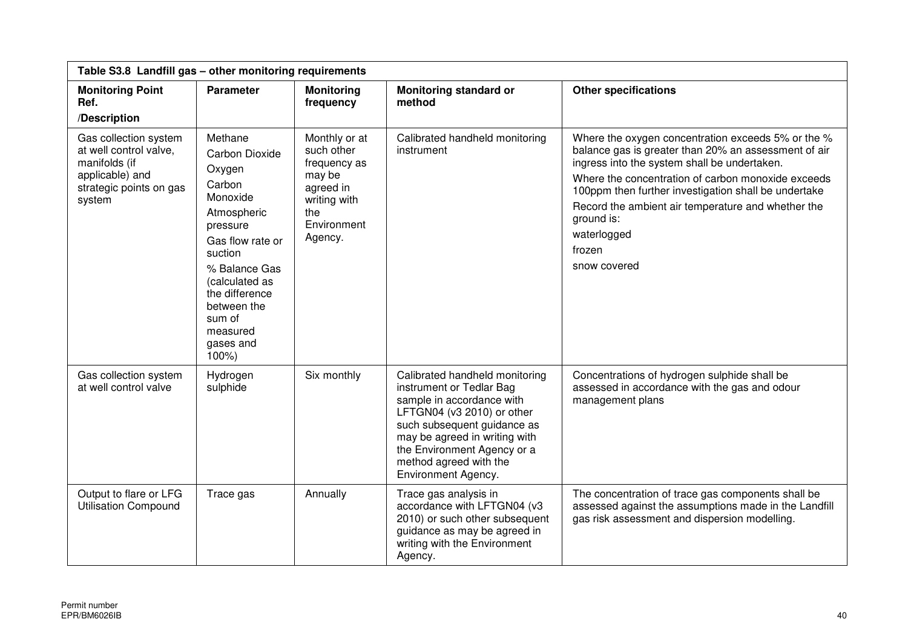| Table S3.8 Landfill gas – other monitoring requirements | | | | |
|---|---|---|---|---|
| **Monitoring Point Ref. /Description** | **Parameter** | **Monitoring frequency** | **Monitoring standard or method** | **Other specifications** |
| Gas collection system at well control valve, manifolds (if applicable) and strategic points on gas system | Methane<br>Carbon Dioxide<br>Oxygen<br>Carbon Monoxide<br>Atmospheric pressure<br>Gas flow rate or suction<br>% Balance Gas (calculated as the difference between the sum of measured gases and 100%) | Monthly or at such other frequency as may be agreed in writing with the Environment Agency. | Calibrated handheld monitoring instrument | Where the oxygen concentration exceeds 5% or the % balance gas is greater than 20% an assessment of air ingress into the system shall be undertaken.<br>Where the concentration of carbon monoxide exceeds 100ppm then further investigation shall be undertake<br>Record the ambient air temperature and whether the ground is:<br>waterlogged<br>frozen<br>snow covered |
| Gas collection system at well control valve | Hydrogen sulphide | Six monthly | Calibrated handheld monitoring instrument or Tedlar Bag sample in accordance with LFTGN04 (v3 2010) or other such subsequent guidance as may be agreed in writing with the Environment Agency or a method agreed with the Environment Agency. | Concentrations of hydrogen sulphide shall be assessed in accordance with the gas and odour management plans |
| Output to flare or LFG Utilisation Compound | Trace gas | Annually | Trace gas analysis in accordance with LFTGN04 (v3 2010) or such other subsequent guidance as may be agreed in writing with the Environment Agency. | The concentration of trace gas components shall be assessed against the assumptions made in the Landfill gas risk assessment and dispersion modelling. |

Permit number
EPR/BM6026IB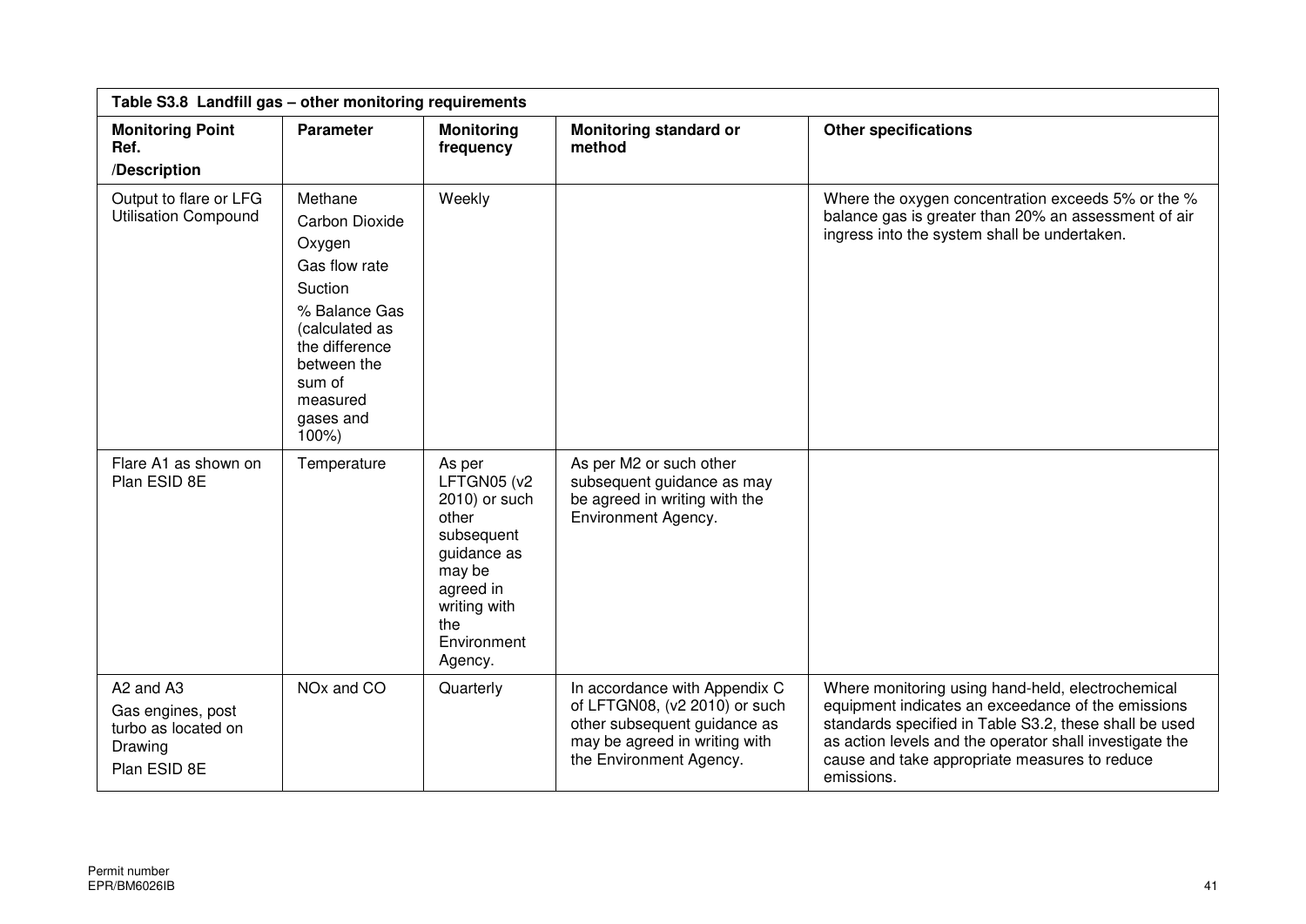| Table S3.8 Landfill gas – other monitoring requirements | | | | |
|---|---|---|---|---|
| **Monitoring Point Ref. /Description** | **Parameter** | **Monitoring frequency** | **Monitoring standard or method** | **Other specifications** |
| Output to flare or LFG Utilisation Compound | Methane<br>Carbon Dioxide<br>Oxygen<br>Gas flow rate<br>Suction<br>% Balance Gas (calculated as the difference between the sum of measured gases and 100%) | Weekly | | Where the oxygen concentration exceeds 5% or the % balance gas is greater than 20% an assessment of air ingress into the system shall be undertaken. |
| Flare A1 as shown on Plan ESID 8E | Temperature | As per LFTGN05 (v2 2010) or such other subsequent guidance as may be agreed in writing with the Environment Agency. | As per M2 or such other subsequent guidance as may be agreed in writing with the Environment Agency. | |
| A2 and A3<br>Gas engines, post turbo as located on Drawing<br>Plan ESID 8E | NOx and CO | Quarterly | In accordance with Appendix C of LFTGN08, (v2 2010) or such other subsequent guidance as may be agreed in writing with the Environment Agency. | Where monitoring using hand-held, electrochemical equipment indicates an exceedance of the emissions standards specified in Table S3.2, these shall be used as action levels and the operator shall investigate the cause and take appropriate measures to reduce emissions. |

Permit number
EPR/BM6026IB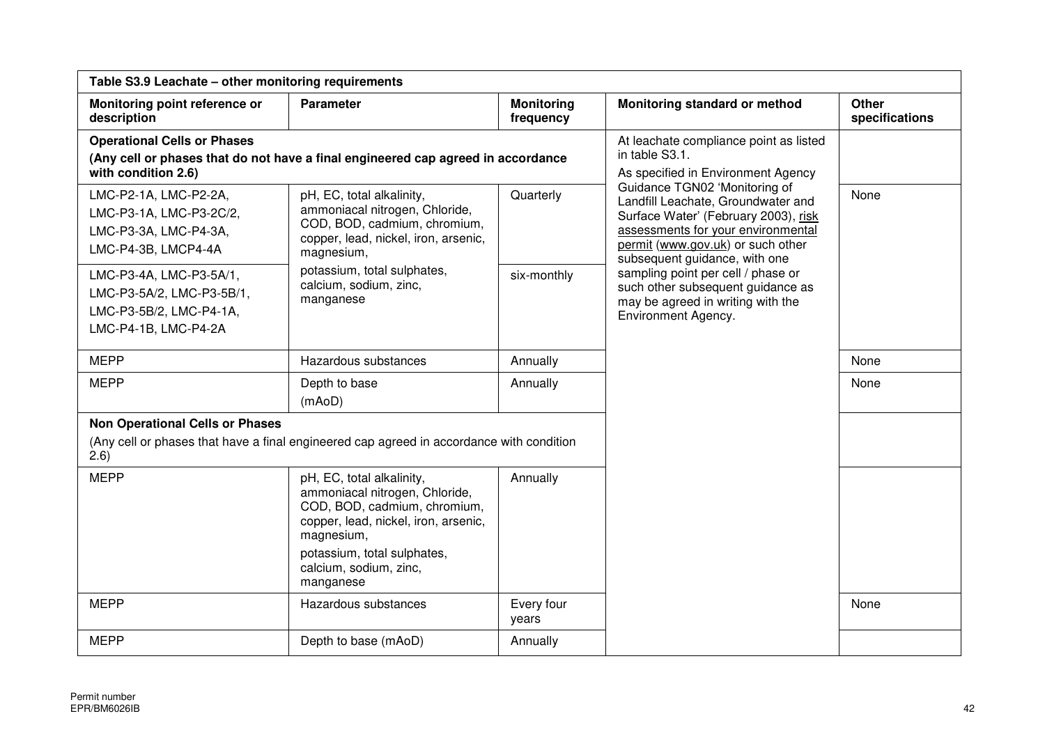| Table S3.9 Leachate – other monitoring requirements | | | | |
|---|---|---|---|---|
| **Monitoring point reference or description** | **Parameter** | **Monitoring frequency** | **Monitoring standard or method** | **Other specifications** |
| **Operational Cells or Phases** **(Any cell or phases that do not have a final engineered cap agreed in accordance with condition 2.6)** | | | At leachate compliance point as listed in table S3.1. As specified in Environment Agency Guidance TGN02 'Monitoring of Landfill Leachate, Groundwater and Surface Water' (February 2003), risk assessments for your environmental permit (www.gov.uk) or such other subsequent guidance, with one sampling point per cell / phase or such other subsequent guidance as may be agreed in writing with the Environment Agency. | |
| LMC-P2-1A, LMC-P2-2A, LMC-P3-1A, LMC-P3-2C/2, LMC-P3-3A, LMC-P4-3A, LMC-P4-3B, LMCP4-4A | pH, EC, total alkalinity, ammoniacal nitrogen, Chloride, COD, BOD, cadmium, chromium, copper, lead, nickel, iron, arsenic, magnesium, potassium, total sulphates, calcium, sodium, zinc, manganese | Quarterly | | None |
| LMC-P3-4A, LMC-P3-5A/1, LMC-P3-5A/2, LMC-P3-5B/1, LMC-P3-5B/2, LMC-P4-1A, LMC-P4-1B, LMC-P4-2A | | six-monthly | | |
| MEPP | Hazardous substances | Annually | | None |
| MEPP | Depth to base (mAoD) | Annually | | None |
| **Non Operational Cells or Phases** (Any cell or phases that have a final engineered cap agreed in accordance with condition 2.6) | | | | |
| MEPP | pH, EC, total alkalinity, ammoniacal nitrogen, Chloride, COD, BOD, cadmium, chromium, copper, lead, nickel, iron, arsenic, magnesium, potassium, total sulphates, calcium, sodium, zinc, manganese | Annually | | |
| MEPP | Hazardous substances | Every four years | | None |
| MEPP | Depth to base (mAoD) | Annually | | |

Permit number EPR/BM6026IB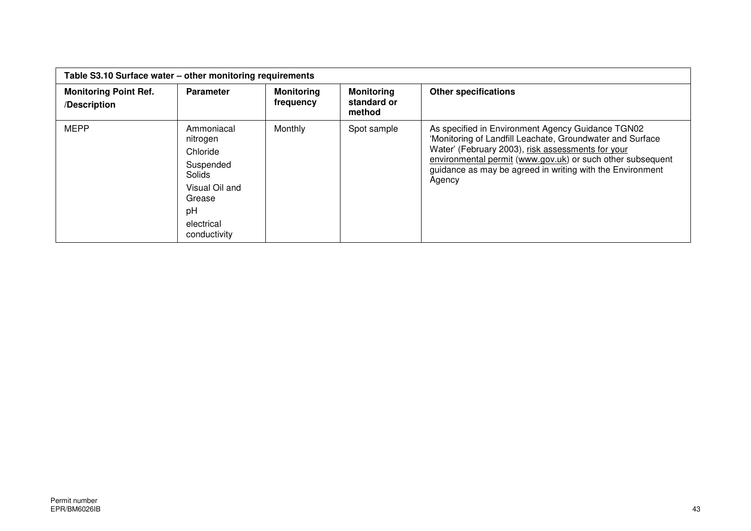| Table S3.10 Surface water – other monitoring requirements | | | | |
|---|---|---|---|---|
| **Monitoring Point Ref. /Description** | **Parameter** | **Monitoring frequency** | **Monitoring standard or method** | **Other specifications** |
| MEPP | Ammoniacal nitrogen<br>Chloride<br>Suspended Solids<br>Visual Oil and Grease<br>pH<br>electrical conductivity | Monthly | Spot sample | As specified in Environment Agency Guidance TGN02 'Monitoring of Landfill Leachate, Groundwater and Surface Water' (February 2003), risk assessments for your environmental permit (www.gov.uk) or such other subsequent guidance as may be agreed in writing with the Environment Agency |

Permit number
EPR/BM6026IB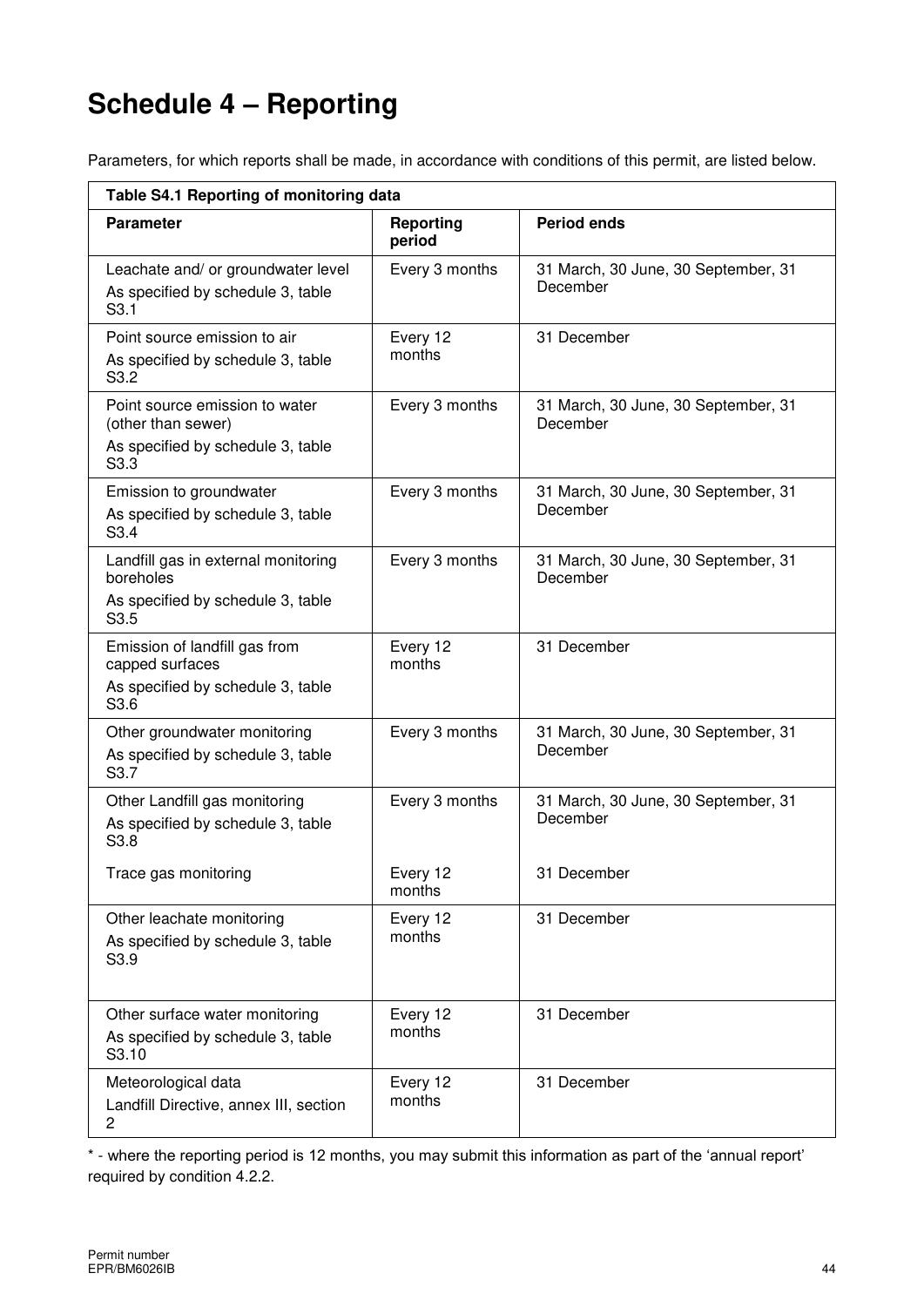# Schedule 4 – Reporting

Parameters, for which reports shall be made, in accordance with conditions of this permit, are listed below.

| Table S4.1 Reporting of monitoring data | | |
|---|---|---|
| **Parameter** | **Reporting period** | **Period ends** |
| Leachate and/ or groundwater level<br>As specified by schedule 3, table S3.1 | Every 3 months | 31 March, 30 June, 30 September, 31 December |
| Point source emission to air<br>As specified by schedule 3, table S3.2 | Every 12 months | 31 December |
| Point source emission to water (other than sewer)<br>As specified by schedule 3, table S3.3 | Every 3 months | 31 March, 30 June, 30 September, 31 December |
| Emission to groundwater<br>As specified by schedule 3, table S3.4 | Every 3 months | 31 March, 30 June, 30 September, 31 December |
| Landfill gas in external monitoring boreholes<br>As specified by schedule 3, table S3.5 | Every 3 months | 31 March, 30 June, 30 September, 31 December |
| Emission of landfill gas from capped surfaces<br>As specified by schedule 3, table S3.6 | Every 12 months | 31 December |
| Other groundwater monitoring<br>As specified by schedule 3, table S3.7 | Every 3 months | 31 March, 30 June, 30 September, 31 December |
| Other Landfill gas monitoring<br>As specified by schedule 3, table S3.8<br>Trace gas monitoring | Every 3 months<br>Every 12 months | 31 March, 30 June, 30 September, 31 December<br>31 December |
| Other leachate monitoring<br>As specified by schedule 3, table S3.9 | Every 12 months | 31 December |
| Other surface water monitoring<br>As specified by schedule 3, table S3.10 | Every 12 months | 31 December |
| Meteorological data<br>Landfill Directive, annex III, section 2 | Every 12 months | 31 December |

* - where the reporting period is 12 months, you may submit this information as part of the 'annual report' required by condition 4.2.2.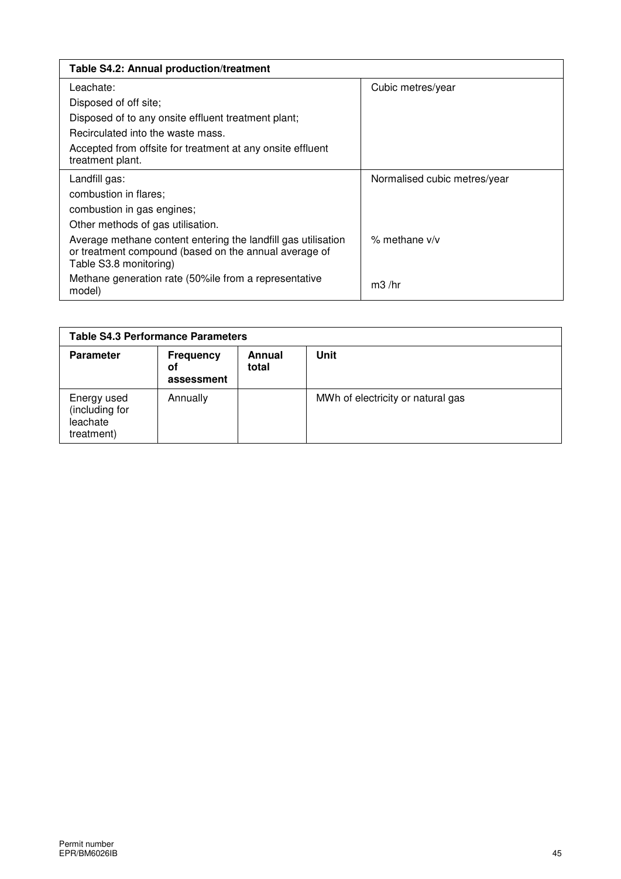| Table S4.2: Annual production/treatment | |
|---|---|
| Leachate:<br>Disposed of off site;<br>Disposed of to any onsite effluent treatment plant;<br>Recirculated into the waste mass.<br>Accepted from offsite for treatment at any onsite effluent treatment plant. | Cubic metres/year |
| Landfill gas:<br>combustion in flares;<br>combustion in gas engines;<br>Other methods of gas utilisation. | Normalised cubic metres/year |
| Average methane content entering the landfill gas utilisation or treatment compound (based on the annual average of Table S3.8 monitoring) | % methane v/v |
| Methane generation rate (50%ile from a representative model) | m3 /hr |

| Table S4.3 Performance Parameters | | | |
|---|---|---|---|
| **Parameter** | **Frequency of assessment** | **Annual total** | **Unit** |
| Energy used (including for leachate treatment) | Annually | | MWh of electricity or natural gas |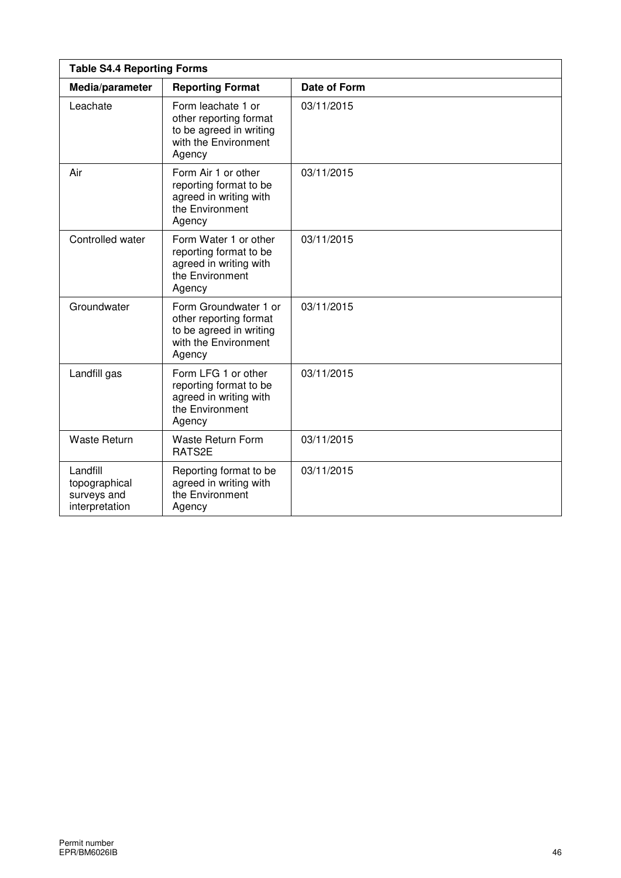| Table S4.4 Reporting Forms | | |
|---|---|---|
| **Media/parameter** | **Reporting Format** | **Date of Form** |
| Leachate | Form leachate 1 or other reporting format to be agreed in writing with the Environment Agency | 03/11/2015 |
| Air | Form Air 1 or other reporting format to be agreed in writing with the Environment Agency | 03/11/2015 |
| Controlled water | Form Water 1 or other reporting format to be agreed in writing with the Environment Agency | 03/11/2015 |
| Groundwater | Form Groundwater 1 or other reporting format to be agreed in writing with the Environment Agency | 03/11/2015 |
| Landfill gas | Form LFG 1 or other reporting format to be agreed in writing with the Environment Agency | 03/11/2015 |
| Waste Return | Waste Return Form RATS2E | 03/11/2015 |
| Landfill topographical surveys and interpretation | Reporting format to be agreed in writing with the Environment Agency | 03/11/2015 |

Permit number
EPR/BM6026IB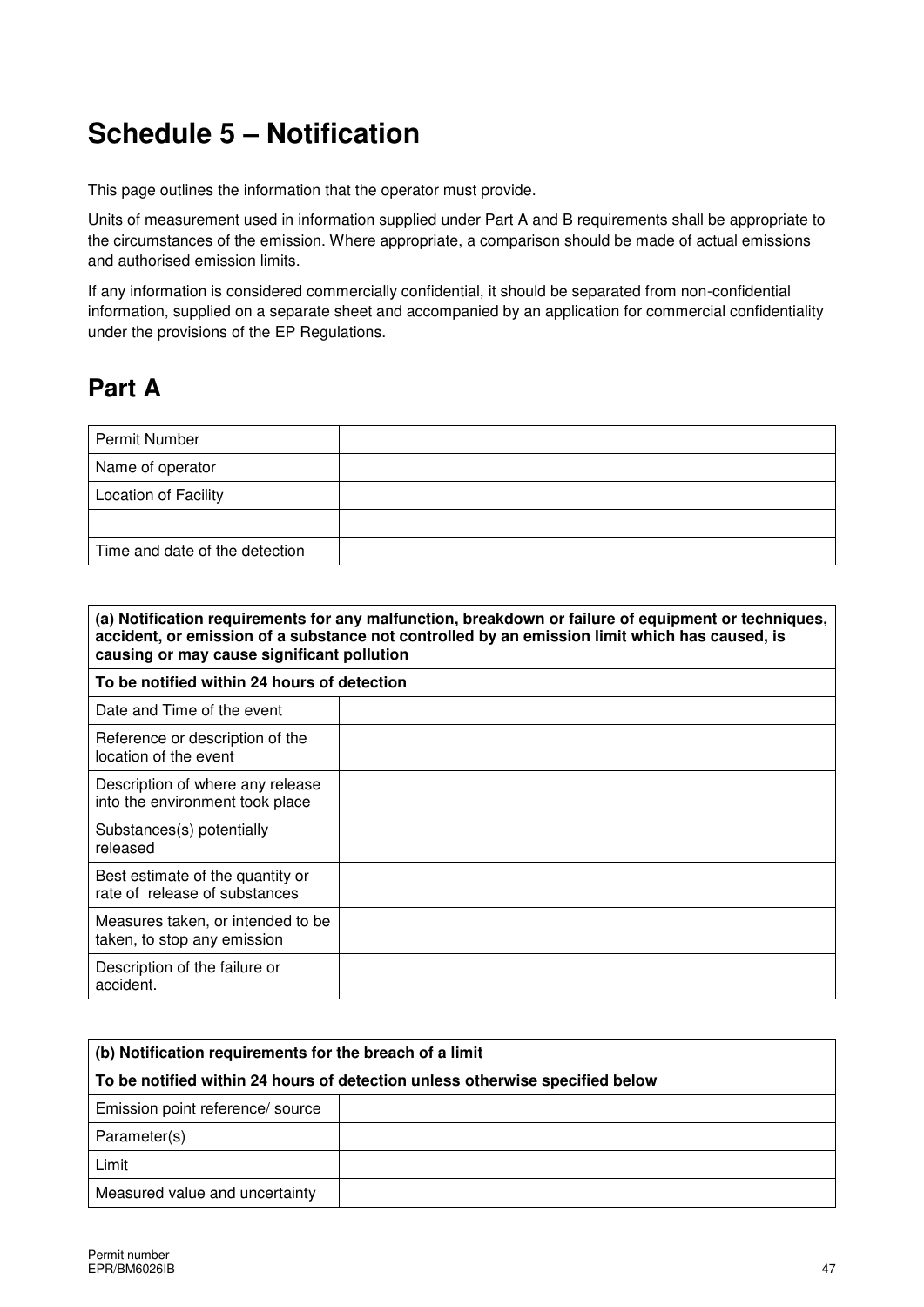# Schedule 5 – Notification

This page outlines the information that the operator must provide.

Units of measurement used in information supplied under Part A and B requirements shall be appropriate to the circumstances of the emission. Where appropriate, a comparison should be made of actual emissions and authorised emission limits.

If any information is considered commercially confidential, it should be separated from non-confidential information, supplied on a separate sheet and accompanied by an application for commercial confidentiality under the provisions of the EP Regulations.

## Part A

| | |
|---|---|
| Permit Number | |
| Name of operator | |
| Location of Facility | |
| | |
| Time and date of the detection | |

| **(a) Notification requirements for any malfunction, breakdown or failure of equipment or techniques, accident, or emission of a substance not controlled by an emission limit which has caused, is causing or may cause significant pollution** | |
|---|---|
| **To be notified within 24 hours of detection** | |
| Date and Time of the event | |
| Reference or description of the location of the event | |
| Description of where any release into the environment took place | |
| Substances(s) potentially released | |
| Best estimate of the quantity or rate of release of substances | |
| Measures taken, or intended to be taken, to stop any emission | |
| Description of the failure or accident. | |

| **(b) Notification requirements for the breach of a limit** | |
|---|---|
| **To be notified within 24 hours of detection unless otherwise specified below** | |
| Emission point reference/ source | |
| Parameter(s) | |
| Limit | |
| Measured value and uncertainty | |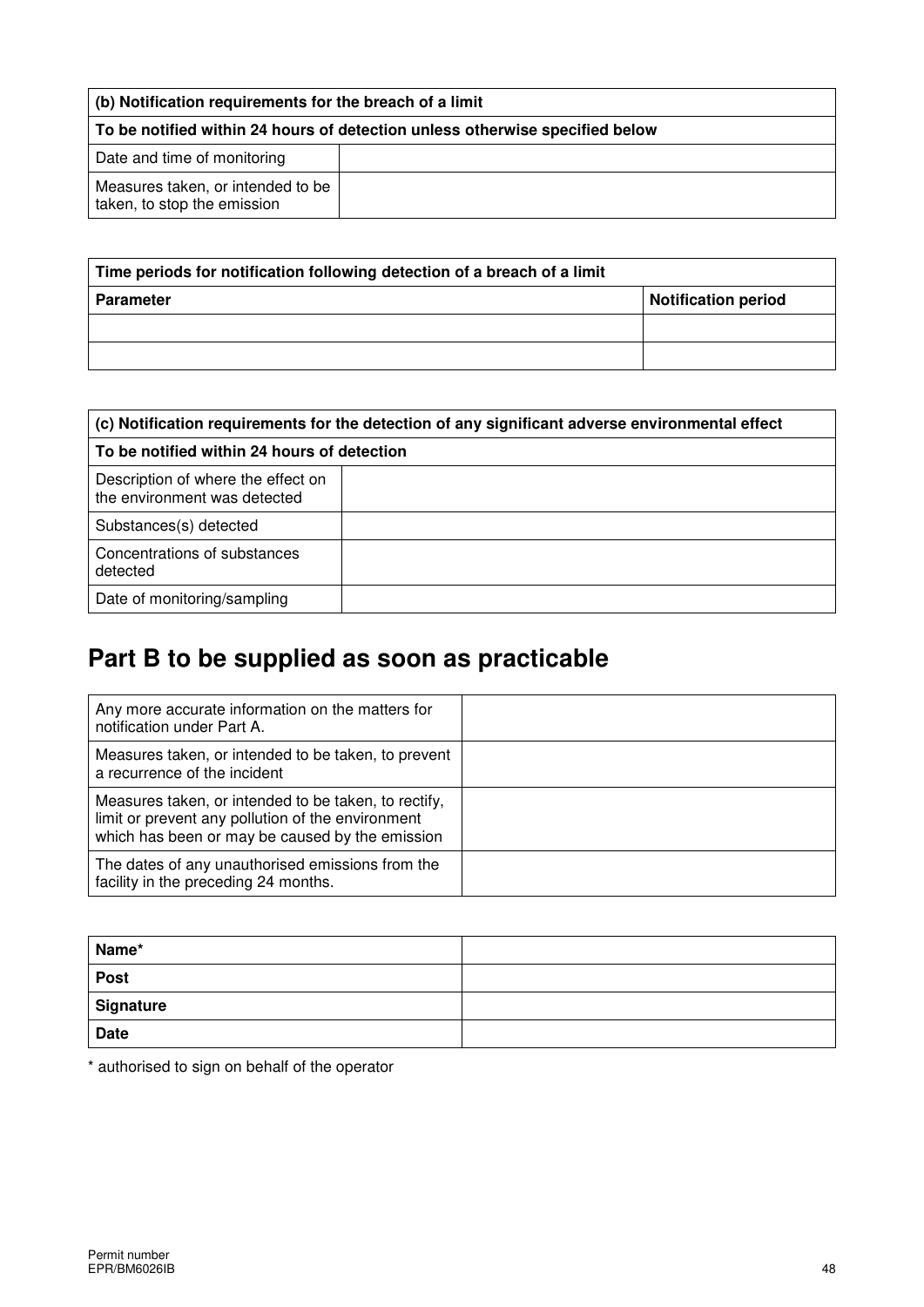| (b) Notification requirements for the breach of a limit | |
|---|---|
| **To be notified within 24 hours of detection unless otherwise specified below** | |
| Date and time of monitoring | |
| Measures taken, or intended to be taken, to stop the emission | |

| Time periods for notification following detection of a breach of a limit | |
|---|---|
| **Parameter** | **Notification period** |
| | |
| | |

| (c) Notification requirements for the detection of any significant adverse environmental effect | |
|---|---|
| **To be notified within 24 hours of detection** | |
| Description of where the effect on the environment was detected | |
| Substances(s) detected | |
| Concentrations of substances detected | |
| Date of monitoring/sampling | |

# Part B to be supplied as soon as practicable

| | |
|---|---|
| Any more accurate information on the matters for notification under Part A. | |
| Measures taken, or intended to be taken, to prevent a recurrence of the incident | |
| Measures taken, or intended to be taken, to rectify, limit or prevent any pollution of the environment which has been or may be caused by the emission | |
| The dates of any unauthorised emissions from the facility in the preceding 24 months. | |

| | |
|---|---|
| **Name*** | |
| **Post** | |
| **Signature** | |
| **Date** | |

* authorised to sign on behalf of the operator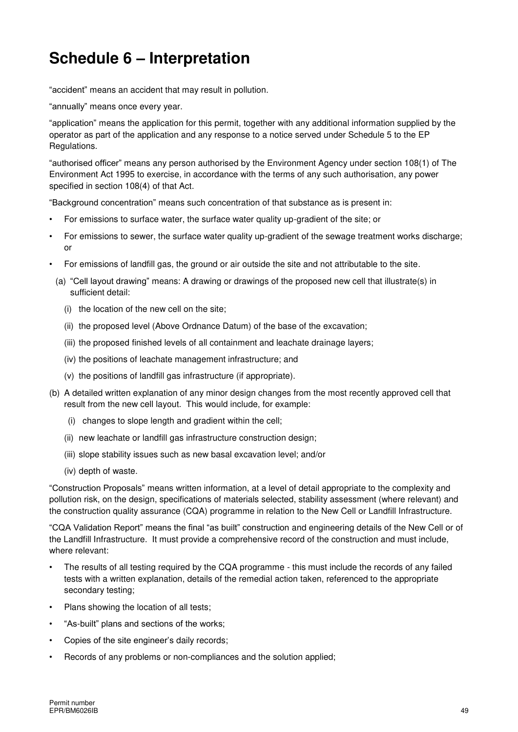# Schedule 6 – Interpretation

"accident" means an accident that may result in pollution.

"annually" means once every year.

"application" means the application for this permit, together with any additional information supplied by the operator as part of the application and any response to a notice served under Schedule 5 to the EP Regulations.

"authorised officer" means any person authorised by the Environment Agency under section 108(1) of The Environment Act 1995 to exercise, in accordance with the terms of any such authorisation, any power specified in section 108(4) of that Act.

"Background concentration" means such concentration of that substance as is present in:

- For emissions to surface water, the surface water quality up-gradient of the site; or
- For emissions to sewer, the surface water quality up-gradient of the sewage treatment works discharge; or
- For emissions of landfill gas, the ground or air outside the site and not attributable to the site.

(a) "Cell layout drawing" means: A drawing or drawings of the proposed new cell that illustrate(s) in sufficient detail:

  (i) the location of the new cell on the site;

  (ii) the proposed level (Above Ordnance Datum) of the base of the excavation;

  (iii) the proposed finished levels of all containment and leachate drainage layers;

  (iv) the positions of leachate management infrastructure; and

  (v) the positions of landfill gas infrastructure (if appropriate).

(b) A detailed written explanation of any minor design changes from the most recently approved cell that result from the new cell layout. This would include, for example:

  (i) changes to slope length and gradient within the cell;

  (ii) new leachate or landfill gas infrastructure construction design;

  (iii) slope stability issues such as new basal excavation level; and/or

  (iv) depth of waste.

"Construction Proposals" means written information, at a level of detail appropriate to the complexity and pollution risk, on the design, specifications of materials selected, stability assessment (where relevant) and the construction quality assurance (CQA) programme in relation to the New Cell or Landfill Infrastructure.

"CQA Validation Report" means the final "as built" construction and engineering details of the New Cell or of the Landfill Infrastructure. It must provide a comprehensive record of the construction and must include, where relevant:

- The results of all testing required by the CQA programme - this must include the records of any failed tests with a written explanation, details of the remedial action taken, referenced to the appropriate secondary testing;
- Plans showing the location of all tests;
- "As-built" plans and sections of the works;
- Copies of the site engineer's daily records;
- Records of any problems or non-compliances and the solution applied;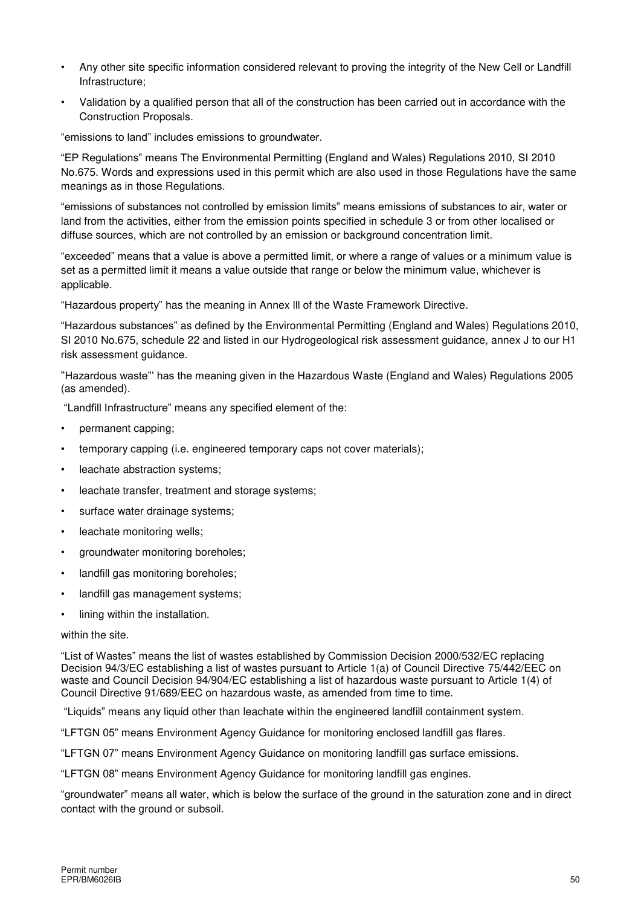- Any other site specific information considered relevant to proving the integrity of the New Cell or Landfill Infrastructure;
- Validation by a qualified person that all of the construction has been carried out in accordance with the Construction Proposals.

"emissions to land" includes emissions to groundwater.

"EP Regulations" means The Environmental Permitting (England and Wales) Regulations 2010, SI 2010 No.675. Words and expressions used in this permit which are also used in those Regulations have the same meanings as in those Regulations.

"emissions of substances not controlled by emission limits" means emissions of substances to air, water or land from the activities, either from the emission points specified in schedule 3 or from other localised or diffuse sources, which are not controlled by an emission or background concentration limit.

"exceeded" means that a value is above a permitted limit, or where a range of values or a minimum value is set as a permitted limit it means a value outside that range or below the minimum value, whichever is applicable.

"Hazardous property" has the meaning in Annex lll of the Waste Framework Directive.

"Hazardous substances" as defined by the Environmental Permitting (England and Wales) Regulations 2010, SI 2010 No.675, schedule 22 and listed in our Hydrogeological risk assessment guidance, annex J to our H1 risk assessment guidance.

"Hazardous waste"' has the meaning given in the Hazardous Waste (England and Wales) Regulations 2005 (as amended).

"Landfill Infrastructure" means any specified element of the:

- permanent capping;
- temporary capping (i.e. engineered temporary caps not cover materials);
- leachate abstraction systems;
- leachate transfer, treatment and storage systems;
- surface water drainage systems;
- leachate monitoring wells;
- groundwater monitoring boreholes;
- landfill gas monitoring boreholes;
- landfill gas management systems;
- lining within the installation.

within the site.

"List of Wastes" means the list of wastes established by Commission Decision 2000/532/EC replacing Decision 94/3/EC establishing a list of wastes pursuant to Article 1(a) of Council Directive 75/442/EEC on waste and Council Decision 94/904/EC establishing a list of hazardous waste pursuant to Article 1(4) of Council Directive 91/689/EEC on hazardous waste, as amended from time to time.

"Liquids" means any liquid other than leachate within the engineered landfill containment system.

"LFTGN 05" means Environment Agency Guidance for monitoring enclosed landfill gas flares.

"LFTGN 07" means Environment Agency Guidance on monitoring landfill gas surface emissions.

"LFTGN 08" means Environment Agency Guidance for monitoring landfill gas engines.

"groundwater" means all water, which is below the surface of the ground in the saturation zone and in direct contact with the ground or subsoil.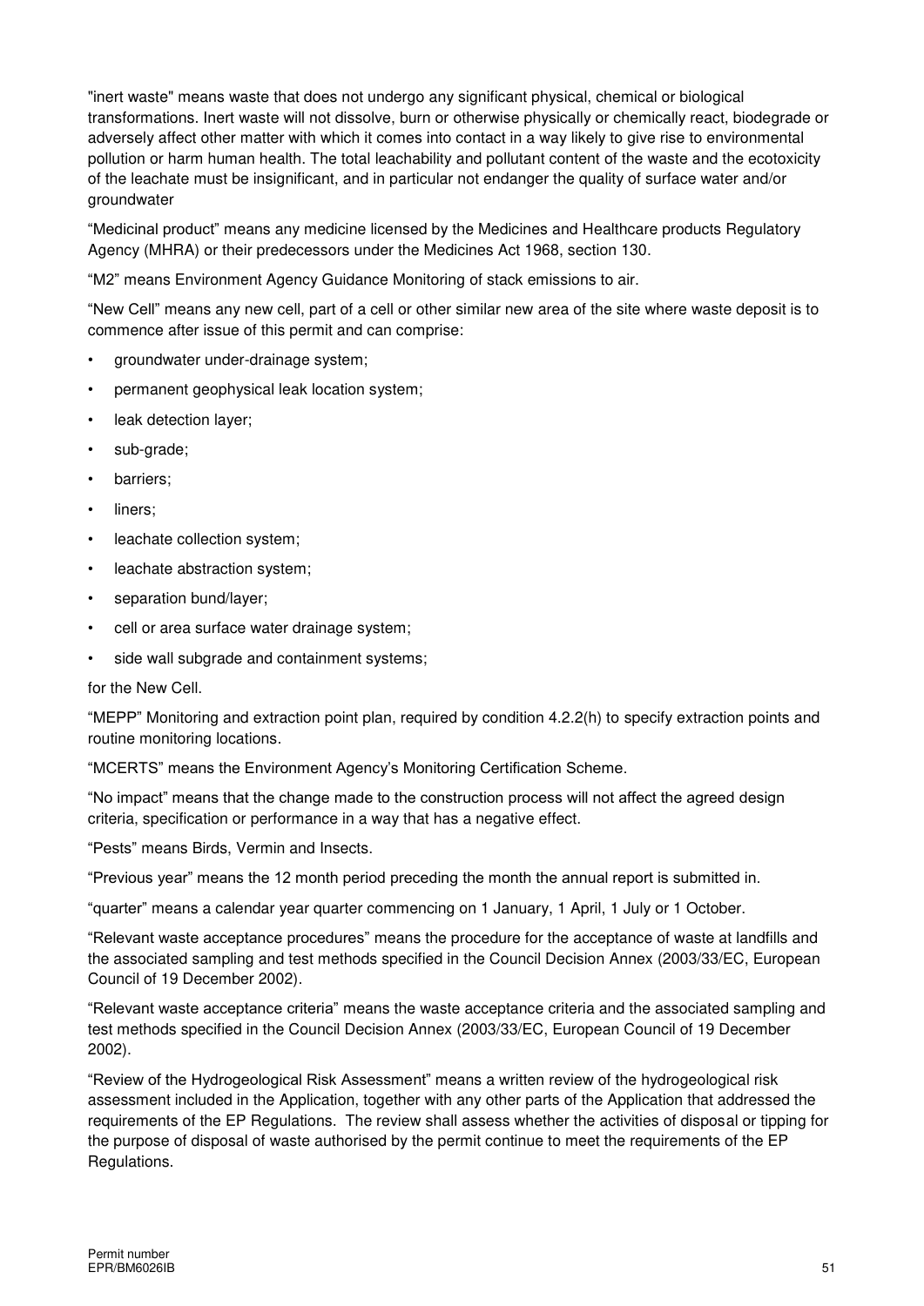"inert waste" means waste that does not undergo any significant physical, chemical or biological transformations. Inert waste will not dissolve, burn or otherwise physically or chemically react, biodegrade or adversely affect other matter with which it comes into contact in a way likely to give rise to environmental pollution or harm human health. The total leachability and pollutant content of the waste and the ecotoxicity of the leachate must be insignificant, and in particular not endanger the quality of surface water and/or groundwater

"Medicinal product" means any medicine licensed by the Medicines and Healthcare products Regulatory Agency (MHRA) or their predecessors under the Medicines Act 1968, section 130.

"M2" means Environment Agency Guidance Monitoring of stack emissions to air.

"New Cell" means any new cell, part of a cell or other similar new area of the site where waste deposit is to commence after issue of this permit and can comprise:

- groundwater under-drainage system;
- permanent geophysical leak location system;
- leak detection layer;
- sub-grade;
- barriers;
- liners;
- leachate collection system;
- leachate abstraction system;
- separation bund/layer;
- cell or area surface water drainage system;
- side wall subgrade and containment systems;

for the New Cell.

"MEPP" Monitoring and extraction point plan, required by condition 4.2.2(h) to specify extraction points and routine monitoring locations.

"MCERTS" means the Environment Agency's Monitoring Certification Scheme.

"No impact" means that the change made to the construction process will not affect the agreed design criteria, specification or performance in a way that has a negative effect.

"Pests" means Birds, Vermin and Insects.

"Previous year" means the 12 month period preceding the month the annual report is submitted in.

"quarter" means a calendar year quarter commencing on 1 January, 1 April, 1 July or 1 October.

"Relevant waste acceptance procedures" means the procedure for the acceptance of waste at landfills and the associated sampling and test methods specified in the Council Decision Annex (2003/33/EC, European Council of 19 December 2002).

"Relevant waste acceptance criteria" means the waste acceptance criteria and the associated sampling and test methods specified in the Council Decision Annex (2003/33/EC, European Council of 19 December 2002).

"Review of the Hydrogeological Risk Assessment" means a written review of the hydrogeological risk assessment included in the Application, together with any other parts of the Application that addressed the requirements of the EP Regulations. The review shall assess whether the activities of disposal or tipping for the purpose of disposal of waste authorised by the permit continue to meet the requirements of the EP Regulations.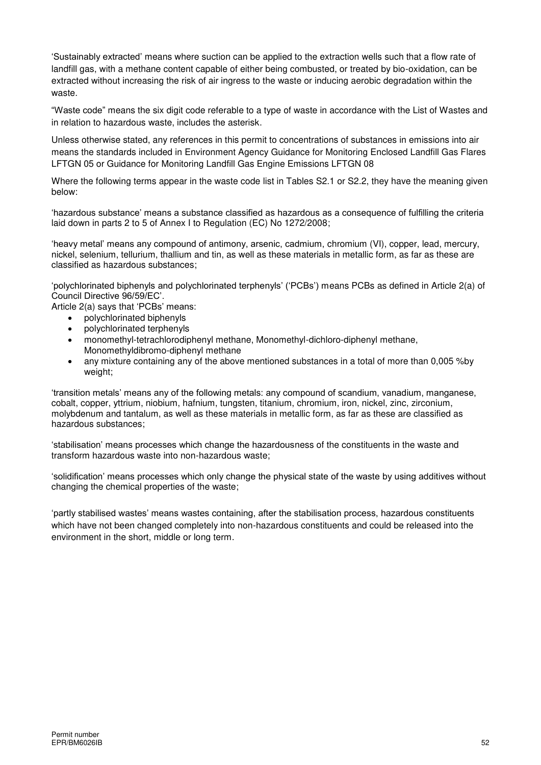'Sustainably extracted' means where suction can be applied to the extraction wells such that a flow rate of landfill gas, with a methane content capable of either being combusted, or treated by bio-oxidation, can be extracted without increasing the risk of air ingress to the waste or inducing aerobic degradation within the waste.

"Waste code" means the six digit code referable to a type of waste in accordance with the List of Wastes and in relation to hazardous waste, includes the asterisk.

Unless otherwise stated, any references in this permit to concentrations of substances in emissions into air means the standards included in Environment Agency Guidance for Monitoring Enclosed Landfill Gas Flares LFTGN 05 or Guidance for Monitoring Landfill Gas Engine Emissions LFTGN 08

Where the following terms appear in the waste code list in Tables S2.1 or S2.2, they have the meaning given below:

'hazardous substance' means a substance classified as hazardous as a consequence of fulfilling the criteria laid down in parts 2 to 5 of Annex I to Regulation (EC) No 1272/2008;

'heavy metal' means any compound of antimony, arsenic, cadmium, chromium (VI), copper, lead, mercury, nickel, selenium, tellurium, thallium and tin, as well as these materials in metallic form, as far as these are classified as hazardous substances;

'polychlorinated biphenyls and polychlorinated terphenyls' ('PCBs') means PCBs as defined in Article 2(a) of Council Directive 96/59/EC'.
Article 2(a) says that 'PCBs' means:

- polychlorinated biphenyls
- polychlorinated terphenyls
- monomethyl-tetrachlorodiphenyl methane, Monomethyl-dichloro-diphenyl methane, Monomethyldibromo-diphenyl methane
- any mixture containing any of the above mentioned substances in a total of more than 0,005 %by weight;

'transition metals' means any of the following metals: any compound of scandium, vanadium, manganese, cobalt, copper, yttrium, niobium, hafnium, tungsten, titanium, chromium, iron, nickel, zinc, zirconium, molybdenum and tantalum, as well as these materials in metallic form, as far as these are classified as hazardous substances;

'stabilisation' means processes which change the hazardousness of the constituents in the waste and transform hazardous waste into non-hazardous waste;

'solidification' means processes which only change the physical state of the waste by using additives without changing the chemical properties of the waste;

'partly stabilised wastes' means wastes containing, after the stabilisation process, hazardous constituents which have not been changed completely into non-hazardous constituents and could be released into the environment in the short, middle or long term.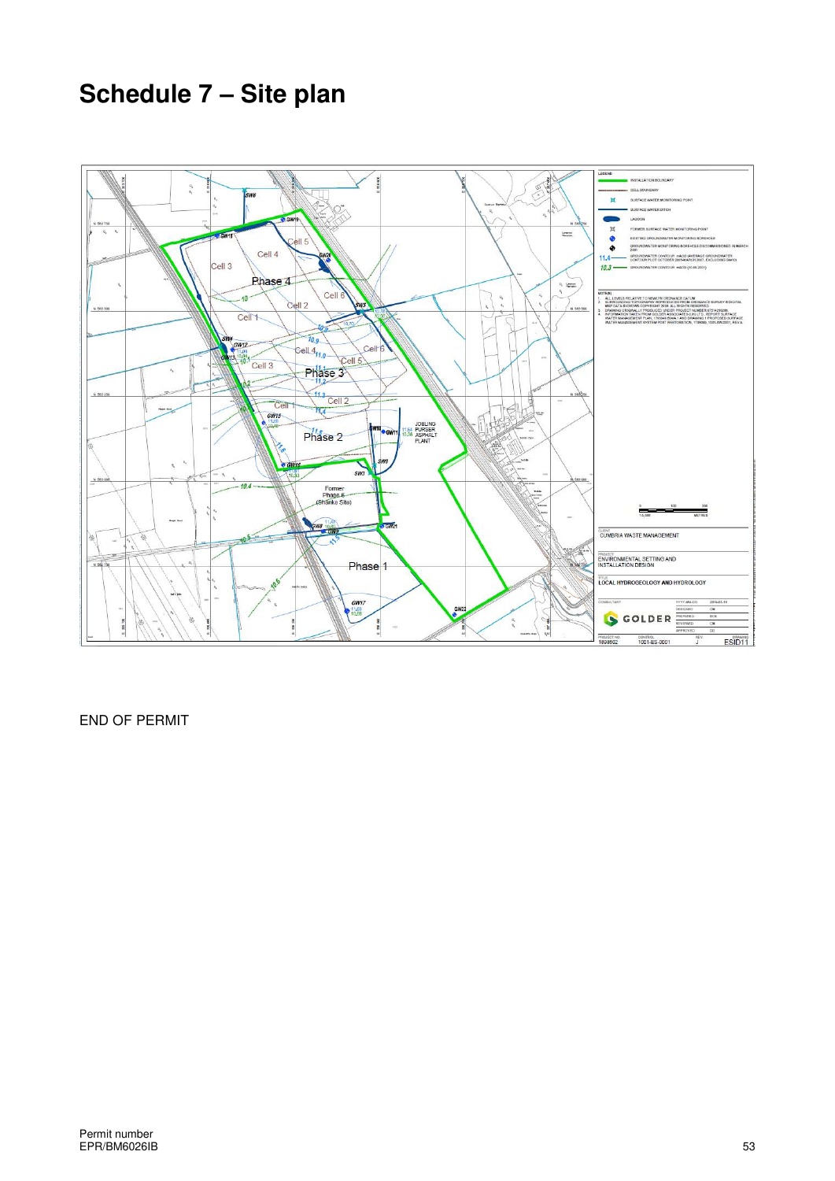# Schedule 7 – Site plan

END OF PERMIT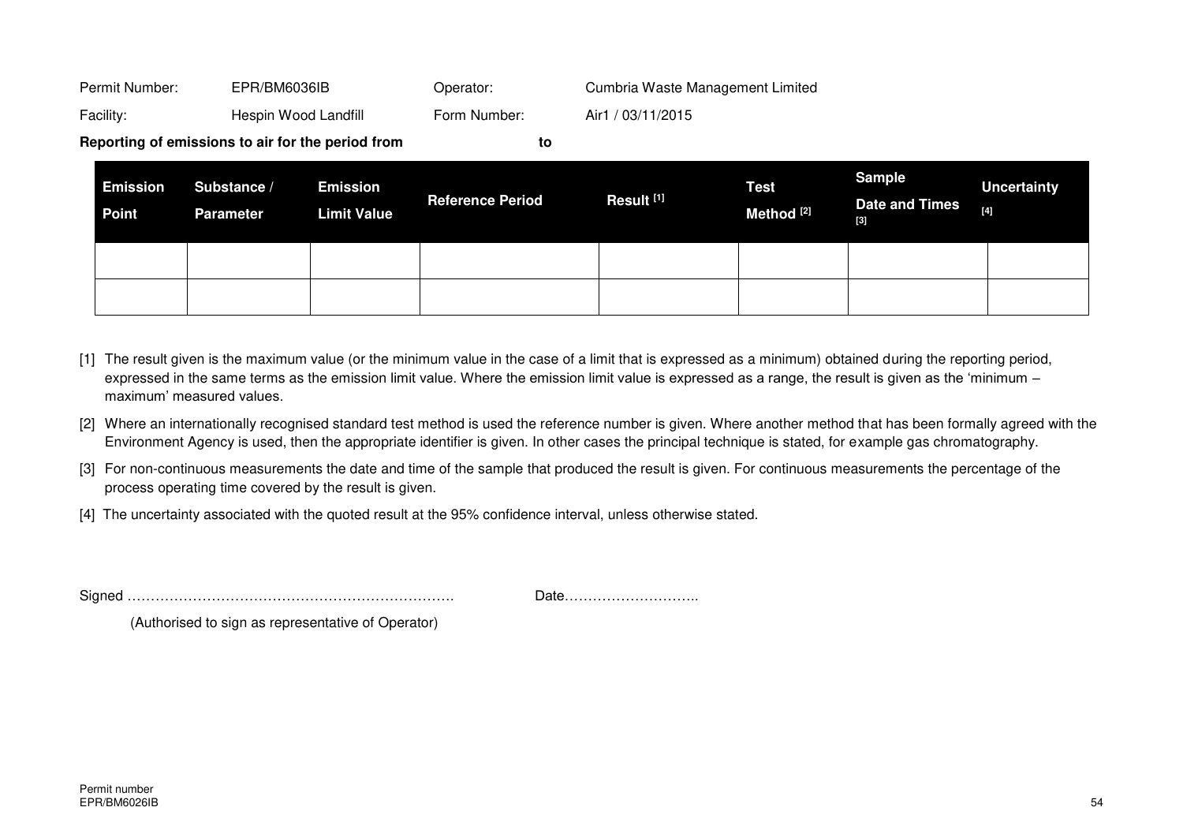| | | | |
|---|---|---|---|
| Permit Number: | EPR/BM6036IB | Operator: | Cumbria Waste Management Limited |
| Facility: | Hespin Wood Landfill | Form Number: | Air1 / 03/11/2015 |

**Reporting of emissions to air for the period from to**

| Emission Point | Substance / Parameter | Emission Limit Value | Reference Period | Result [1] | Test Method [2] | Sample Date and Times [3] | Uncertainty [4] |
|---|---|---|---|---|---|---|---|
| | | | | | | | |
| | | | | | | | |

[1] The result given is the maximum value (or the minimum value in the case of a limit that is expressed as a minimum) obtained during the reporting period, expressed in the same terms as the emission limit value. Where the emission limit value is expressed as a range, the result is given as the 'minimum – maximum' measured values.

[2] Where an internationally recognised standard test method is used the reference number is given. Where another method that has been formally agreed with the Environment Agency is used, then the appropriate identifier is given. In other cases the principal technique is stated, for example gas chromatography.

[3] For non-continuous measurements the date and time of the sample that produced the result is given. For continuous measurements the percentage of the process operating time covered by the result is given.

[4] The uncertainty associated with the quoted result at the 95% confidence interval, unless otherwise stated.

Signed ………………………………………………………………. Date………………………..

(Authorised to sign as representative of Operator)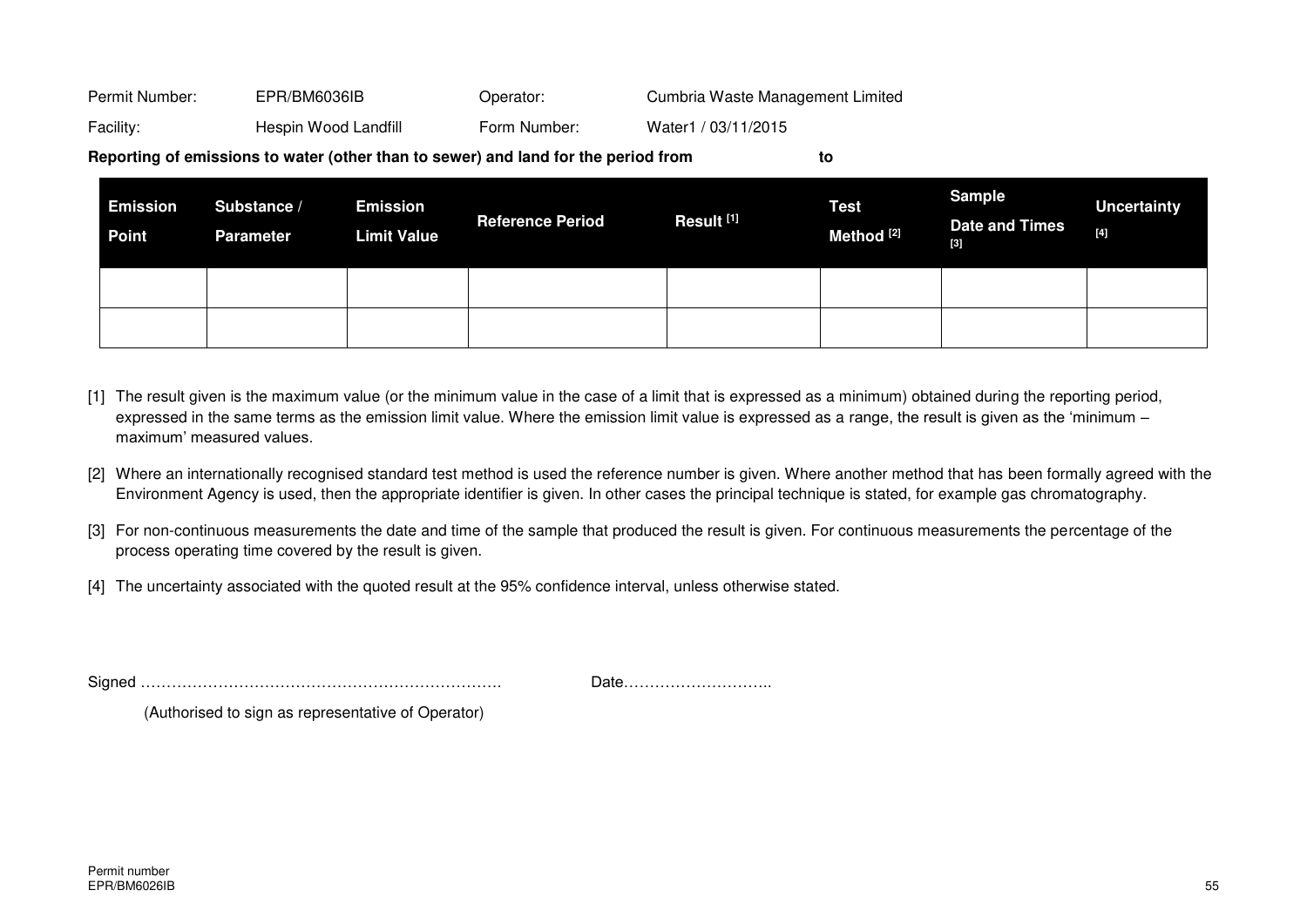| | | | |
|---|---|---|---|
| Permit Number: | EPR/BM6036IB | Operator: | Cumbria Waste Management Limited |
| Facility: | Hespin Wood Landfill | Form Number: | Water1 / 03/11/2015 |

**Reporting of emissions to water (other than to sewer) and land for the period from to**

| Emission Point | Substance / Parameter | Emission Limit Value | Reference Period | Result [1] | Test Method [2] | Sample Date and Times [3] | Uncertainty [4] |
|---|---|---|---|---|---|---|---|
| | | | | | | | |
| | | | | | | | |

[1] The result given is the maximum value (or the minimum value in the case of a limit that is expressed as a minimum) obtained during the reporting period, expressed in the same terms as the emission limit value. Where the emission limit value is expressed as a range, the result is given as the 'minimum – maximum' measured values.

[2] Where an internationally recognised standard test method is used the reference number is given. Where another method that has been formally agreed with the Environment Agency is used, then the appropriate identifier is given. In other cases the principal technique is stated, for example gas chromatography.

[3] For non-continuous measurements the date and time of the sample that produced the result is given. For continuous measurements the percentage of the process operating time covered by the result is given.

[4] The uncertainty associated with the quoted result at the 95% confidence interval, unless otherwise stated.

Signed ……………………………………………………………. Date………………………..

(Authorised to sign as representative of Operator)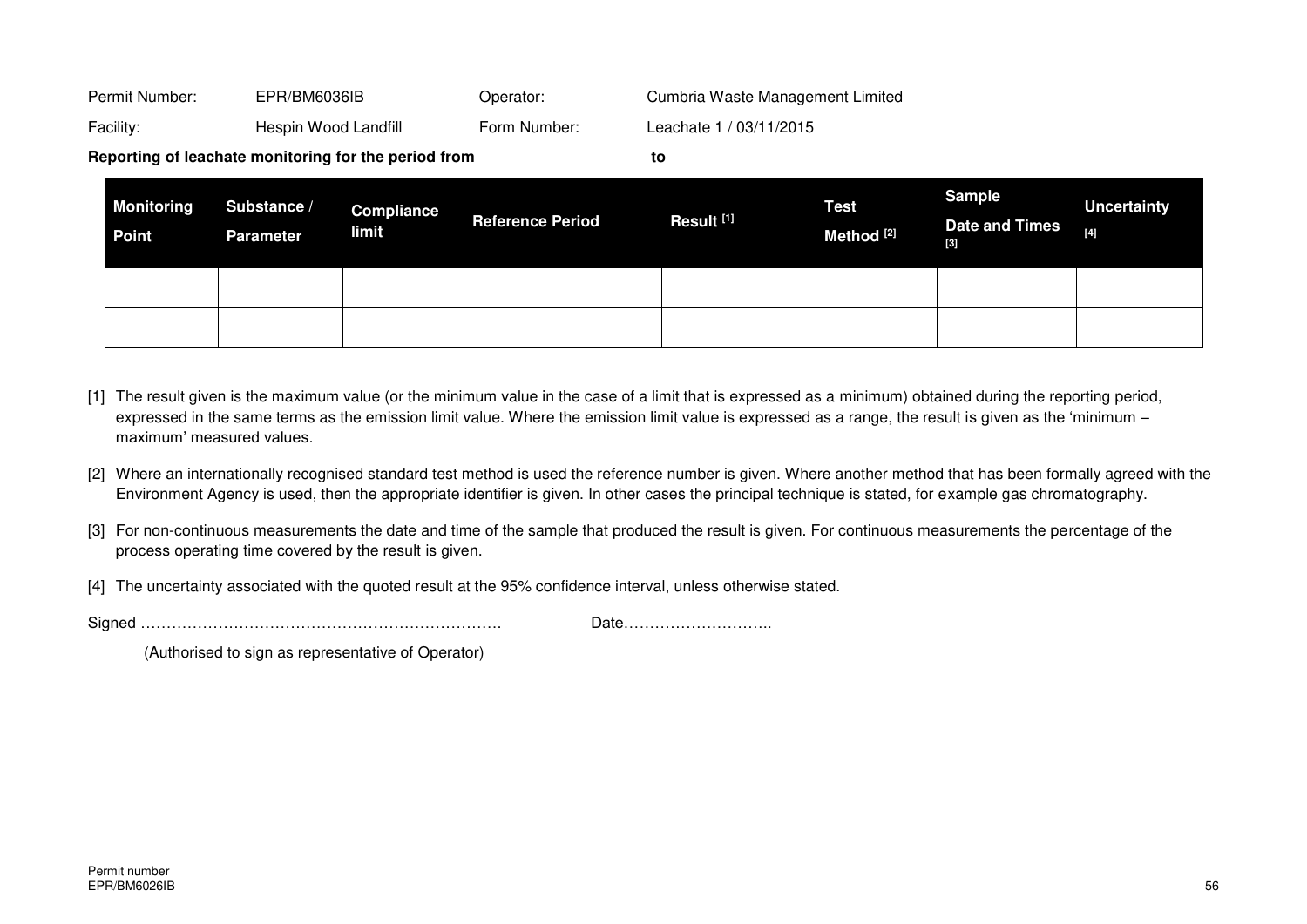| Permit Number: | EPR/BM6036IB | Operator: | Cumbria Waste Management Limited |
|---|---|---|---|
| Facility: | Hespin Wood Landfill | Form Number: | Leachate 1 / 03/11/2015 |

**Reporting of leachate monitoring for the period from** **to**

| Monitoring Point | Substance / Parameter | Compliance limit | Reference Period | Result [1] | Test Method [2] | Sample Date and Times [3] | Uncertainty [4] |
|---|---|---|---|---|---|---|---|
| | | | | | | | |
| | | | | | | | |

[1] The result given is the maximum value (or the minimum value in the case of a limit that is expressed as a minimum) obtained during the reporting period, expressed in the same terms as the emission limit value. Where the emission limit value is expressed as a range, the result is given as the 'minimum – maximum' measured values.

[2] Where an internationally recognised standard test method is used the reference number is given. Where another method that has been formally agreed with the Environment Agency is used, then the appropriate identifier is given. In other cases the principal technique is stated, for example gas chromatography.

[3] For non-continuous measurements the date and time of the sample that produced the result is given. For continuous measurements the percentage of the process operating time covered by the result is given.

[4] The uncertainty associated with the quoted result at the 95% confidence interval, unless otherwise stated.

Signed ……………………………………………………………. Date………………………..

(Authorised to sign as representative of Operator)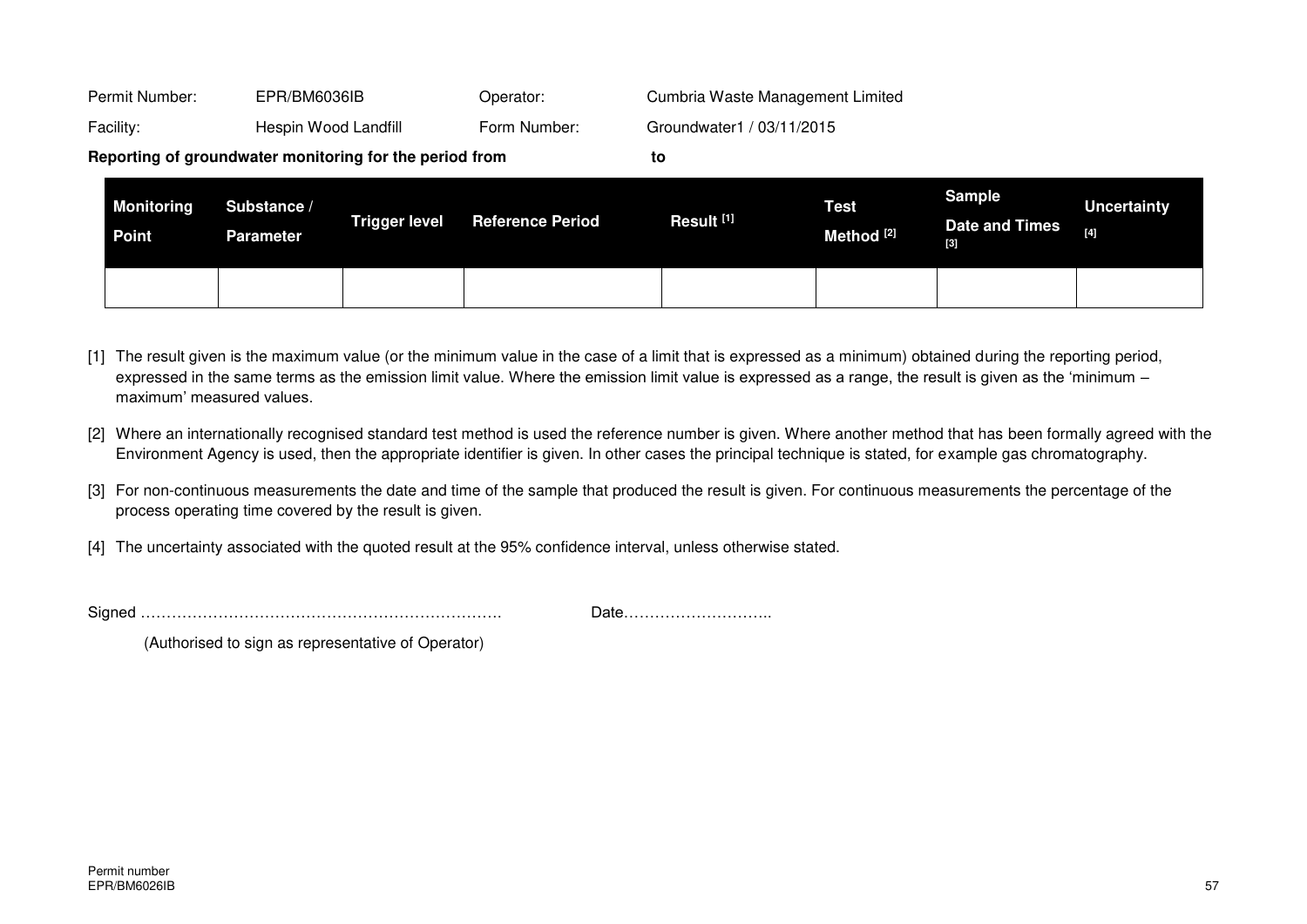| Permit Number: | EPR/BM6036IB | Operator: | Cumbria Waste Management Limited |
|---|---|---|---|
| Facility: | Hespin Wood Landfill | Form Number: | Groundwater1 / 03/11/2015 |

**Reporting of groundwater monitoring for the period from to**

| Monitoring Point | Substance / Parameter | Trigger level | Reference Period | Result [1] | Test Method [2] | Sample Date and Times [3] | Uncertainty [4] |
|---|---|---|---|---|---|---|---|
| | | | | | | | |

[1] The result given is the maximum value (or the minimum value in the case of a limit that is expressed as a minimum) obtained during the reporting period, expressed in the same terms as the emission limit value. Where the emission limit value is expressed as a range, the result is given as the 'minimum – maximum' measured values.

[2] Where an internationally recognised standard test method is used the reference number is given. Where another method that has been formally agreed with the Environment Agency is used, then the appropriate identifier is given. In other cases the principal technique is stated, for example gas chromatography.

[3] For non-continuous measurements the date and time of the sample that produced the result is given. For continuous measurements the percentage of the process operating time covered by the result is given.

[4] The uncertainty associated with the quoted result at the 95% confidence interval, unless otherwise stated.

Signed ………………………………………………………………. Date………………………..

(Authorised to sign as representative of Operator)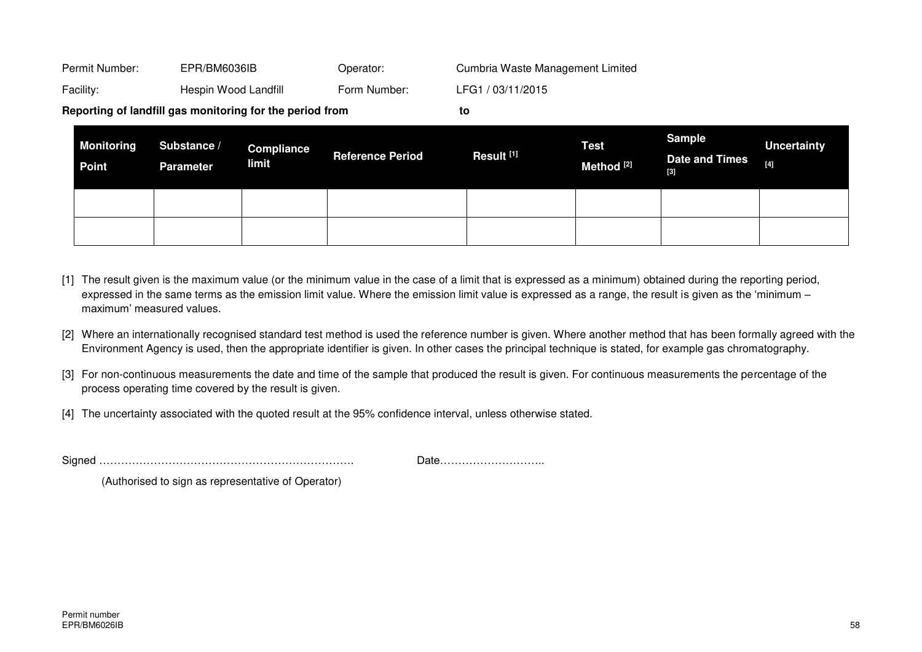| | | | |
|---|---|---|---|
| Permit Number: | EPR/BM6036IB | Operator: | Cumbria Waste Management Limited |
| Facility: | Hespin Wood Landfill | Form Number: | LFG1 / 03/11/2015 |

**Reporting of landfill gas monitoring for the period from** **to**

| Monitoring Point | Substance / Parameter | Compliance limit | Reference Period | Result [1] | Test Method [2] | Sample Date and Times [3] | Uncertainty [4] |
|---|---|---|---|---|---|---|---|
| | | | | | | | |
| | | | | | | | |

[1] The result given is the maximum value (or the minimum value in the case of a limit that is expressed as a minimum) obtained during the reporting period, expressed in the same terms as the emission limit value. Where the emission limit value is expressed as a range, the result is given as the 'minimum – maximum' measured values.

[2] Where an internationally recognised standard test method is used the reference number is given. Where another method that has been formally agreed with the Environment Agency is used, then the appropriate identifier is given. In other cases the principal technique is stated, for example gas chromatography.

[3] For non-continuous measurements the date and time of the sample that produced the result is given. For continuous measurements the percentage of the process operating time covered by the result is given.

[4] The uncertainty associated with the quoted result at the 95% confidence interval, unless otherwise stated.

Signed ……………………………………………………………. Date………………………..

(Authorised to sign as representative of Operator)